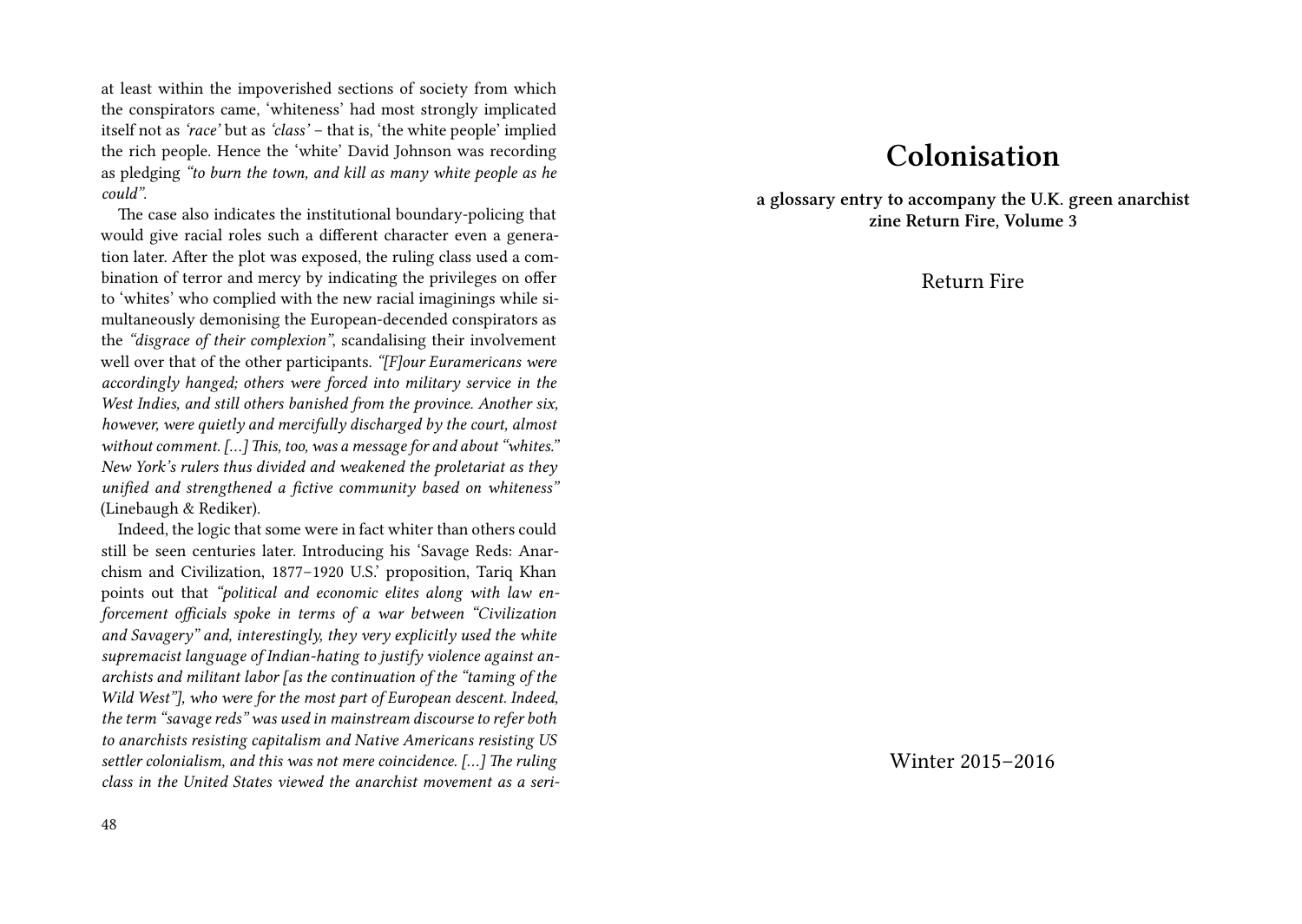at least within the impoverished sections of society from which the conspirators came, 'whiteness' had most strongly implicated itself not as *'race'* but as *'class'* – that is, 'the white people' implied the rich people. Hence the 'white' David Johnson was recording as pledging *"to burn the town, and kill as many white people as he could"*.

The case also indicates the institutional boundary-policing that would give racial roles such a different character even a generation later. After the plot was exposed, the ruling class used a combination of terror and mercy by indicating the privileges on offer to 'whites' who complied with the new racial imaginings while simultaneously demonising the European-decended conspirators as the *"disgrace of their complexion"*, scandalising their involvement well over that of the other participants. *"[F]our Euramericans were accordingly hanged; others were forced into military service in the West Indies, and still others banished from the province. Another six, however, were quietly and mercifully discharged by the court, almost without comment. […] This, too, was a message for and about "whites." New York's rulers thus divided and weakened the proletariat as they unified and strengthened a fictive community based on whiteness"* (Linebaugh & Rediker).

Indeed, the logic that some were in fact whiter than others could still be seen centuries later. Introducing his 'Savage Reds: Anarchism and Civilization, 1877–1920 U.S.' proposition, Tariq Khan points out that *"political and economic elites along with law enforcement officials spoke in terms of a war between "Civilization and Savagery" and, interestingly, they very explicitly used the white supremacist language of Indian-hating to justify violence against anarchists and militant labor [as the continuation of the "taming of the Wild West"], who were for the most part of European descent. Indeed, the term "savage reds" was used in mainstream discourse to refer both to anarchists resisting capitalism and Native Americans resisting US settler colonialism, and this was not mere coincidence. […] The ruling class in the United States viewed the anarchist movement as a seri-*

# Colonisation

**a glossary entry to accompany the U.K. green anarchist zine Return Fire, Volume 3**

Return Fire

Winter 2015–2016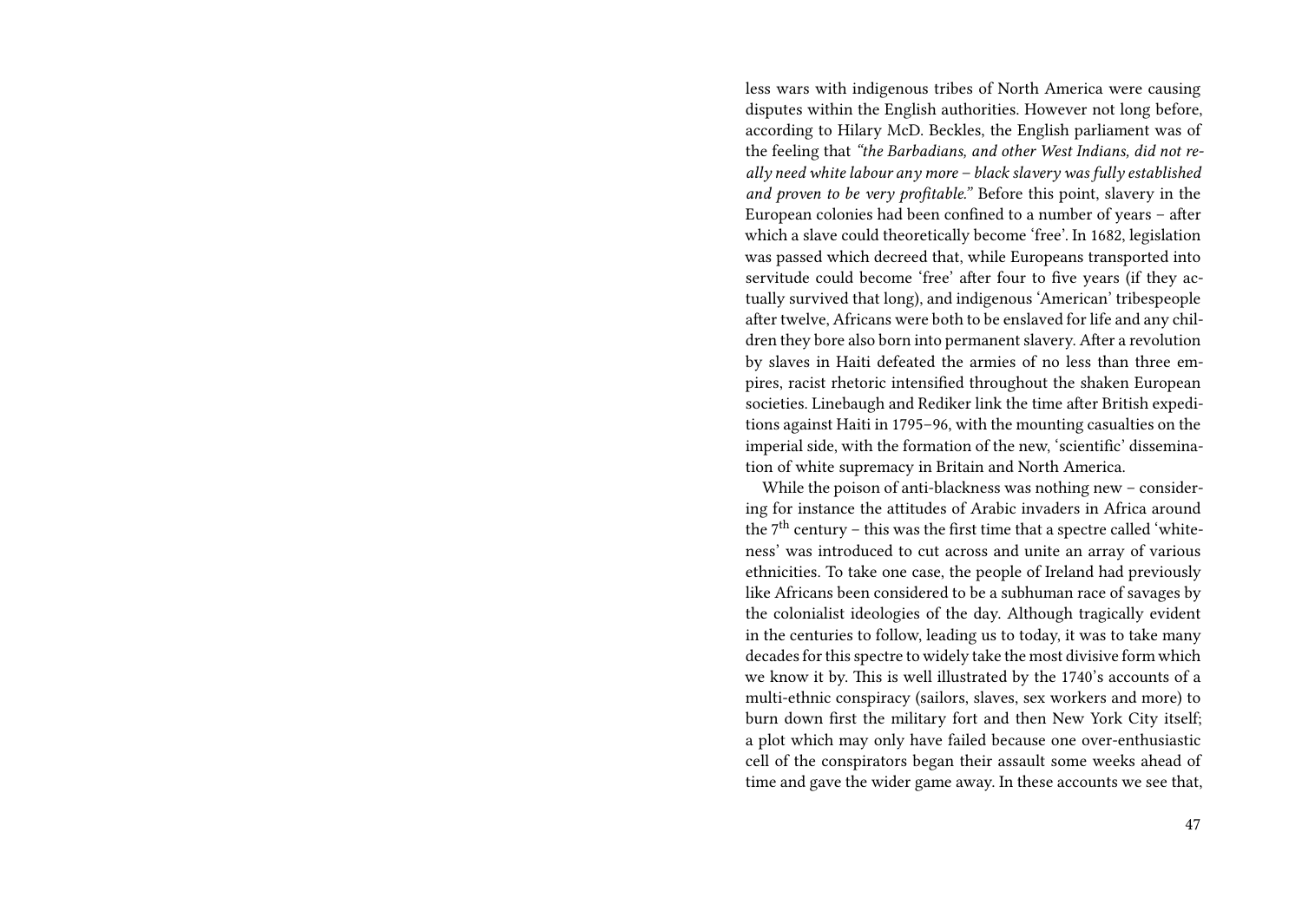less wars with indigenous tribes of North America were causing disputes within the English authorities. However not long before, according to Hilary McD. Beckles, the English parliament was of the feeling that *"the Barbadians, and other West Indians, did not really need white labour any more – black slavery was fully established and proven to be very profitable."* Before this point, slavery in the European colonies had been confined to a number of years – after which a slave could theoretically become 'free'. In 1682, legislation was passed which decreed that, while Europeans transported into servitude could become 'free' after four to five years (if they actually survived that long), and indigenous 'American' tribespeople after twelve, Africans were both to be enslaved for life and any children they bore also born into permanent slavery. After a revolution by slaves in Haiti defeated the armies of no less than three empires, racist rhetoric intensified throughout the shaken European societies. Linebaugh and Rediker link the time after British expeditions against Haiti in 1795–96, with the mounting casualties on the imperial side, with the formation of the new, 'scientific' dissemination of white supremacy in Britain and North America.

While the poison of anti-blackness was nothing new – considering for instance the attitudes of Arabic invaders in Africa around the 7th century – this was the first time that a spectre called 'whiteness' was introduced to cut across and unite an array of various ethnicities. To take one case, the people of Ireland had previously like Africans been considered to be a subhuman race of savages by the colonialist ideologies of the day. Although tragically evident in the centuries to follow, leading us to today, it was to take many decades for this spectre to widely take the most divisive form which we know it by. This is well illustrated by the 1740's accounts of a multi-ethnic conspiracy (sailors, slaves, sex workers and more) to burn down first the military fort and then New York City itself; a plot which may only have failed because one over-enthusiastic cell of the conspirators began their assault some weeks ahead of time and gave the wider game away. In these accounts we see that,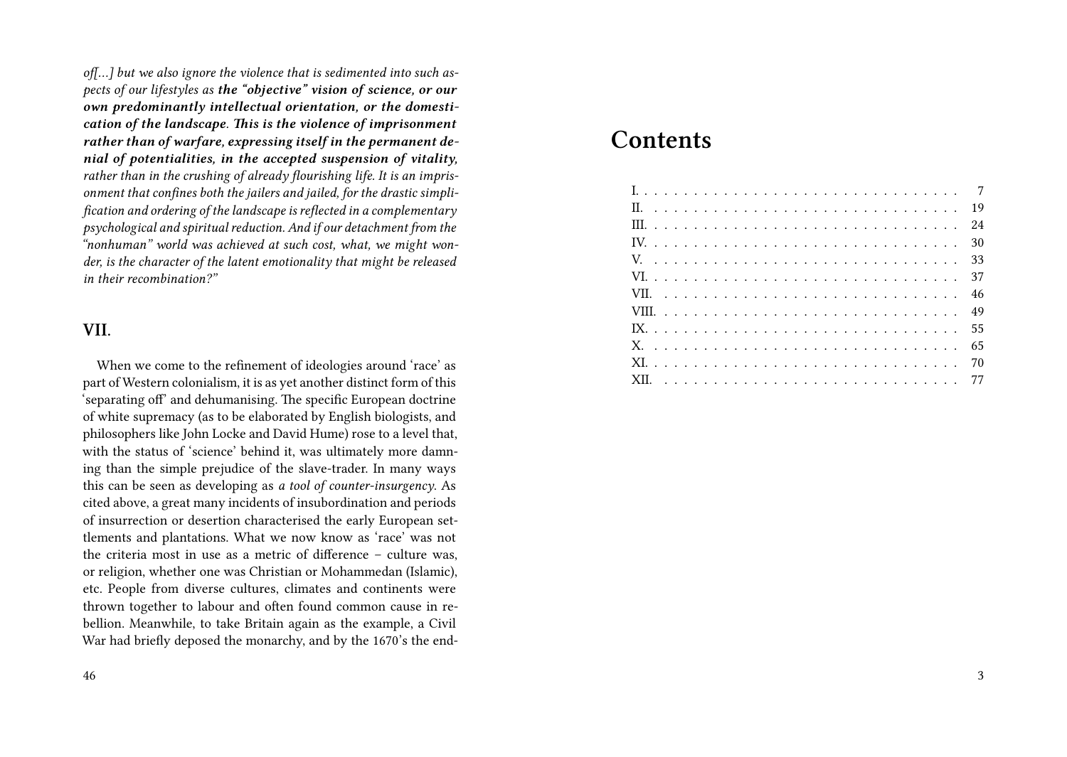*of[…] but we also ignore the violence that is sedimented into such aspects of our lifestyles as* ***the "objective" vision of science, or our own predominantly intellectual orientation, or the domestication of the landscape. This is the violence of imprisonment rather than of warfare, expressing itself in the permanent denial of potentialities, in the accepted suspension of vitality,*** *rather than in the crushing of already flourishing life. It is an imprisonment that confines both the jailers and jailed, for the drastic simplification and ordering of the landscape is reflected in a complementary psychological and spiritual reduction. And if our detachment from the "nonhuman" world was achieved at such cost, what, we might wonder, is the character of the latent emotionality that might be released in their recombination?"*

## VII.

When we come to the refinement of ideologies around 'race' as part of Western colonialism, it is as yet another distinct form of this 'separating off' and dehumanising. The specific European doctrine of white supremacy (as to be elaborated by English biologists, and philosophers like John Locke and David Hume) rose to a level that, with the status of 'science' behind it, was ultimately more damning than the simple prejudice of the slave-trader. In many ways this can be seen as developing as *a tool of counter-insurgency*. As cited above, a great many incidents of insubordination and periods of insurrection or desertion characterised the early European settlements and plantations. What we now know as 'race' was not the criteria most in use as a metric of difference – culture was, or religion, whether one was Christian or Mohammedan (Islamic), etc. People from diverse cultures, climates and continents were thrown together to labour and often found common cause in rebellion. Meanwhile, to take Britain again as the example, a Civil War had briefly deposed the monarchy, and by the 1670's the end-

# Contents

| | |
|---|---|
| I. | 7 |
| II. | 19 |
| III. | 24 |
| IV. | 30 |
| V. | 33 |
| VI. | 37 |
| VII. | 46 |
| VIII. | 49 |
| IX. | 55 |
| X. | 65 |
| XI. | 70 |
| XII. | 77 |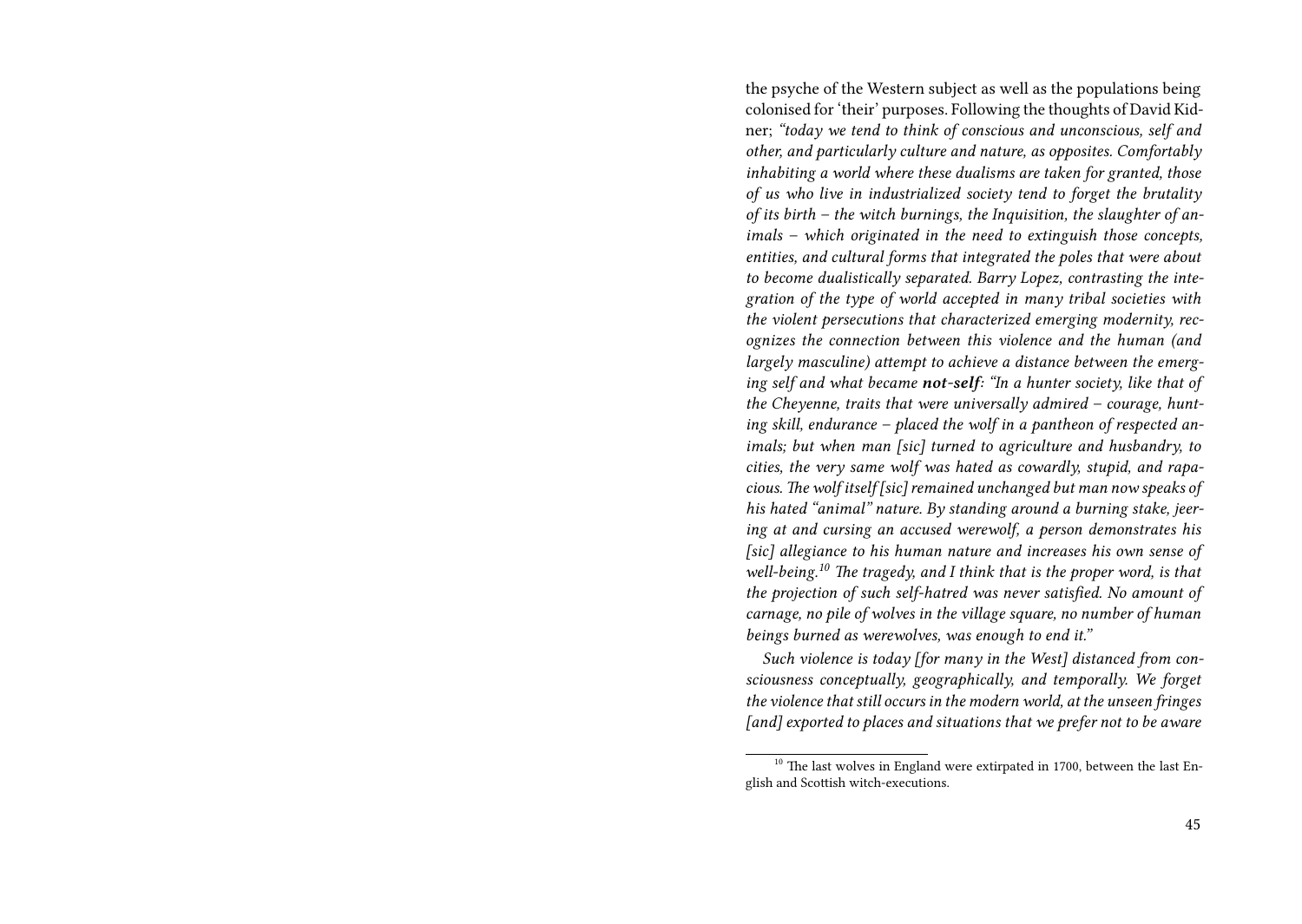the psyche of the Western subject as well as the populations being colonised for 'their' purposes. Following the thoughts of David Kidner; *"today we tend to think of conscious and unconscious, self and other, and particularly culture and nature, as opposites. Comfortably inhabiting a world where these dualisms are taken for granted, those of us who live in industrialized society tend to forget the brutality of its birth – the witch burnings, the Inquisition, the slaughter of animals – which originated in the need to extinguish those concepts, entities, and cultural forms that integrated the poles that were about to become dualistically separated. Barry Lopez, contrasting the integration of the type of world accepted in many tribal societies with the violent persecutions that characterized emerging modernity, recognizes the connection between this violence and the human (and largely masculine) attempt to achieve a distance between the emerging self and what became **not-self**: "In a hunter society, like that of the Cheyenne, traits that were universally admired – courage, hunting skill, endurance – placed the wolf in a pantheon of respected animals; but when man [sic] turned to agriculture and husbandry, to cities, the very same wolf was hated as cowardly, stupid, and rapacious. The wolf itself [sic] remained unchanged but man now speaks of his hated "animal" nature. By standing around a burning stake, jeering at and cursing an accused werewolf, a person demonstrates his [sic] allegiance to his human nature and increases his own sense of well-being.[10] The tragedy, and I think that is the proper word, is that the projection of such self-hatred was never satisfied. No amount of carnage, no pile of wolves in the village square, no number of human beings burned as werewolves, was enough to end it."*

*Such violence is today [for many in the West] distanced from consciousness conceptually, geographically, and temporally. We forget the violence that still occurs in the modern world, at the unseen fringes [and] exported to places and situations that we prefer not to be aware*

[10] The last wolves in England were extirpated in 1700, between the last English and Scottish witch-executions.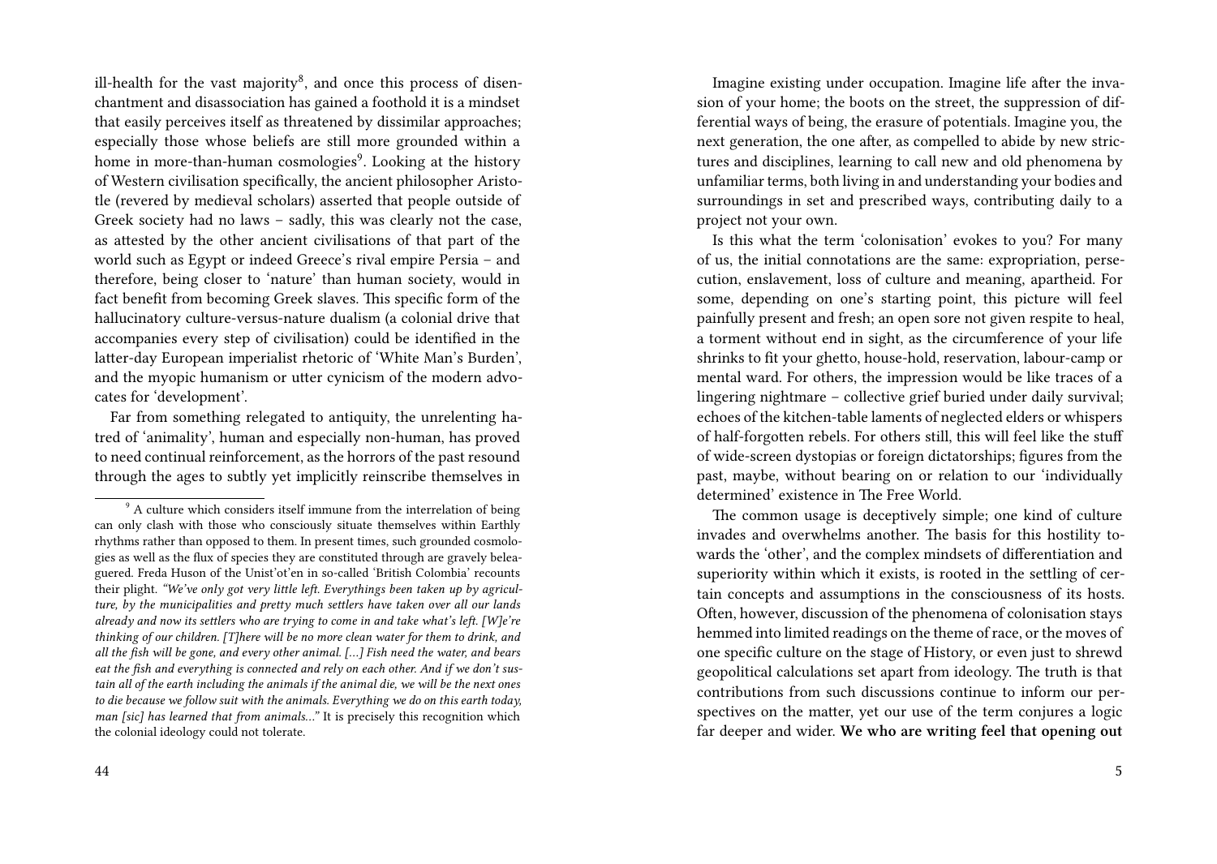ill-health for the vast majority[8], and once this process of disenchantment and disassociation has gained a foothold it is a mindset that easily perceives itself as threatened by dissimilar approaches; especially those whose beliefs are still more grounded within a home in more-than-human cosmologies[9]. Looking at the history of Western civilisation specifically, the ancient philosopher Aristotle (revered by medieval scholars) asserted that people outside of Greek society had no laws – sadly, this was clearly not the case, as attested by the other ancient civilisations of that part of the world such as Egypt or indeed Greece's rival empire Persia – and therefore, being closer to 'nature' than human society, would in fact benefit from becoming Greek slaves. This specific form of the hallucinatory culture-versus-nature dualism (a colonial drive that accompanies every step of civilisation) could be identified in the latter-day European imperialist rhetoric of 'White Man's Burden', and the myopic humanism or utter cynicism of the modern advocates for 'development'.

Far from something relegated to antiquity, the unrelenting hatred of 'animality', human and especially non-human, has proved to need continual reinforcement, as the horrors of the past resound through the ages to subtly yet implicitly reinscribe themselves in

[9] A culture which considers itself immune from the interrelation of being can only clash with those who consciously situate themselves within Earthly rhythms rather than opposed to them. In present times, such grounded cosmologies as well as the flux of species they are constituted through are gravely beleaguered. Freda Huson of the Unist'ot'en in so-called 'British Colombia' recounts their plight. *"We've only got very little left. Everythings been taken up by agriculture, by the municipalities and pretty much settlers have taken over all our lands already and now its settlers who are trying to come in and take what's left. [W]e're thinking of our children. [T]here will be no more clean water for them to drink, and all the fish will be gone, and every other animal. […] Fish need the water, and bears eat the fish and everything is connected and rely on each other. And if we don't sustain all of the earth including the animals if the animal die, we will be the next ones to die because we follow suit with the animals. Everything we do on this earth today, man [sic] has learned that from animals…"* It is precisely this recognition which the colonial ideology could not tolerate.

Imagine existing under occupation. Imagine life after the invasion of your home; the boots on the street, the suppression of differential ways of being, the erasure of potentials. Imagine you, the next generation, the one after, as compelled to abide by new strictures and disciplines, learning to call new and old phenomena by unfamiliar terms, both living in and understanding your bodies and surroundings in set and prescribed ways, contributing daily to a project not your own.

Is this what the term 'colonisation' evokes to you? For many of us, the initial connotations are the same: expropriation, persecution, enslavement, loss of culture and meaning, apartheid. For some, depending on one's starting point, this picture will feel painfully present and fresh; an open sore not given respite to heal, a torment without end in sight, as the circumference of your life shrinks to fit your ghetto, house-hold, reservation, labour-camp or mental ward. For others, the impression would be like traces of a lingering nightmare – collective grief buried under daily survival; echoes of the kitchen-table laments of neglected elders or whispers of half-forgotten rebels. For others still, this will feel like the stuff of wide-screen dystopias or foreign dictatorships; figures from the past, maybe, without bearing on or relation to our 'individually determined' existence in The Free World.

The common usage is deceptively simple; one kind of culture invades and overwhelms another. The basis for this hostility towards the 'other', and the complex mindsets of differentiation and superiority within which it exists, is rooted in the settling of certain concepts and assumptions in the consciousness of its hosts. Often, however, discussion of the phenomena of colonisation stays hemmed into limited readings on the theme of race, or the moves of one specific culture on the stage of History, or even just to shrewd geopolitical calculations set apart from ideology. The truth is that contributions from such discussions continue to inform our perspectives on the matter, yet our use of the term conjures a logic far deeper and wider. **We who are writing feel that opening out**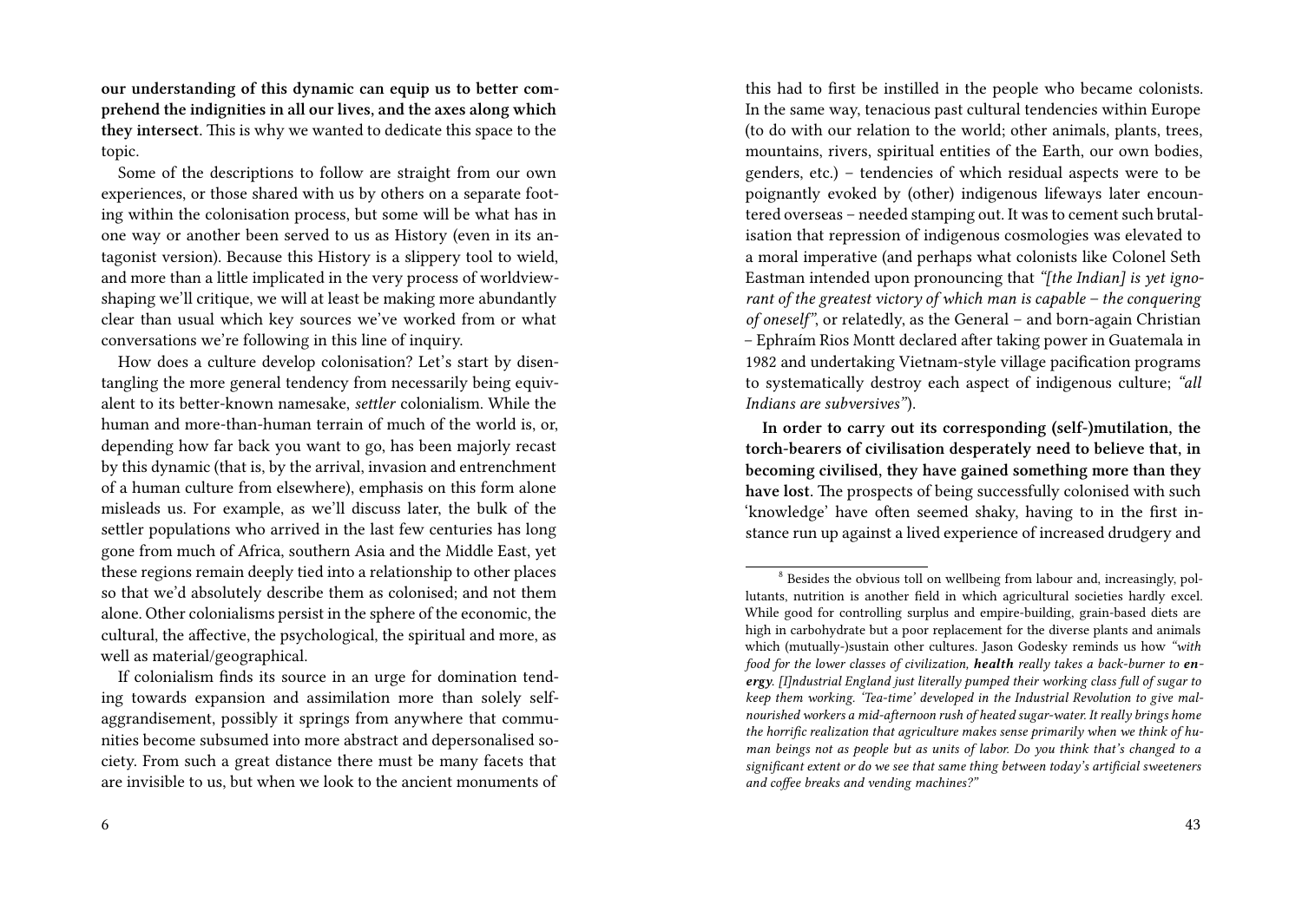**our understanding of this dynamic can equip us to better comprehend the indignities in all our lives, and the axes along which they intersect**. This is why we wanted to dedicate this space to the topic.

Some of the descriptions to follow are straight from our own experiences, or those shared with us by others on a separate footing within the colonisation process, but some will be what has in one way or another been served to us as History (even in its antagonist version). Because this History is a slippery tool to wield, and more than a little implicated in the very process of worldview-shaping we'll critique, we will at least be making more abundantly clear than usual which key sources we've worked from or what conversations we're following in this line of inquiry.

How does a culture develop colonisation? Let's start by disentangling the more general tendency from necessarily being equivalent to its better-known namesake, *settler* colonialism. While the human and more-than-human terrain of much of the world is, or, depending how far back you want to go, has been majorly recast by this dynamic (that is, by the arrival, invasion and entrenchment of a human culture from elsewhere), emphasis on this form alone misleads us. For example, as we'll discuss later, the bulk of the settler populations who arrived in the last few centuries has long gone from much of Africa, southern Asia and the Middle East, yet these regions remain deeply tied into a relationship to other places so that we'd absolutely describe them as colonised; and not them alone. Other colonialisms persist in the sphere of the economic, the cultural, the affective, the psychological, the spiritual and more, as well as material/geographical.

If colonialism finds its source in an urge for domination tending towards expansion and assimilation more than solely self-aggrandisement, possibly it springs from anywhere that communities become subsumed into more abstract and depersonalised society. From such a great distance there must be many facets that are invisible to us, but when we look to the ancient monuments of

this had to first be instilled in the people who became colonists. In the same way, tenacious past cultural tendencies within Europe (to do with our relation to the world; other animals, plants, trees, mountains, rivers, spiritual entities of the Earth, our own bodies, genders, etc.) – tendencies of which residual aspects were to be poignantly evoked by (other) indigenous lifeways later encountered overseas – needed stamping out. It was to cement such brutalisation that repression of indigenous cosmologies was elevated to a moral imperative (and perhaps what colonists like Colonel Seth Eastman intended upon pronouncing that *"[the Indian] is yet ignorant of the greatest victory of which man is capable – the conquering of oneself"*, or relatedly, as the General – and born-again Christian – Ephraím Rios Montt declared after taking power in Guatemala in 1982 and undertaking Vietnam-style village pacification programs to systematically destroy each aspect of indigenous culture; *"all Indians are subversives"*).

**In order to carry out its corresponding (self-)mutilation, the torch-bearers of civilisation desperately need to believe that, in becoming civilised, they have gained something more than they have lost**. The prospects of being successfully colonised with such 'knowledge' have often seemed shaky, having to in the first instance run up against a lived experience of increased drudgery and

---

[8] Besides the obvious toll on wellbeing from labour and, increasingly, pollutants, nutrition is another field in which agricultural societies hardly excel. While good for controlling surplus and empire-building, grain-based diets are high in carbohydrate but a poor replacement for the diverse plants and animals which (mutually-)sustain other cultures. Jason Godesky reminds us how *"with food for the lower classes of civilization, **health** really takes a back-burner to **energy**. [I]ndustrial England just literally pumped their working class full of sugar to keep them working. 'Tea-time' developed in the Industrial Revolution to give malnourished workers a mid-afternoon rush of heated sugar-water. It really brings home the horrific realization that agriculture makes sense primarily when we think of human beings not as people but as units of labor. Do you think that's changed to a significant extent or do we see that same thing between today's artificial sweeteners and coffee breaks and vending machines?"*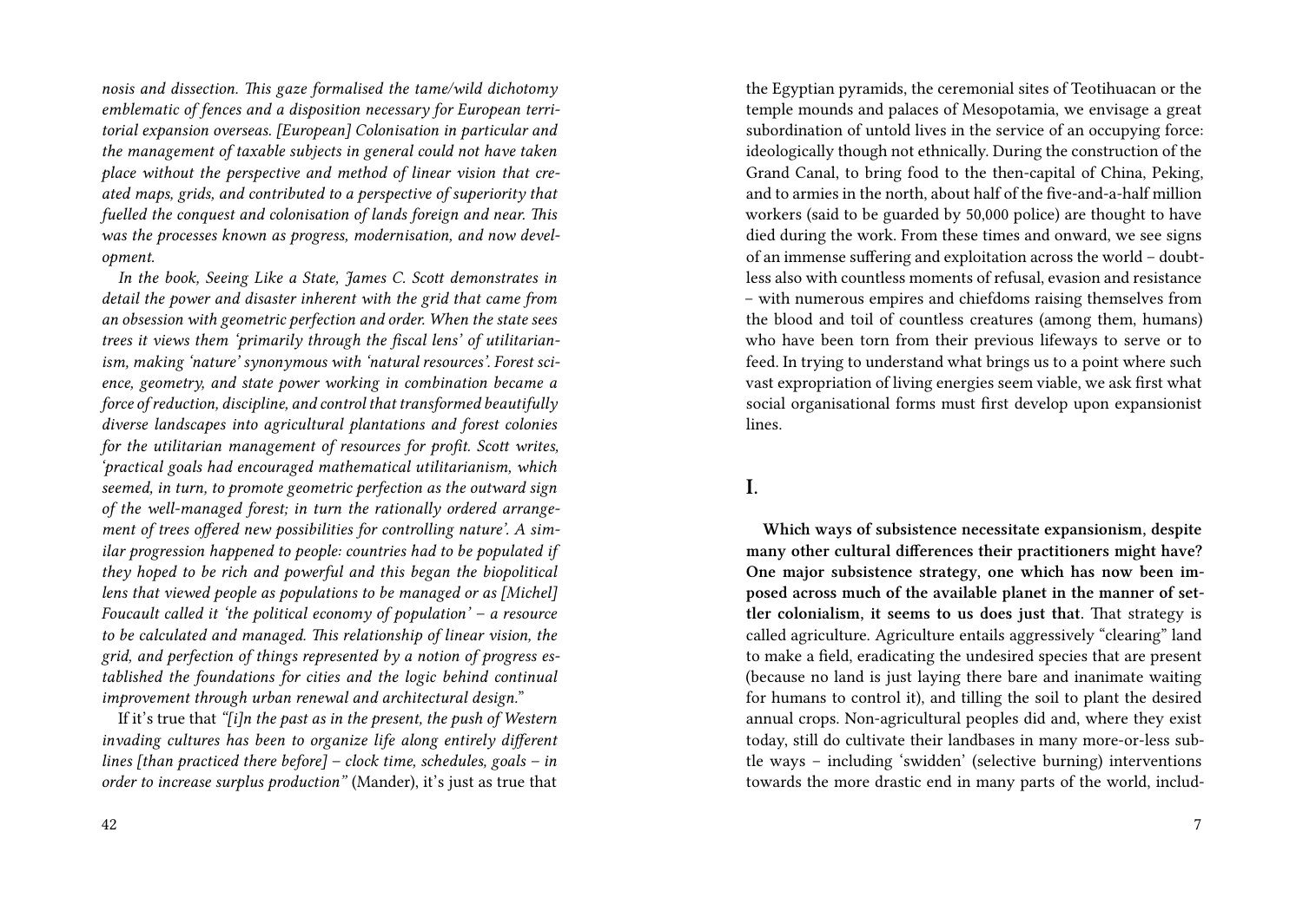*nosis and dissection. This gaze formalised the tame/wild dichotomy emblematic of fences and a disposition necessary for European territorial expansion overseas. [European] Colonisation in particular and the management of taxable subjects in general could not have taken place without the perspective and method of linear vision that created maps, grids, and contributed to a perspective of superiority that fuelled the conquest and colonisation of lands foreign and near. This was the processes known as progress, modernisation, and now development.*

*In the book, Seeing Like a State, James C. Scott demonstrates in detail the power and disaster inherent with the grid that came from an obsession with geometric perfection and order. When the state sees trees it views them 'primarily through the fiscal lens' of utilitarianism, making 'nature' synonymous with 'natural resources'. Forest science, geometry, and state power working in combination became a force of reduction, discipline, and control that transformed beautifully diverse landscapes into agricultural plantations and forest colonies for the utilitarian management of resources for profit. Scott writes, 'practical goals had encouraged mathematical utilitarianism, which seemed, in turn, to promote geometric perfection as the outward sign of the well-managed forest; in turn the rationally ordered arrangement of trees offered new possibilities for controlling nature'. A similar progression happened to people: countries had to be populated if they hoped to be rich and powerful and this began the biopolitical lens that viewed people as populations to be managed or as [Michel] Foucault called it 'the political economy of population' – a resource to be calculated and managed. This relationship of linear vision, the grid, and perfection of things represented by a notion of progress established the foundations for cities and the logic behind continual improvement through urban renewal and architectural design."*

If it's true that *"[i]n the past as in the present, the push of Western invading cultures has been to organize life along entirely different lines [than practiced there before] – clock time, schedules, goals – in order to increase surplus production"* (Mander), it's just as true that

the Egyptian pyramids, the ceremonial sites of Teotihuacan or the temple mounds and palaces of Mesopotamia, we envisage a great subordination of untold lives in the service of an occupying force: ideologically though not ethnically. During the construction of the Grand Canal, to bring food to the then-capital of China, Peking, and to armies in the north, about half of the five-and-a-half million workers (said to be guarded by 50,000 police) are thought to have died during the work. From these times and onward, we see signs of an immense suffering and exploitation across the world – doubtless also with countless moments of refusal, evasion and resistance – with numerous empires and chiefdoms raising themselves from the blood and toil of countless creatures (among them, humans) who have been torn from their previous lifeways to serve or to feed. In trying to understand what brings us to a point where such vast expropriation of living energies seem viable, we ask first what social organisational forms must first develop upon expansionist lines.

## I.

**Which ways of subsistence necessitate expansionism, despite many other cultural differences their practitioners might have? One major subsistence strategy, one which has now been imposed across much of the available planet in the manner of settler colonialism, it seems to us does just that**. That strategy is called agriculture. Agriculture entails aggressively "clearing" land to make a field, eradicating the undesired species that are present (because no land is just laying there bare and inanimate waiting for humans to control it), and tilling the soil to plant the desired annual crops. Non-agricultural peoples did and, where they exist today, still do cultivate their landbases in many more-or-less subtle ways – including 'swidden' (selective burning) interventions towards the more drastic end in many parts of the world, includ-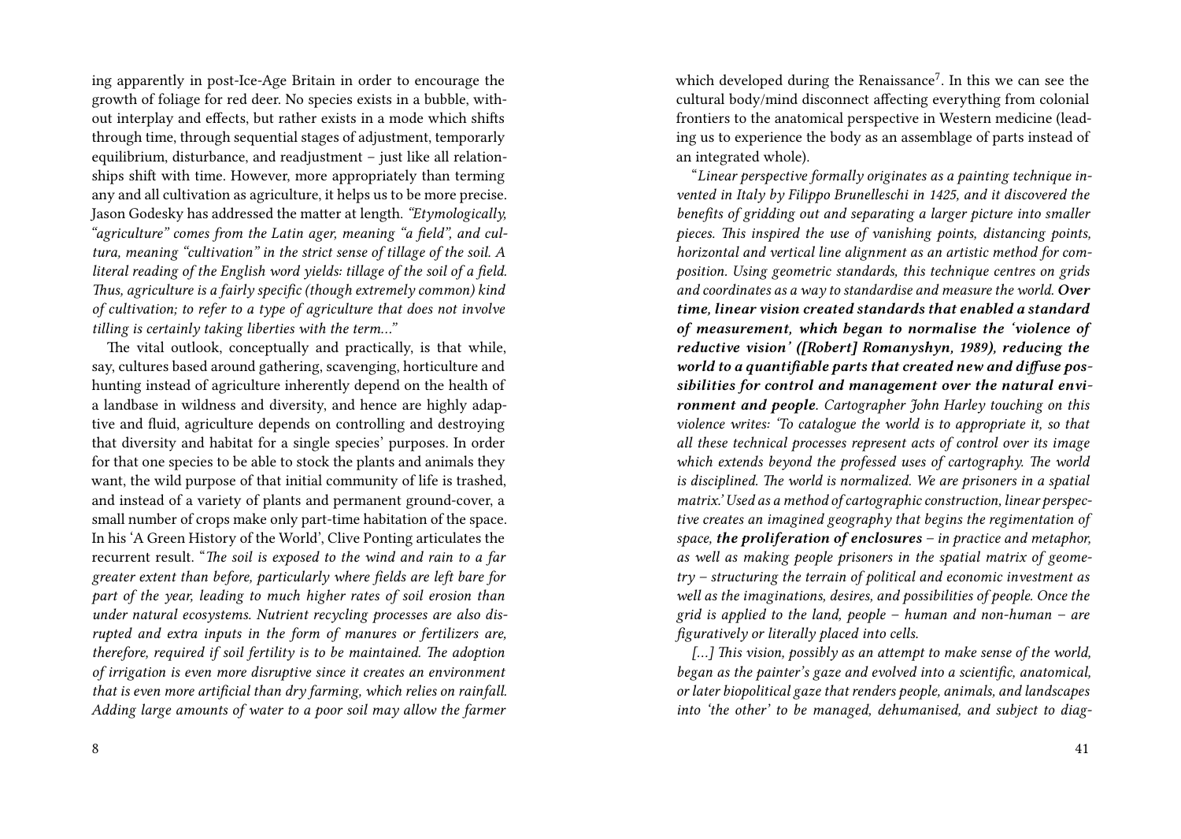ing apparently in post-Ice-Age Britain in order to encourage the growth of foliage for red deer. No species exists in a bubble, without interplay and effects, but rather exists in a mode which shifts through time, through sequential stages of adjustment, temporarily equilibrium, disturbance, and readjustment – just like all relationships shift with time. However, more appropriately than terming any and all cultivation as agriculture, it helps us to be more precise. Jason Godesky has addressed the matter at length. *"Etymologically, "agriculture" comes from the Latin ager, meaning "a field", and cultura, meaning "cultivation" in the strict sense of tillage of the soil. A literal reading of the English word yields: tillage of the soil of a field. Thus, agriculture is a fairly specific (though extremely common) kind of cultivation; to refer to a type of agriculture that does not involve tilling is certainly taking liberties with the term…"*

The vital outlook, conceptually and practically, is that while, say, cultures based around gathering, scavenging, horticulture and hunting instead of agriculture inherently depend on the health of a landbase in wildness and diversity, and hence are highly adaptive and fluid, agriculture depends on controlling and destroying that diversity and habitat for a single species' purposes. In order for that one species to be able to stock the plants and animals they want, the wild purpose of that initial community of life is trashed, and instead of a variety of plants and permanent ground-cover, a small number of crops make only part-time habitation of the space. In his 'A Green History of the World', Clive Ponting articulates the recurrent result. "*The soil is exposed to the wind and rain to a far greater extent than before, particularly where fields are left bare for part of the year, leading to much higher rates of soil erosion than under natural ecosystems. Nutrient recycling processes are also disrupted and extra inputs in the form of manures or fertilizers are, therefore, required if soil fertility is to be maintained. The adoption of irrigation is even more disruptive since it creates an environment that is even more artificial than dry farming, which relies on rainfall. Adding large amounts of water to a poor soil may allow the farmer*

which developed during the Renaissance[7]. In this we can see the cultural body/mind disconnect affecting everything from colonial frontiers to the anatomical perspective in Western medicine (leading us to experience the body as an assemblage of parts instead of an integrated whole).

"*Linear perspective formally originates as a painting technique invented in Italy by Filippo Brunelleschi in 1425, and it discovered the benefits of gridding out and separating a larger picture into smaller pieces. This inspired the use of vanishing points, distancing points, horizontal and vertical line alignment as an artistic method for composition. Using geometric standards, this technique centres on grids and coordinates as a way to standardise and measure the world.* ***Over time, linear vision created standards that enabled a standard of measurement, which began to normalise the 'violence of reductive vision' ([Robert] Romanyshyn, 1989), reducing the world to a quantifiable parts that created new and diffuse possibilities for control and management over the natural environment and people****. Cartographer John Harley touching on this violence writes: 'To catalogue the world is to appropriate it, so that all these technical processes represent acts of control over its image which extends beyond the professed uses of cartography. The world is disciplined. The world is normalized. We are prisoners in a spatial matrix.' Used as a method of cartographic construction, linear perspective creates an imagined geography that begins the regimentation of space,* ***the proliferation of enclosures*** *– in practice and metaphor, as well as making people prisoners in the spatial matrix of geometry – structuring the terrain of political and economic investment as well as the imaginations, desires, and possibilities of people. Once the grid is applied to the land, people – human and non-human – are figuratively or literally placed into cells.*

*[…] This vision, possibly as an attempt to make sense of the world, began as the painter's gaze and evolved into a scientific, anatomical, or later biopolitical gaze that renders people, animals, and landscapes into 'the other' to be managed, dehumanised, and subject to diag-*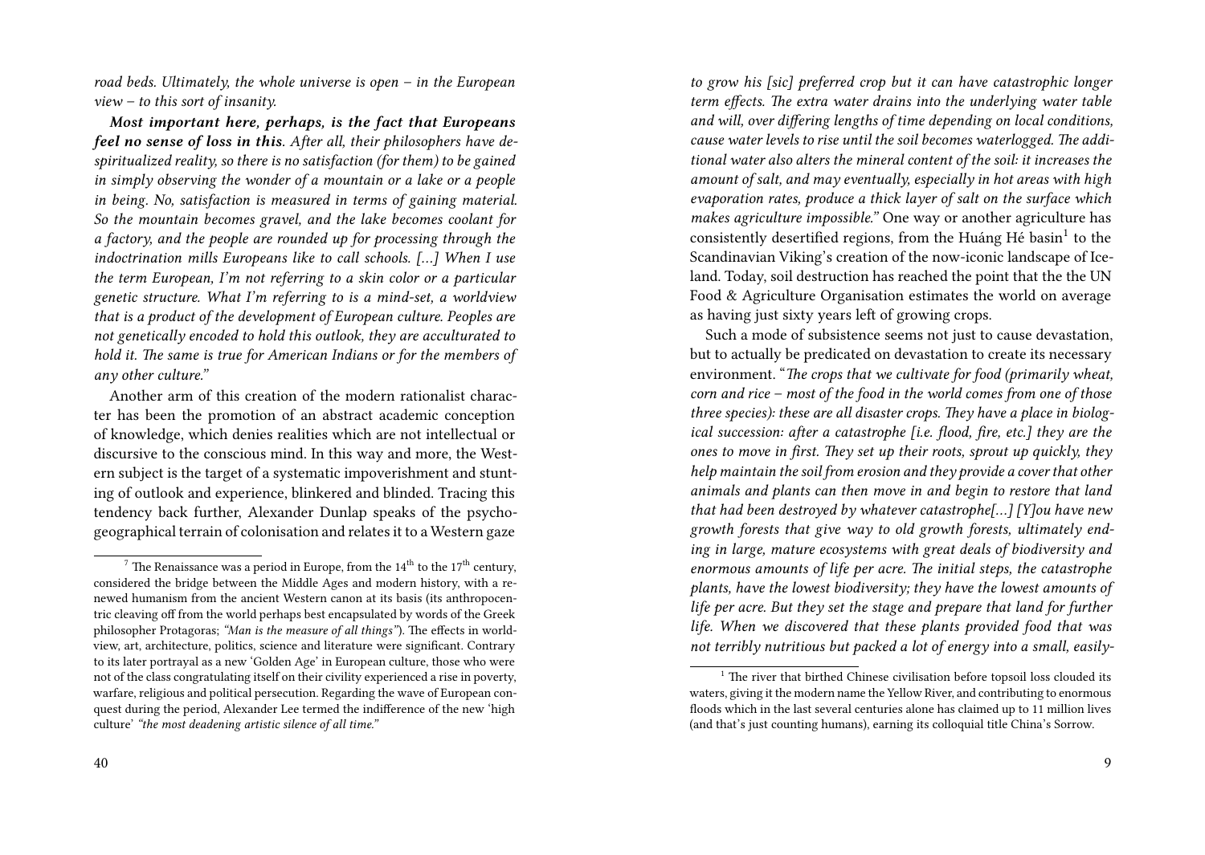*road beds. Ultimately, the whole universe is open – in the European view – to this sort of insanity.*

***Most important here, perhaps, is the fact that Europeans feel no sense of loss in this****. After all, their philosophers have despiritualized reality, so there is no satisfaction (for them) to be gained in simply observing the wonder of a mountain or a lake or a people in being. No, satisfaction is measured in terms of gaining material. So the mountain becomes gravel, and the lake becomes coolant for a factory, and the people are rounded up for processing through the indoctrination mills Europeans like to call schools. […] When I use the term European, I'm not referring to a skin color or a particular genetic structure. What I'm referring to is a mind-set, a worldview that is a product of the development of European culture. Peoples are not genetically encoded to hold this outlook, they are acculturated to hold it. The same is true for American Indians or for the members of any other culture."*

Another arm of this creation of the modern rationalist character has been the promotion of an abstract academic conception of knowledge, which denies realities which are not intellectual or discursive to the conscious mind. In this way and more, the Western subject is the target of a systematic impoverishment and stunting of outlook and experience, blinkered and blinded. Tracing this tendency back further, Alexander Dunlap speaks of the psychogeographical terrain of colonisation and relates it to a Western gaze

[7] The Renaissance was a period in Europe, from the 14th to the 17th century, considered the bridge between the Middle Ages and modern history, with a renewed humanism from the ancient Western canon at its basis (its anthropocentric cleaving off from the world perhaps best encapsulated by words of the Greek philosopher Protagoras; *"Man is the measure of all things"*). The effects in worldview, art, architecture, politics, science and literature were significant. Contrary to its later portrayal as a new 'Golden Age' in European culture, those who were not of the class congratulating itself on their civility experienced a rise in poverty, warfare, religious and political persecution. Regarding the wave of European conquest during the period, Alexander Lee termed the indifference of the new 'high culture' *"the most deadening artistic silence of all time."*

*to grow his [sic] preferred crop but it can have catastrophic longer term effects. The extra water drains into the underlying water table and will, over differing lengths of time depending on local conditions, cause water levels to rise until the soil becomes waterlogged. The additional water also alters the mineral content of the soil: it increases the amount of salt, and may eventually, especially in hot areas with high evaporation rates, produce a thick layer of salt on the surface which makes agriculture impossible."* One way or another agriculture has consistently desertified regions, from the Huáng Hé basin[1] to the Scandinavian Viking's creation of the now-iconic landscape of Iceland. Today, soil destruction has reached the point that the the UN Food & Agriculture Organisation estimates the world on average as having just sixty years left of growing crops.

Such a mode of subsistence seems not just to cause devastation, but to actually be predicated on devastation to create its necessary environment. *"The crops that we cultivate for food (primarily wheat, corn and rice – most of the food in the world comes from one of those three species): these are all disaster crops. They have a place in biological succession: after a catastrophe [i.e. flood, fire, etc.] they are the ones to move in first. They set up their roots, sprout up quickly, they help maintain the soil from erosion and they provide a cover that other animals and plants can then move in and begin to restore that land that had been destroyed by whatever catastrophe[…] [Y]ou have new growth forests that give way to old growth forests, ultimately ending in large, mature ecosystems with great deals of biodiversity and enormous amounts of life per acre. The initial steps, the catastrophe plants, have the lowest biodiversity; they have the lowest amounts of life per acre. But they set the stage and prepare that land for further life. When we discovered that these plants provided food that was not terribly nutritious but packed a lot of energy into a small, easily-*

[1] The river that birthed Chinese civilisation before topsoil loss clouded its waters, giving it the modern name the Yellow River, and contributing to enormous floods which in the last several centuries alone has claimed up to 11 million lives (and that's just counting humans), earning its colloquial title China's Sorrow.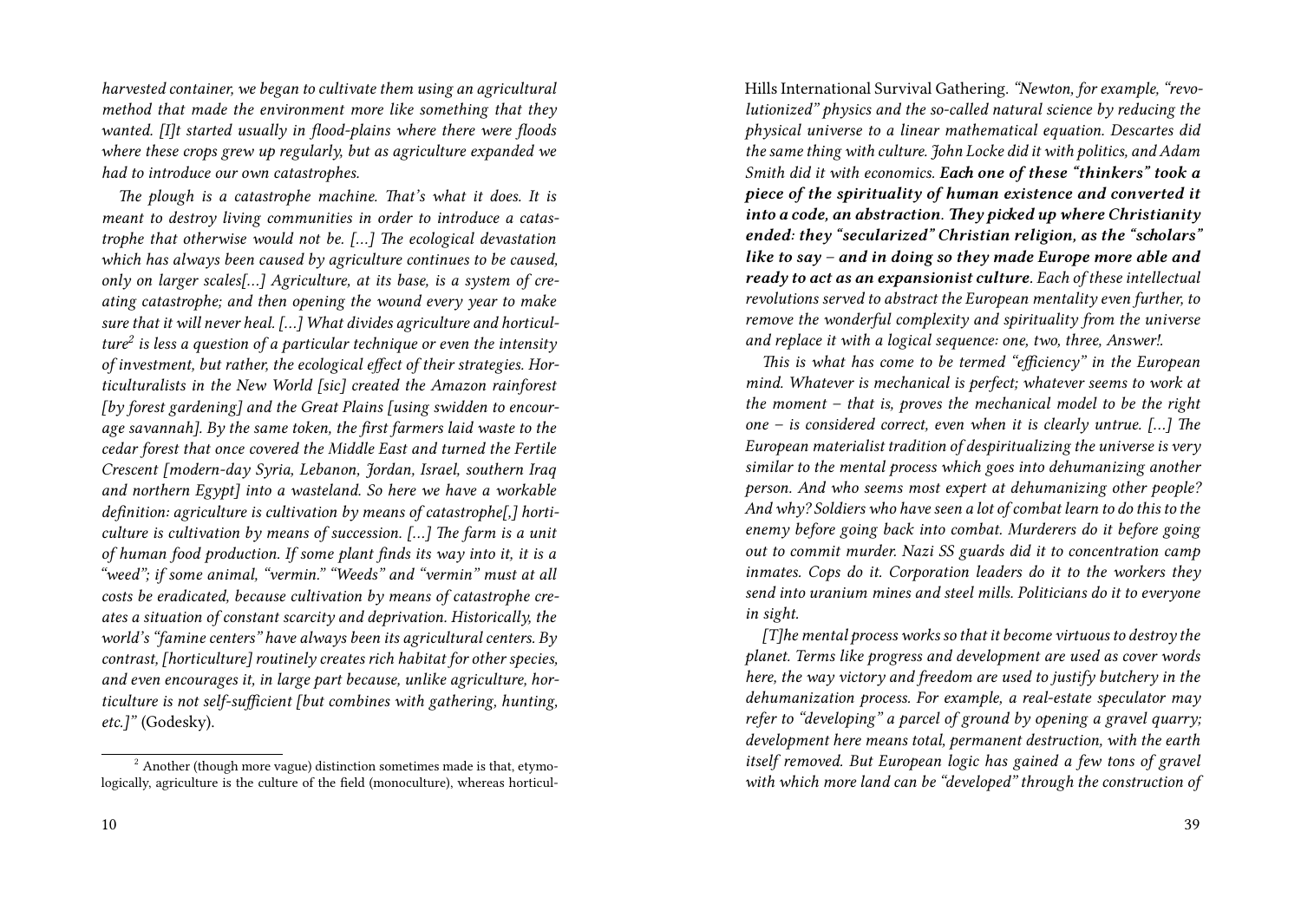*harvested container, we began to cultivate them using an agricultural method that made the environment more like something that they wanted. [I]t started usually in flood-plains where there were floods where these crops grew up regularly, but as agriculture expanded we had to introduce our own catastrophes.*

*The plough is a catastrophe machine. That's what it does. It is meant to destroy living communities in order to introduce a catastrophe that otherwise would not be. […] The ecological devastation which has always been caused by agriculture continues to be caused, only on larger scales[…] Agriculture, at its base, is a system of creating catastrophe; and then opening the wound every year to make sure that it will never heal. […] What divides agriculture and horticulture[2] is less a question of a particular technique or even the intensity of investment, but rather, the ecological effect of their strategies. Horticulturalists in the New World [sic] created the Amazon rainforest [by forest gardening] and the Great Plains [using swidden to encourage savannah]. By the same token, the first farmers laid waste to the cedar forest that once covered the Middle East and turned the Fertile Crescent [modern-day Syria, Lebanon, Jordan, Israel, southern Iraq and northern Egypt] into a wasteland. So here we have a workable definition: agriculture is cultivation by means of catastrophe[,] horticulture is cultivation by means of succession. […] The farm is a unit of human food production. If some plant finds its way into it, it is a "weed"; if some animal, "vermin." "Weeds" and "vermin" must at all costs be eradicated, because cultivation by means of catastrophe creates a situation of constant scarcity and deprivation. Historically, the world's "famine centers" have always been its agricultural centers. By contrast, [horticulture] routinely creates rich habitat for other species, and even encourages it, in large part because, unlike agriculture, horticulture is not self-sufficient [but combines with gathering, hunting, etc.]"* (Godesky).

[2] Another (though more vague) distinction sometimes made is that, etymologically, agriculture is the culture of the field (monoculture), whereas horticul-

Hills International Survival Gathering. *"Newton, for example, "revolutionized" physics and the so-called natural science by reducing the physical universe to a linear mathematical equation. Descartes did the same thing with culture. John Locke did it with politics, and Adam Smith did it with economics. **Each one of these "thinkers" took a piece of the spirituality of human existence and converted it into a code, an abstraction. They picked up where Christianity ended: they "secularized" Christian religion, as the "scholars" like to say – and in doing so they made Europe more able and ready to act as an expansionist culture.** Each of these intellectual revolutions served to abstract the European mentality even further, to remove the wonderful complexity and spirituality from the universe and replace it with a logical sequence: one, two, three, Answer!.*

*This is what has come to be termed "efficiency" in the European mind. Whatever is mechanical is perfect; whatever seems to work at the moment – that is, proves the mechanical model to be the right one – is considered correct, even when it is clearly untrue. […] The European materialist tradition of despiritualizing the universe is very similar to the mental process which goes into dehumanizing another person. And who seems most expert at dehumanizing other people? And why? Soldiers who have seen a lot of combat learn to do this to the enemy before going back into combat. Murderers do it before going out to commit murder. Nazi SS guards did it to concentration camp inmates. Cops do it. Corporation leaders do it to the workers they send into uranium mines and steel mills. Politicians do it to everyone in sight.*

*[T]he mental process works so that it become virtuous to destroy the planet. Terms like progress and development are used as cover words here, the way victory and freedom are used to justify butchery in the dehumanization process. For example, a real-estate speculator may refer to "developing" a parcel of ground by opening a gravel quarry; development here means total, permanent destruction, with the earth itself removed. But European logic has gained a few tons of gravel with which more land can be "developed" through the construction of*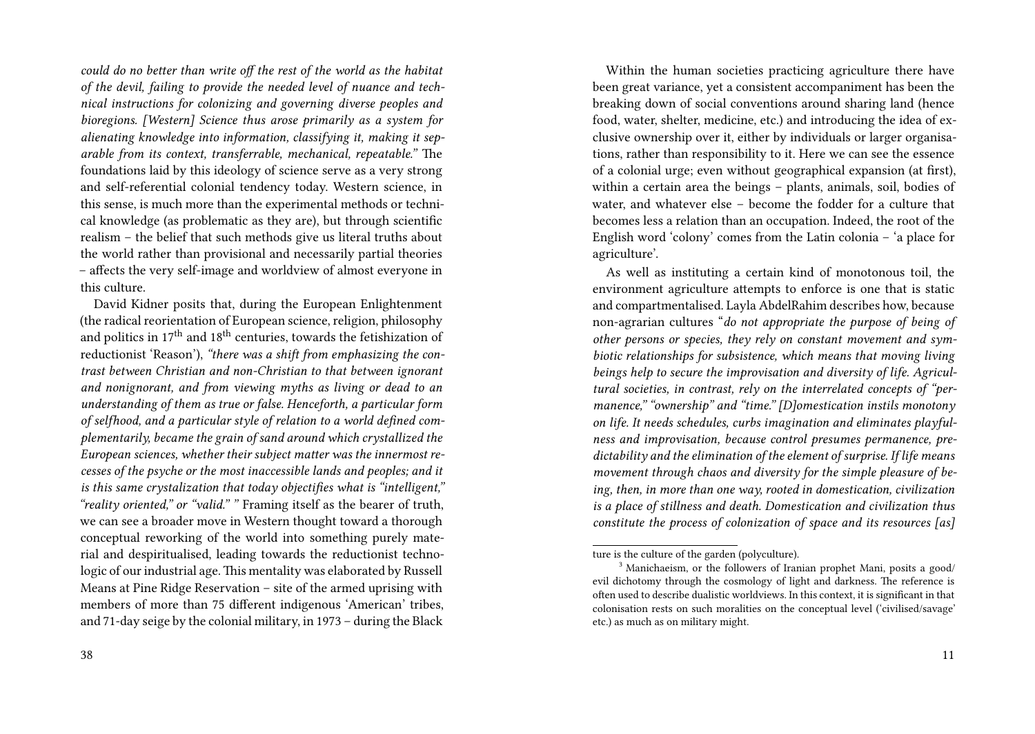*could do no better than write off the rest of the world as the habitat of the devil, failing to provide the needed level of nuance and technical instructions for colonizing and governing diverse peoples and bioregions. [Western] Science thus arose primarily as a system for alienating knowledge into information, classifying it, making it separable from its context, transferrable, mechanical, repeatable."* The foundations laid by this ideology of science serve as a very strong and self-referential colonial tendency today. Western science, in this sense, is much more than the experimental methods or technical knowledge (as problematic as they are), but through scientific realism – the belief that such methods give us literal truths about the world rather than provisional and necessarily partial theories – affects the very self-image and worldview of almost everyone in this culture.

David Kidner posits that, during the European Enlightenment (the radical reorientation of European science, religion, philosophy and politics in 17th and 18th centuries, towards the fetishization of reductionist 'Reason'), *"there was a shift from emphasizing the contrast between Christian and non-Christian to that between ignorant and nonignorant, and from viewing myths as living or dead to an understanding of them as true or false. Henceforth, a particular form of selfhood, and a particular style of relation to a world defined complementarily, became the grain of sand around which crystallized the European sciences, whether their subject matter was the innermost recesses of the psyche or the most inaccessible lands and peoples; and it is this same crystalization that today objectifies what is "intelligent," "reality oriented," or "valid." "* Framing itself as the bearer of truth, we can see a broader move in Western thought toward a thorough conceptual reworking of the world into something purely material and despiritualised, leading towards the reductionist techno-logic of our industrial age. This mentality was elaborated by Russell Means at Pine Ridge Reservation – site of the armed uprising with members of more than 75 different indigenous 'American' tribes, and 71-day seige by the colonial military, in 1973 – during the Black

Within the human societies practicing agriculture there have been great variance, yet a consistent accompaniment has been the breaking down of social conventions around sharing land (hence food, water, shelter, medicine, etc.) and introducing the idea of exclusive ownership over it, either by individuals or larger organisations, rather than responsibility to it. Here we can see the essence of a colonial urge; even without geographical expansion (at first), within a certain area the beings – plants, animals, soil, bodies of water, and whatever else – become the fodder for a culture that becomes less a relation than an occupation. Indeed, the root of the English word 'colony' comes from the Latin colonia – 'a place for agriculture'.

As well as instituting a certain kind of monotonous toil, the environment agriculture attempts to enforce is one that is static and compartmentalised. Layla AbdelRahim describes how, because non-agrarian cultures "*do not appropriate the purpose of being of other persons or species, they rely on constant movement and symbiotic relationships for subsistence, which means that moving living beings help to secure the improvisation and diversity of life. Agricultural societies, in contrast, rely on the interrelated concepts of "permanence," "ownership" and "time." [D]omestication instils monotony on life. It needs schedules, curbs imagination and eliminates playfulness and improvisation, because control presumes permanence, predictability and the elimination of the element of surprise. If life means movement through chaos and diversity for the simple pleasure of being, then, in more than one way, rooted in domestication, civilization is a place of stillness and death. Domestication and civilization thus constitute the process of colonization of space and its resources [as]*

ture is the culture of the garden (polyculture).

[3] Manichaeism, or the followers of Iranian prophet Mani, posits a good/evil dichotomy through the cosmology of light and darkness. The reference is often used to describe dualistic worldviews. In this context, it is significant in that colonisation rests on such moralities on the conceptual level ('civilised/savage' etc.) as much as on military might.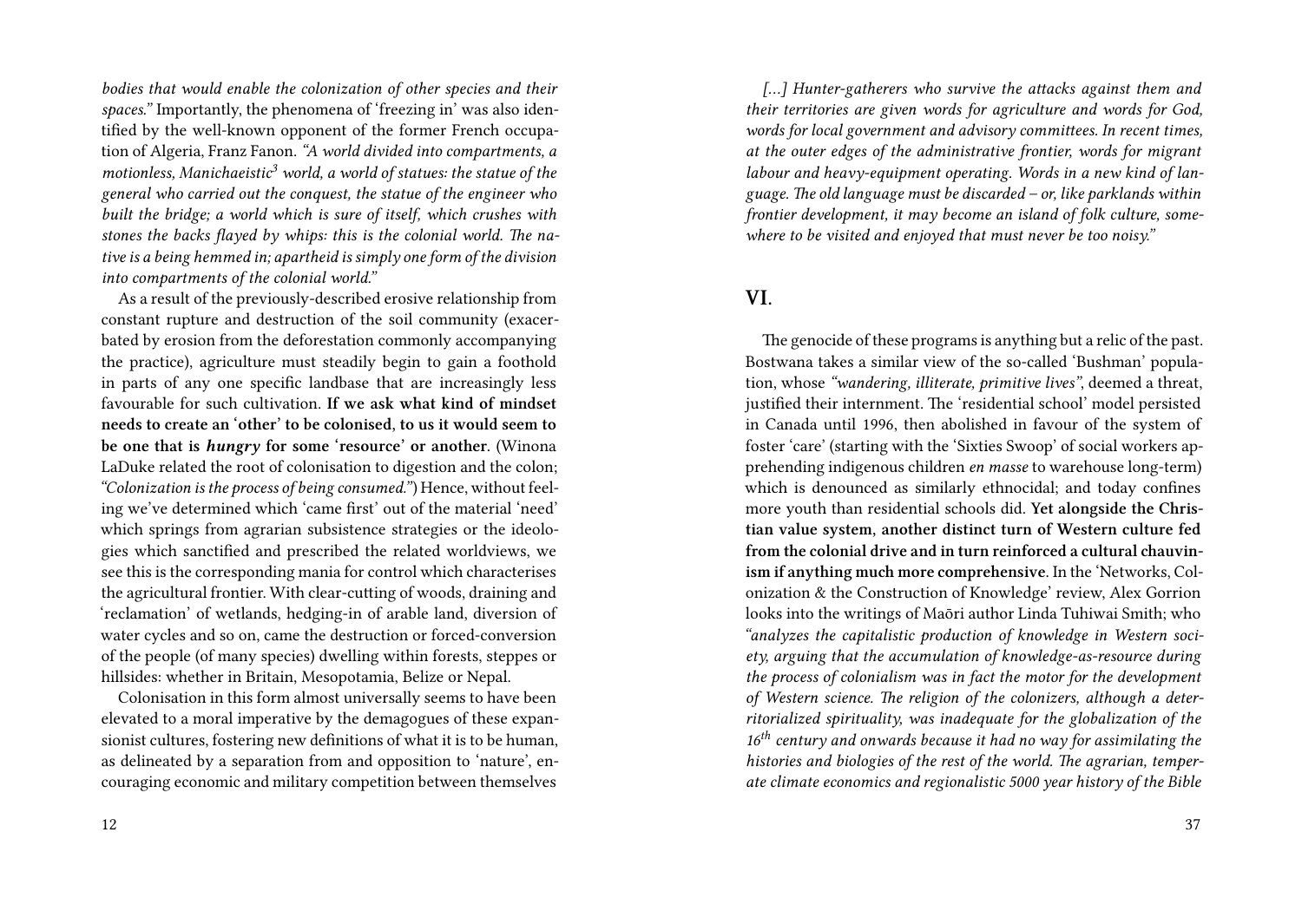*bodies that would enable the colonization of other species and their spaces."* Importantly, the phenomena of 'freezing in' was also identified by the well-known opponent of the former French occupation of Algeria, Franz Fanon. *"A world divided into compartments, a motionless, Manichaeistic[3] world, a world of statues: the statue of the general who carried out the conquest, the statue of the engineer who built the bridge; a world which is sure of itself, which crushes with stones the backs flayed by whips: this is the colonial world. The native is a being hemmed in; apartheid is simply one form of the division into compartments of the colonial world."*

As a result of the previously-described erosive relationship from constant rupture and destruction of the soil community (exacerbated by erosion from the deforestation commonly accompanying the practice), agriculture must steadily begin to gain a foothold in parts of any one specific landbase that are increasingly less favourable for such cultivation. **If we ask what kind of mindset needs to create an 'other' to be colonised, to us it would seem to be one that is *hungry* for some 'resource' or another.** (Winona LaDuke related the root of colonisation to digestion and the colon; *"Colonization is the process of being consumed."*) Hence, without feeling we've determined which 'came first' out of the material 'need' which springs from agrarian subsistence strategies or the ideologies which sanctified and prescribed the related worldviews, we see this is the corresponding mania for control which characterises the agricultural frontier. With clear-cutting of woods, draining and 'reclamation' of wetlands, hedging-in of arable land, diversion of water cycles and so on, came the destruction or forced-conversion of the people (of many species) dwelling within forests, steppes or hillsides: whether in Britain, Mesopotamia, Belize or Nepal.

Colonisation in this form almost universally seems to have been elevated to a moral imperative by the demagogues of these expansionist cultures, fostering new definitions of what it is to be human, as delineated by a separation from and opposition to 'nature', encouraging economic and military competition between themselves

*[...] Hunter-gatherers who survive the attacks against them and their territories are given words for agriculture and words for God, words for local government and advisory committees. In recent times, at the outer edges of the administrative frontier, words for migrant labour and heavy-equipment operating. Words in a new kind of language. The old language must be discarded – or, like parklands within frontier development, it may become an island of folk culture, somewhere to be visited and enjoyed that must never be too noisy."*

## VI.

The genocide of these programs is anything but a relic of the past. Bostwana takes a similar view of the so-called 'Bushman' population, whose *"wandering, illiterate, primitive lives"*, deemed a threat, justified their internment. The 'residential school' model persisted in Canada until 1996, then abolished in favour of the system of foster 'care' (starting with the 'Sixties Swoop' of social workers apprehending indigenous children *en masse* to warehouse long-term) which is denounced as similarly ethnocidal; and today confines more youth than residential schools did. **Yet alongside the Christian value system, another distinct turn of Western culture fed from the colonial drive and in turn reinforced a cultural chauvinism if anything much more comprehensive.** In the 'Networks, Colonization & the Construction of Knowledge' review, Alex Gorrion looks into the writings of Maōri author Linda Tuhiwai Smith; who *"analyzes the capitalistic production of knowledge in Western society, arguing that the accumulation of knowledge-as-resource during the process of colonialism was in fact the motor for the development of Western science. The religion of the colonizers, although a deterritorialized spirituality, was inadequate for the globalization of the 16th century and onwards because it had no way for assimilating the histories and biologies of the rest of the world. The agrarian, temperate climate economics and regionalistic 5000 year history of the Bible*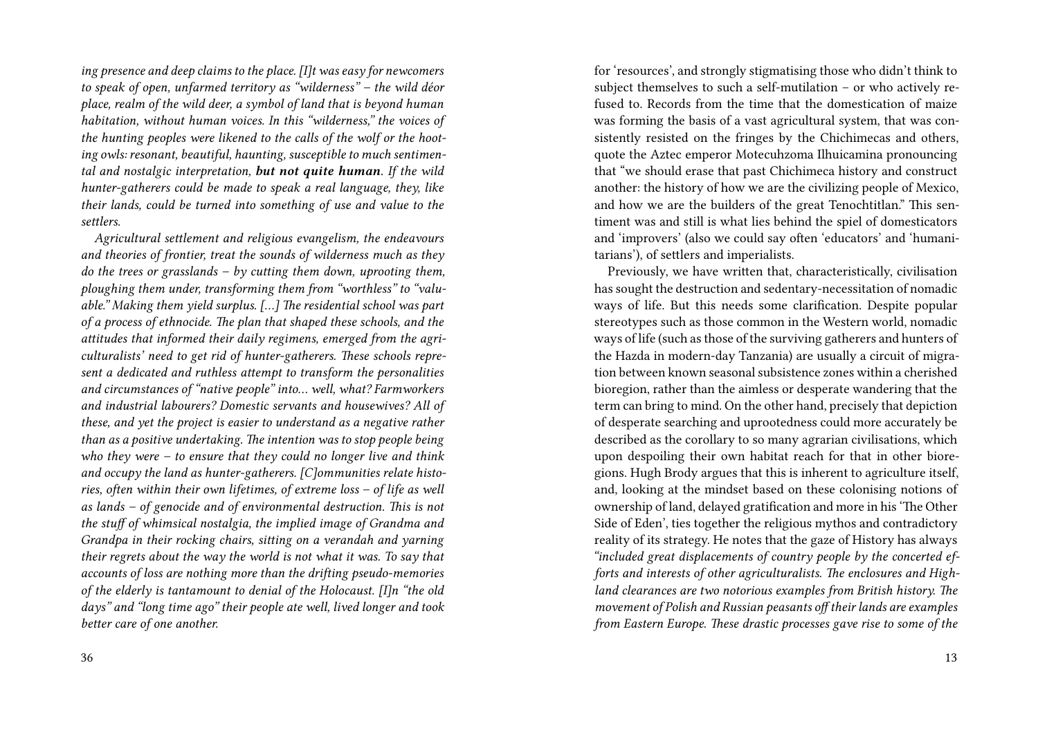*ing presence and deep claims to the place. [I]t was easy for newcomers to speak of open, unfarmed territory as "wilderness" – the wild déor place, realm of the wild deer, a symbol of land that is beyond human habitation, without human voices. In this "wilderness," the voices of the hunting peoples were likened to the calls of the wolf or the hooting owls: resonant, beautiful, haunting, susceptible to much sentimental and nostalgic interpretation,* ***but not quite human****. If the wild hunter-gatherers could be made to speak a real language, they, like their lands, could be turned into something of use and value to the settlers.*

*Agricultural settlement and religious evangelism, the endeavours and theories of frontier, treat the sounds of wilderness much as they do the trees or grasslands – by cutting them down, uprooting them, ploughing them under, transforming them from "worthless" to "valuable." Making them yield surplus. […] The residential school was part of a process of ethnocide. The plan that shaped these schools, and the attitudes that informed their daily regimens, emerged from the agriculturalists' need to get rid of hunter-gatherers. These schools represent a dedicated and ruthless attempt to transform the personalities and circumstances of "native people" into… well, what? Farmworkers and industrial labourers? Domestic servants and housewives? All of these, and yet the project is easier to understand as a negative rather than as a positive undertaking. The intention was to stop people being who they were – to ensure that they could no longer live and think and occupy the land as hunter-gatherers. [C]ommunities relate histories, often within their own lifetimes, of extreme loss – of life as well as lands – of genocide and of environmental destruction. This is not the stuff of whimsical nostalgia, the implied image of Grandma and Grandpa in their rocking chairs, sitting on a verandah and yarning their regrets about the way the world is not what it was. To say that accounts of loss are nothing more than the drifting pseudo-memories of the elderly is tantamount to denial of the Holocaust. [I]n "the old days" and "long time ago" their people ate well, lived longer and took better care of one another.*

for 'resources', and strongly stigmatising those who didn't think to subject themselves to such a self-mutilation – or who actively refused to. Records from the time that the domestication of maize was forming the basis of a vast agricultural system, that was consistently resisted on the fringes by the Chichimecas and others, quote the Aztec emperor Motecuhzoma Ilhuicamina pronouncing that "we should erase that past Chichimeca history and construct another: the history of how we are the civilizing people of Mexico, and how we are the builders of the great Tenochtitlan." This sentiment was and still is what lies behind the spiel of domesticators and 'improvers' (also we could say often 'educators' and 'humanitarians'), of settlers and imperialists.

Previously, we have written that, characteristically, civilisation has sought the destruction and sedentary-necessitation of nomadic ways of life. But this needs some clarification. Despite popular stereotypes such as those common in the Western world, nomadic ways of life (such as those of the surviving gatherers and hunters of the Hazda in modern-day Tanzania) are usually a circuit of migration between known seasonal subsistence zones within a cherished bioregion, rather than the aimless or desperate wandering that the term can bring to mind. On the other hand, precisely that depiction of desperate searching and uprootedness could more accurately be described as the corollary to so many agrarian civilisations, which upon despoiling their own habitat reach for that in other bioregions. Hugh Brody argues that this is inherent to agriculture itself, and, looking at the mindset based on these colonising notions of ownership of land, delayed gratification and more in his 'The Other Side of Eden', ties together the religious mythos and contradictory reality of its strategy. He notes that the gaze of History has always "*included great displacements of country people by the concerted efforts and interests of other agriculturalists. The enclosures and Highland clearances are two notorious examples from British history. The movement of Polish and Russian peasants off their lands are examples from Eastern Europe. These drastic processes gave rise to some of the*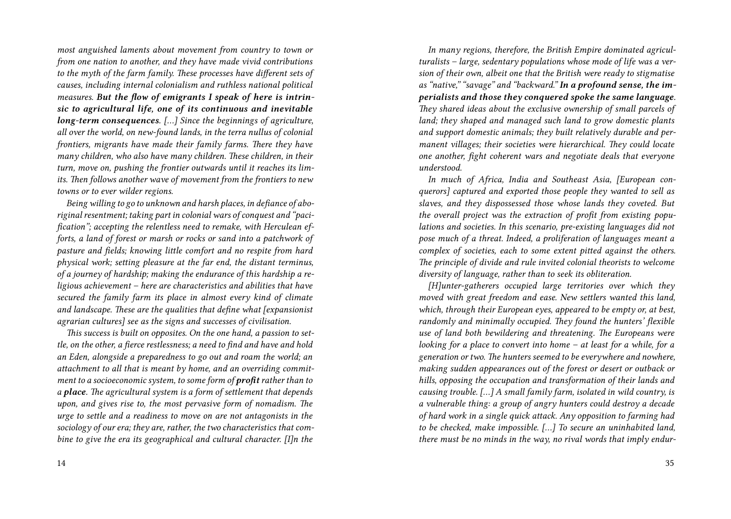*most anguished laments about movement from country to town or from one nation to another, and they have made vivid contributions to the myth of the farm family. These processes have different sets of causes, including internal colonialism and ruthless national political measures.* ***But the flow of emigrants I speak of here is intrinsic to agricultural life, one of its continuous and inevitable long-term consequences.*** *[...] Since the beginnings of agriculture, all over the world, on new-found lands, in the terra nullus of colonial frontiers, migrants have made their family farms. There they have many children, who also have many children. These children, in their turn, move on, pushing the frontier outwards until it reaches its limits. Then follows another wave of movement from the frontiers to new towns or to ever wilder regions.*

*Being willing to go to unknown and harsh places, in defiance of aboriginal resentment; taking part in colonial wars of conquest and "pacification"; accepting the relentless need to remake, with Herculean efforts, a land of forest or marsh or rocks or sand into a patchwork of pasture and fields; knowing little comfort and no respite from hard physical work; setting pleasure at the far end, the distant terminus, of a journey of hardship; making the endurance of this hardship a religious achievement – here are characteristics and abilities that have secured the family farm its place in almost every kind of climate and landscape. These are the qualities that define what [expansionist agrarian cultures] see as the signs and successes of civilisation.*

*This success is built on opposites. On the one hand, a passion to settle, on the other, a fierce restlessness; a need to find and have and hold an Eden, alongside a preparedness to go out and roam the world; an attachment to all that is meant by home, and an overriding commitment to a socioeconomic system, to some form of* ***profit*** *rather than to a* ***place****. The agricultural system is a form of settlement that depends upon, and gives rise to, the most pervasive form of nomadism. The urge to settle and a readiness to move on are not antagonists in the sociology of our era; they are, rather, the two characteristics that combine to give the era its geographical and cultural character. [I]n the*

*In many regions, therefore, the British Empire dominated agriculturalists – large, sedentary populations whose mode of life was a version of their own, albeit one that the British were ready to stigmatise as "native," "savage" and "backward."* ***In a profound sense, the imperialists and those they conquered spoke the same language.*** *They shared ideas about the exclusive ownership of small parcels of land; they shaped and managed such land to grow domestic plants and support domestic animals; they built relatively durable and permanent villages; their societies were hierarchical. They could locate one another, fight coherent wars and negotiate deals that everyone understood.*

*In much of Africa, India and Southeast Asia, [European conquerors] captured and exported those people they wanted to sell as slaves, and they dispossessed those whose lands they coveted. But the overall project was the extraction of profit from existing populations and societies. In this scenario, pre-existing languages did not pose much of a threat. Indeed, a proliferation of languages meant a complex of societies, each to some extent pitted against the others. The principle of divide and rule invited colonial theorists to welcome diversity of language, rather than to seek its obliteration.*

*[H]unter-gatherers occupied large territories over which they moved with great freedom and ease. New settlers wanted this land, which, through their European eyes, appeared to be empty or, at best, randomly and minimally occupied. They found the hunters' flexible use of land both bewildering and threatening. The Europeans were looking for a place to convert into home – at least for a while, for a generation or two. The hunters seemed to be everywhere and nowhere, making sudden appearances out of the forest or desert or outback or hills, opposing the occupation and transformation of their lands and causing trouble. [...] A small family farm, isolated in wild country, is a vulnerable thing: a group of angry hunters could destroy a decade of hard work in a single quick attack. Any opposition to farming had to be checked, make impossible. [...] To secure an uninhabited land, there must be no minds in the way, no rival words that imply endur-*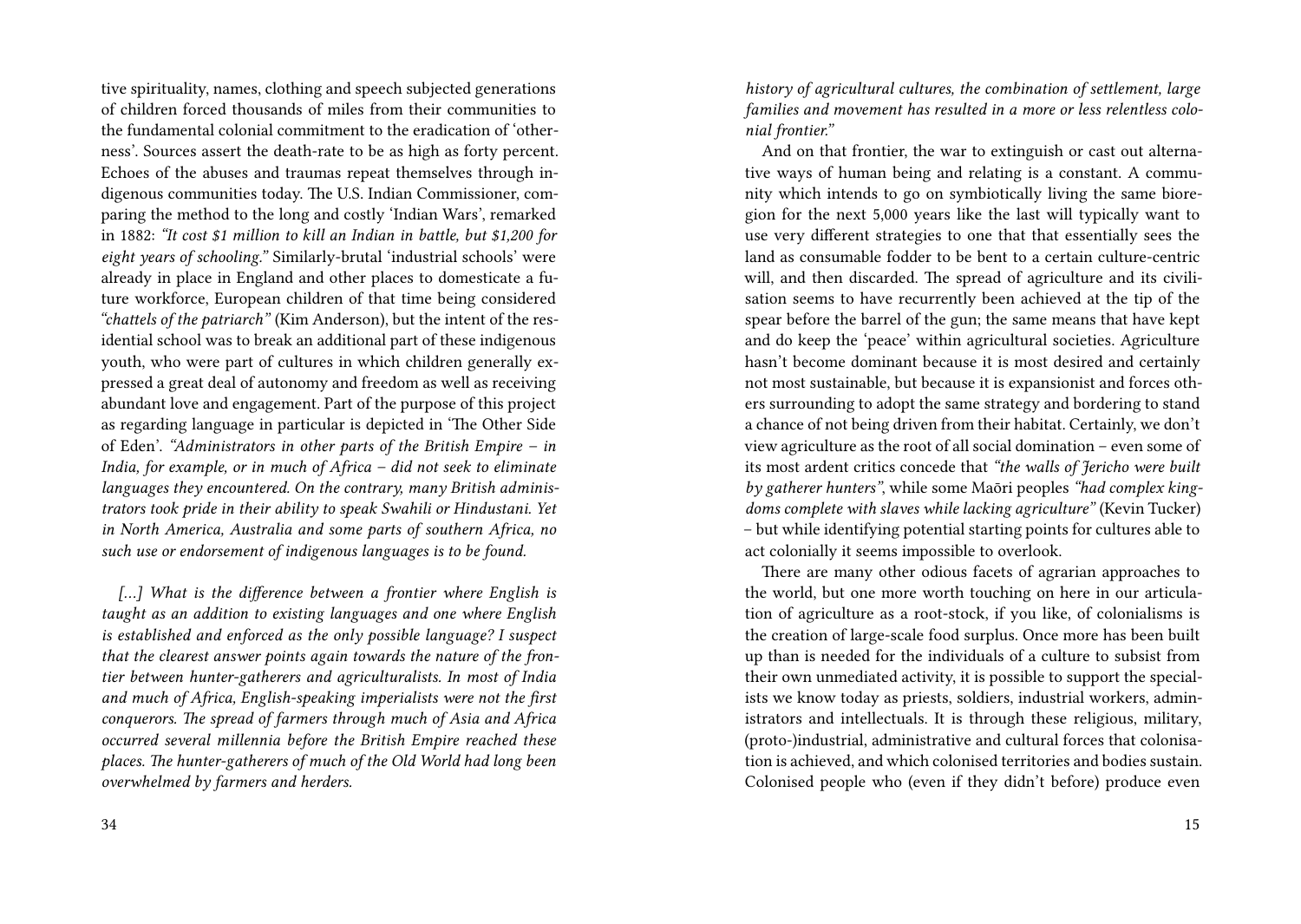tive spirituality, names, clothing and speech subjected generations of children forced thousands of miles from their communities to the fundamental colonial commitment to the eradication of 'otherness'. Sources assert the death-rate to be as high as forty percent. Echoes of the abuses and traumas repeat themselves through indigenous communities today. The U.S. Indian Commissioner, comparing the method to the long and costly 'Indian Wars', remarked in 1882: *"It cost $1 million to kill an Indian in battle, but $1,200 for eight years of schooling."* Similarly-brutal 'industrial schools' were already in place in England and other places to domesticate a future workforce, European children of that time being considered *"chattels of the patriarch"* (Kim Anderson), but the intent of the residential school was to break an additional part of these indigenous youth, who were part of cultures in which children generally expressed a great deal of autonomy and freedom as well as receiving abundant love and engagement. Part of the purpose of this project as regarding language in particular is depicted in 'The Other Side of Eden'. *"Administrators in other parts of the British Empire – in India, for example, or in much of Africa – did not seek to eliminate languages they encountered. On the contrary, many British administrators took pride in their ability to speak Swahili or Hindustani. Yet in North America, Australia and some parts of southern Africa, no such use or endorsement of indigenous languages is to be found.*

*[...] What is the difference between a frontier where English is taught as an addition to existing languages and one where English is established and enforced as the only possible language? I suspect that the clearest answer points again towards the nature of the frontier between hunter-gatherers and agriculturalists. In most of India and much of Africa, English-speaking imperialists were not the first conquerors. The spread of farmers through much of Asia and Africa occurred several millennia before the British Empire reached these places. The hunter-gatherers of much of the Old World had long been overwhelmed by farmers and herders.*

*history of agricultural cultures, the combination of settlement, large families and movement has resulted in a more or less relentless colonial frontier."*

And on that frontier, the war to extinguish or cast out alternative ways of human being and relating is a constant. A community which intends to go on symbiotically living the same bioregion for the next 5,000 years like the last will typically want to use very different strategies to one that that essentially sees the land as consumable fodder to be bent to a certain culture-centric will, and then discarded. The spread of agriculture and its civilisation seems to have recurrently been achieved at the tip of the spear before the barrel of the gun; the same means that have kept and do keep the 'peace' within agricultural societies. Agriculture hasn't become dominant because it is most desired and certainly not most sustainable, but because it is expansionist and forces others surrounding to adopt the same strategy and bordering to stand a chance of not being driven from their habitat. Certainly, we don't view agriculture as the root of all social domination – even some of its most ardent critics concede that *"the walls of Jericho were built by gatherer hunters"*, while some Māori peoples *"had complex kingdoms complete with slaves while lacking agriculture"* (Kevin Tucker) – but while identifying potential starting points for cultures able to act colonially it seems impossible to overlook.

There are many other odious facets of agrarian approaches to the world, but one more worth touching on here in our articulation of agriculture as a root-stock, if you like, of colonialisms is the creation of large-scale food surplus. Once more has been built up than is needed for the individuals of a culture to subsist from their own unmediated activity, it is possible to support the specialists we know today as priests, soldiers, industrial workers, administrators and intellectuals. It is through these religious, military, (proto-)industrial, administrative and cultural forces that colonisation is achieved, and which colonised territories and bodies sustain. Colonised people who (even if they didn't before) produce even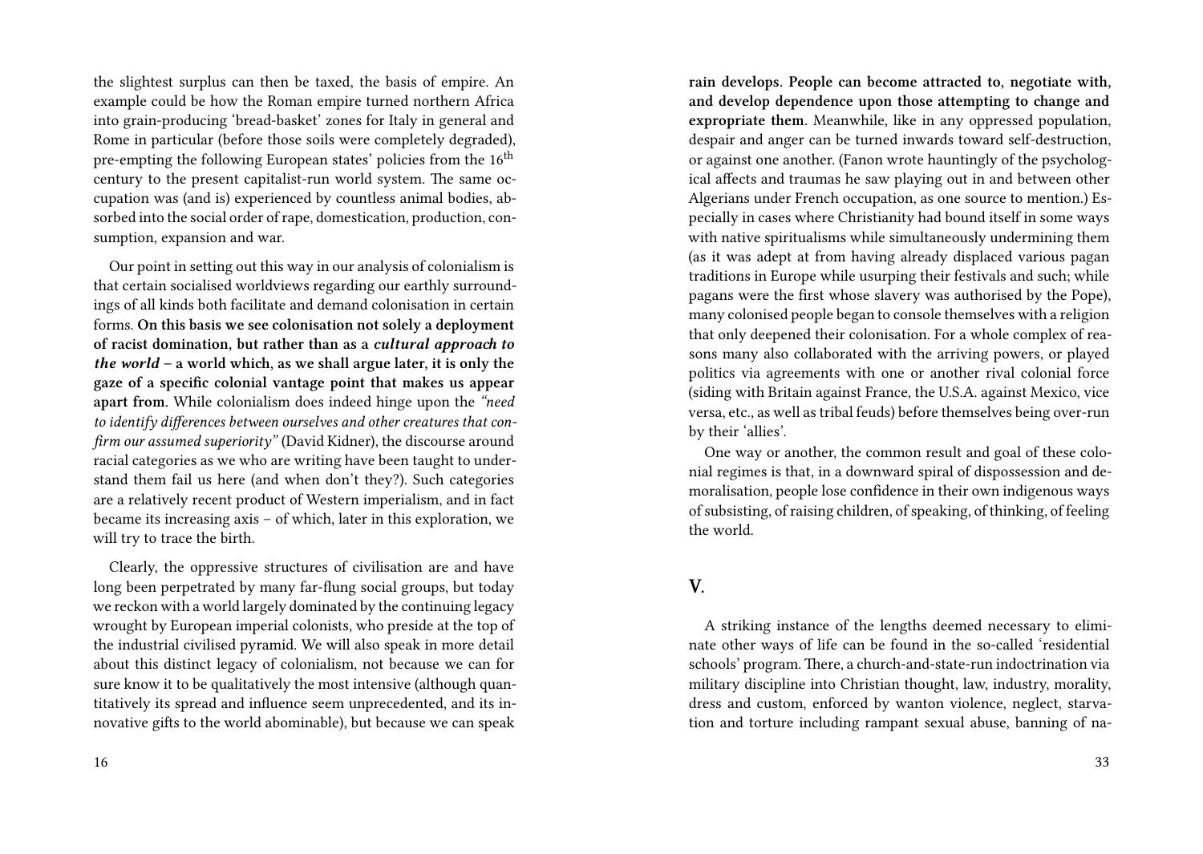the slightest surplus can then be taxed, the basis of empire. An example could be how the Roman empire turned northern Africa into grain-producing 'bread-basket' zones for Italy in general and Rome in particular (before those soils were completely degraded), pre-empting the following European states' policies from the 16th century to the present capitalist-run world system. The same occupation was (and is) experienced by countless animal bodies, absorbed into the social order of rape, domestication, production, consumption, expansion and war.

Our point in setting out this way in our analysis of colonialism is that certain socialised worldviews regarding our earthly surroundings of all kinds both facilitate and demand colonisation in certain forms. **On this basis we see colonisation not solely a deployment of racist domination, but rather than as a *cultural approach to the world* – a world which, as we shall argue later, it is only the gaze of a specific colonial vantage point that makes us appear apart from**. While colonialism does indeed hinge upon the *"need to identify differences between ourselves and other creatures that confirm our assumed superiority"* (David Kidner), the discourse around racial categories as we who are writing have been taught to understand them fail us here (and when don't they?). Such categories are a relatively recent product of Western imperialism, and in fact became its increasing axis – of which, later in this exploration, we will try to trace the birth.

Clearly, the oppressive structures of civilisation are and have long been perpetrated by many far-flung social groups, but today we reckon with a world largely dominated by the continuing legacy wrought by European imperial colonists, who preside at the top of the industrial civilised pyramid. We will also speak in more detail about this distinct legacy of colonialism, not because we can for sure know it to be qualitatively the most intensive (although quantitatively its spread and influence seem unprecedented, and its innovative gifts to the world abominable), but because we can speak

**rain develops. People can become attracted to, negotiate with, and develop dependence upon those attempting to change and expropriate them**. Meanwhile, like in any oppressed population, despair and anger can be turned inwards toward self-destruction, or against one another. (Fanon wrote hauntingly of the psychological affects and traumas he saw playing out in and between other Algerians under French occupation, as one source to mention.) Especially in cases where Christianity had bound itself in some ways with native spiritualisms while simultaneously undermining them (as it was adept at from having already displaced various pagan traditions in Europe while usurping their festivals and such; while pagans were the first whose slavery was authorised by the Pope), many colonised people began to console themselves with a religion that only deepened their colonisation. For a whole complex of reasons many also collaborated with the arriving powers, or played politics via agreements with one or another rival colonial force (siding with Britain against France, the U.S.A. against Mexico, vice versa, etc., as well as tribal feuds) before themselves being over-run by their 'allies'.

One way or another, the common result and goal of these colonial regimes is that, in a downward spiral of dispossession and demoralisation, people lose confidence in their own indigenous ways of subsisting, of raising children, of speaking, of thinking, of feeling the world.

## V.

A striking instance of the lengths deemed necessary to eliminate other ways of life can be found in the so-called 'residential schools' program. There, a church-and-state-run indoctrination via military discipline into Christian thought, law, industry, morality, dress and custom, enforced by wanton violence, neglect, starvation and torture including rampant sexual abuse, banning of na-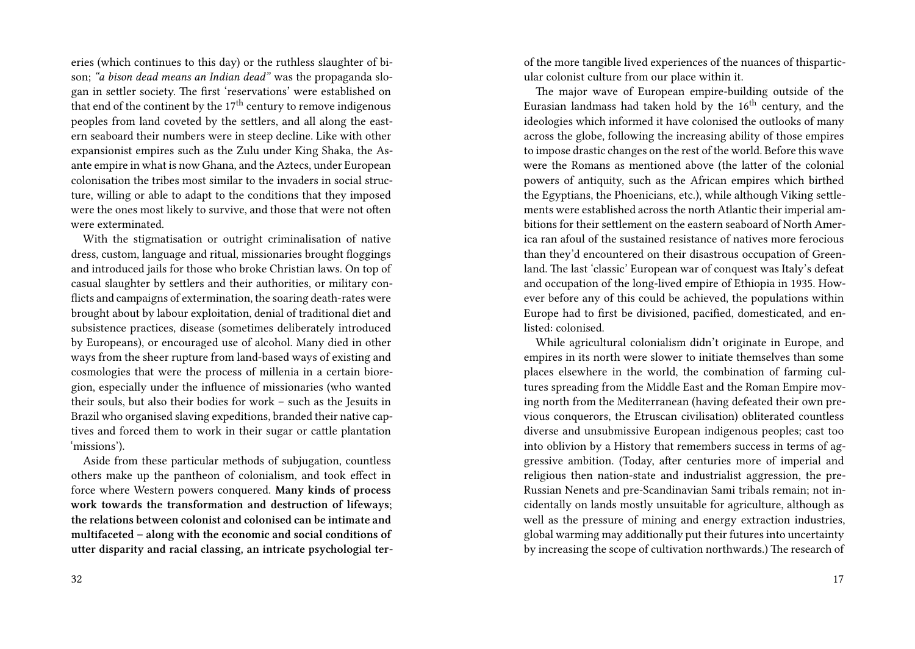eries (which continues to this day) or the ruthless slaughter of bison; *"a bison dead means an Indian dead"* was the propaganda slogan in settler society. The first 'reservations' were established on that end of the continent by the 17th century to remove indigenous peoples from land coveted by the settlers, and all along the eastern seaboard their numbers were in steep decline. Like with other expansionist empires such as the Zulu under King Shaka, the Asante empire in what is now Ghana, and the Aztecs, under European colonisation the tribes most similar to the invaders in social structure, willing or able to adapt to the conditions that they imposed were the ones most likely to survive, and those that were not often were exterminated.

With the stigmatisation or outright criminalisation of native dress, custom, language and ritual, missionaries brought floggings and introduced jails for those who broke Christian laws. On top of casual slaughter by settlers and their authorities, or military conflicts and campaigns of extermination, the soaring death-rates were brought about by labour exploitation, denial of traditional diet and subsistence practices, disease (sometimes deliberately introduced by Europeans), or encouraged use of alcohol. Many died in other ways from the sheer rupture from land-based ways of existing and cosmologies that were the process of millenia in a certain bioregion, especially under the influence of missionaries (who wanted their souls, but also their bodies for work – such as the Jesuits in Brazil who organised slaving expeditions, branded their native captives and forced them to work in their sugar or cattle plantation 'missions').

Aside from these particular methods of subjugation, countless others make up the pantheon of colonialism, and took effect in force where Western powers conquered. **Many kinds of process work towards the transformation and destruction of lifeways; the relations between colonist and colonised can be intimate and multifaceted – along with the economic and social conditions of utter disparity and racial classing, an intricate psychologial ter-**

of the more tangible lived experiences of the nuances of thisparticular colonist culture from our place within it.

The major wave of European empire-building outside of the Eurasian landmass had taken hold by the 16th century, and the ideologies which informed it have colonised the outlooks of many across the globe, following the increasing ability of those empires to impose drastic changes on the rest of the world. Before this wave were the Romans as mentioned above (the latter of the colonial powers of antiquity, such as the African empires which birthed the Egyptians, the Phoenicians, etc.), while although Viking settlements were established across the north Atlantic their imperial ambitions for their settlement on the eastern seaboard of North America ran afoul of the sustained resistance of natives more ferocious than they'd encountered on their disastrous occupation of Greenland. The last 'classic' European war of conquest was Italy's defeat and occupation of the long-lived empire of Ethiopia in 1935. However before any of this could be achieved, the populations within Europe had to first be divisioned, pacified, domesticated, and enlisted: colonised.

While agricultural colonialism didn't originate in Europe, and empires in its north were slower to initiate themselves than some places elsewhere in the world, the combination of farming cultures spreading from the Middle East and the Roman Empire moving north from the Mediterranean (having defeated their own previous conquerors, the Etruscan civilisation) obliterated countless diverse and unsubmissive European indigenous peoples; cast too into oblivion by a History that remembers success in terms of aggressive ambition. (Today, after centuries more of imperial and religious then nation-state and industrialist aggression, the pre-Russian Nenets and pre-Scandinavian Sami tribals remain; not incidentally on lands mostly unsuitable for agriculture, although as well as the pressure of mining and energy extraction industries, global warming may additionally put their futures into uncertainty by increasing the scope of cultivation northwards.) The research of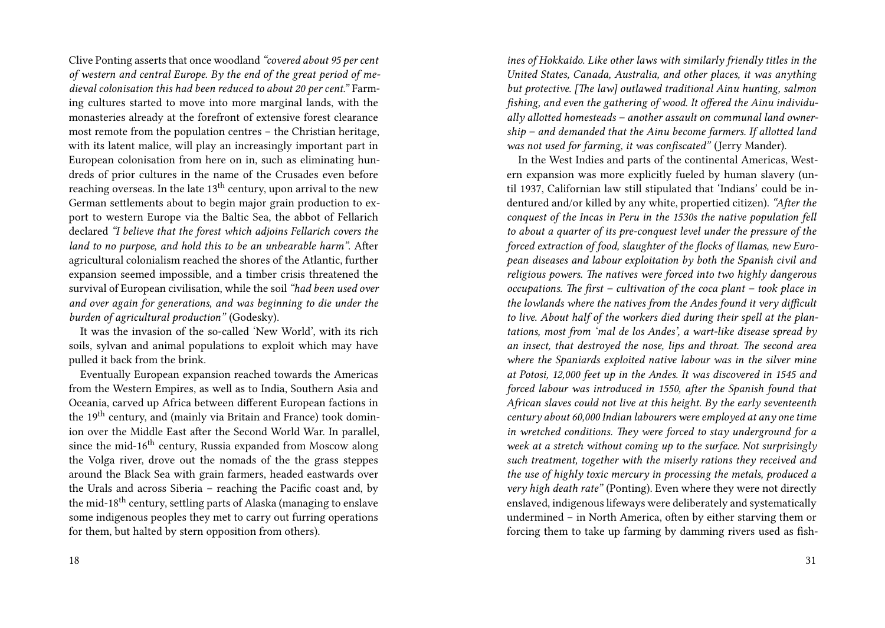Clive Ponting asserts that once woodland *"covered about 95 per cent of western and central Europe. By the end of the great period of medieval colonisation this had been reduced to about 20 per cent."* Farming cultures started to move into more marginal lands, with the monasteries already at the forefront of extensive forest clearance most remote from the population centres – the Christian heritage, with its latent malice, will play an increasingly important part in European colonisation from here on in, such as eliminating hundreds of prior cultures in the name of the Crusades even before reaching overseas. In the late 13th century, upon arrival to the new German settlements about to begin major grain production to export to western Europe via the Baltic Sea, the abbot of Fellarich declared *"I believe that the forest which adjoins Fellarich covers the land to no purpose, and hold this to be an unbearable harm".* After agricultural colonialism reached the shores of the Atlantic, further expansion seemed impossible, and a timber crisis threatened the survival of European civilisation, while the soil *"had been used over and over again for generations, and was beginning to die under the burden of agricultural production"* (Godesky).

It was the invasion of the so-called 'New World', with its rich soils, sylvan and animal populations to exploit which may have pulled it back from the brink.

Eventually European expansion reached towards the Americas from the Western Empires, as well as to India, Southern Asia and Oceania, carved up Africa between different European factions in the 19th century, and (mainly via Britain and France) took dominion over the Middle East after the Second World War. In parallel, since the mid-16th century, Russia expanded from Moscow along the Volga river, drove out the nomads of the the grass steppes around the Black Sea with grain farmers, headed eastwards over the Urals and across Siberia – reaching the Pacific coast and, by the mid-18th century, settling parts of Alaska (managing to enslave some indigenous peoples they met to carry out furring operations for them, but halted by stern opposition from others).

*ines of Hokkaido. Like other laws with similarly friendly titles in the United States, Canada, Australia, and other places, it was anything but protective. [The law] outlawed traditional Ainu hunting, salmon fishing, and even the gathering of wood. It offered the Ainu individually allotted homesteads – another assault on communal land ownership – and demanded that the Ainu become farmers. If allotted land was not used for farming, it was confiscated"* (Jerry Mander).

In the West Indies and parts of the continental Americas, Western expansion was more explicitly fueled by human slavery (until 1937, Californian law still stipulated that 'Indians' could be indentured and/or killed by any white, propertied citizen). *"After the conquest of the Incas in Peru in the 1530s the native population fell to about a quarter of its pre-conquest level under the pressure of the forced extraction of food, slaughter of the flocks of llamas, new European diseases and labour exploitation by both the Spanish civil and religious powers. The natives were forced into two highly dangerous occupations. The first – cultivation of the coca plant – took place in the lowlands where the natives from the Andes found it very difficult to live. About half of the workers died during their spell at the plantations, most from 'mal de los Andes', a wart-like disease spread by an insect, that destroyed the nose, lips and throat. The second area where the Spaniards exploited native labour was in the silver mine at Potosi, 12,000 feet up in the Andes. It was discovered in 1545 and forced labour was introduced in 1550, after the Spanish found that African slaves could not live at this height. By the early seventeenth century about 60,000 Indian labourers were employed at any one time in wretched conditions. They were forced to stay underground for a week at a stretch without coming up to the surface. Not surprisingly such treatment, together with the miserly rations they received and the use of highly toxic mercury in processing the metals, produced a very high death rate"* (Ponting). Even where they were not directly enslaved, indigenous lifeways were deliberately and systematically undermined – in North America, often by either starving them or forcing them to take up farming by damming rivers used as fish-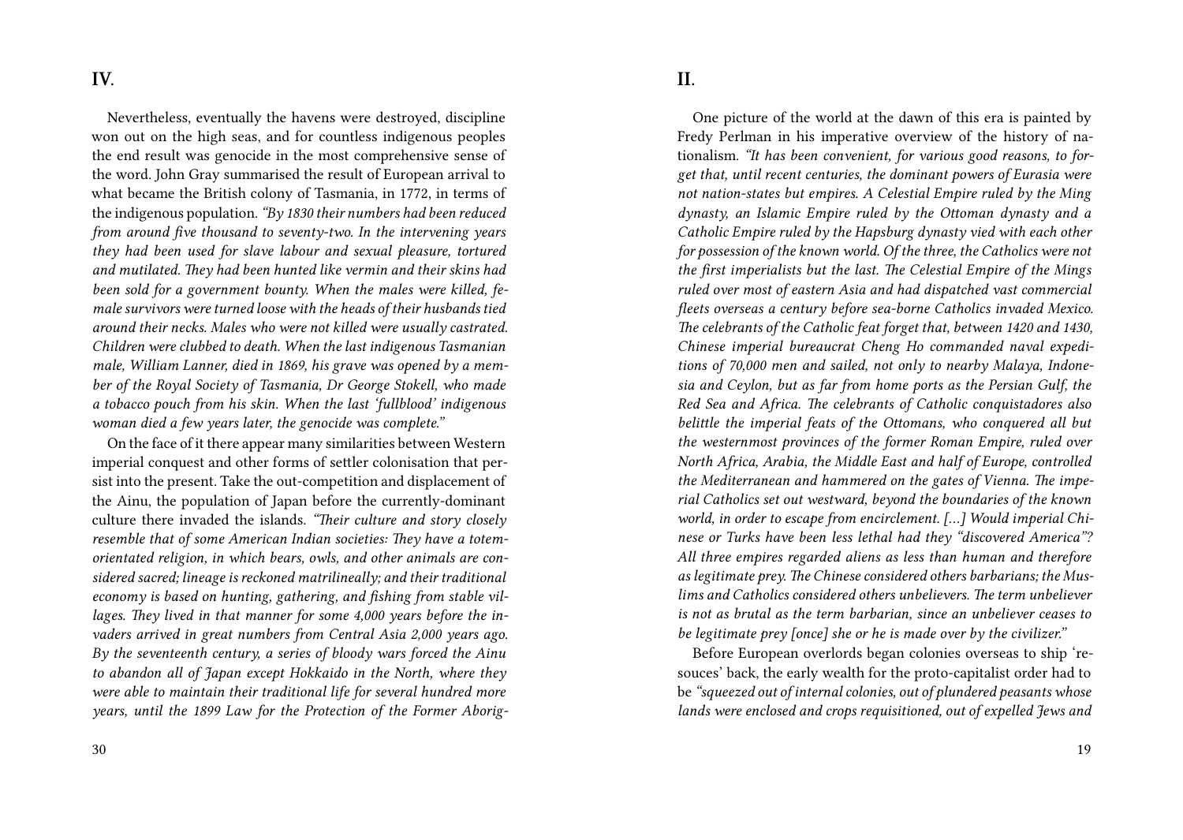## IV.

Nevertheless, eventually the havens were destroyed, discipline won out on the high seas, and for countless indigenous peoples the end result was genocide in the most comprehensive sense of the word. John Gray summarised the result of European arrival to what became the British colony of Tasmania, in 1772, in terms of the indigenous population. *"By 1830 their numbers had been reduced from around five thousand to seventy-two. In the intervening years they had been used for slave labour and sexual pleasure, tortured and mutilated. They had been hunted like vermin and their skins had been sold for a government bounty. When the males were killed, female survivors were turned loose with the heads of their husbands tied around their necks. Males who were not killed were usually castrated. Children were clubbed to death. When the last indigenous Tasmanian male, William Lanner, died in 1869, his grave was opened by a member of the Royal Society of Tasmania, Dr George Stokell, who made a tobacco pouch from his skin. When the last 'fullblood' indigenous woman died a few years later, the genocide was complete."*

On the face of it there appear many similarities between Western imperial conquest and other forms of settler colonisation that persist into the present. Take the out-competition and displacement of the Ainu, the population of Japan before the currently-dominant culture there invaded the islands. *"Their culture and story closely resemble that of some American Indian societies: They have a totem-orientated religion, in which bears, owls, and other animals are considered sacred; lineage is reckoned matrilineally; and their traditional economy is based on hunting, gathering, and fishing from stable villages. They lived in that manner for some 4,000 years before the invaders arrived in great numbers from Central Asia 2,000 years ago. By the seventeenth century, a series of bloody wars forced the Ainu to abandon all of Japan except Hokkaido in the North, where they were able to maintain their traditional life for several hundred more years, until the 1899 Law for the Protection of the Former Aborig-*

## II.

One picture of the world at the dawn of this era is painted by Fredy Perlman in his imperative overview of the history of nationalism. *"It has been convenient, for various good reasons, to forget that, until recent centuries, the dominant powers of Eurasia were not nation-states but empires. A Celestial Empire ruled by the Ming dynasty, an Islamic Empire ruled by the Ottoman dynasty and a Catholic Empire ruled by the Hapsburg dynasty vied with each other for possession of the known world. Of the three, the Catholics were not the first imperialists but the last. The Celestial Empire of the Mings ruled over most of eastern Asia and had dispatched vast commercial fleets overseas a century before sea-borne Catholics invaded Mexico. The celebrants of the Catholic feat forget that, between 1420 and 1430, Chinese imperial bureaucrat Cheng Ho commanded naval expeditions of 70,000 men and sailed, not only to nearby Malaya, Indonesia and Ceylon, but as far from home ports as the Persian Gulf, the Red Sea and Africa. The celebrants of Catholic conquistadores also belittle the imperial feats of the Ottomans, who conquered all but the westernmost provinces of the former Roman Empire, ruled over North Africa, Arabia, the Middle East and half of Europe, controlled the Mediterranean and hammered on the gates of Vienna. The imperial Catholics set out westward, beyond the boundaries of the known world, in order to escape from encirclement. […] Would imperial Chinese or Turks have been less lethal had they "discovered America"? All three empires regarded aliens as less than human and therefore as legitimate prey. The Chinese considered others barbarians; the Muslims and Catholics considered others unbelievers. The term unbeliever is not as brutal as the term barbarian, since an unbeliever ceases to be legitimate prey [once] she or he is made over by the civilizer."*

Before European overlords began colonies overseas to ship 'resouces' back, the early wealth for the proto-capitalist order had to be *"squeezed out of internal colonies, out of plundered peasants whose lands were enclosed and crops requisitioned, out of expelled Jews and*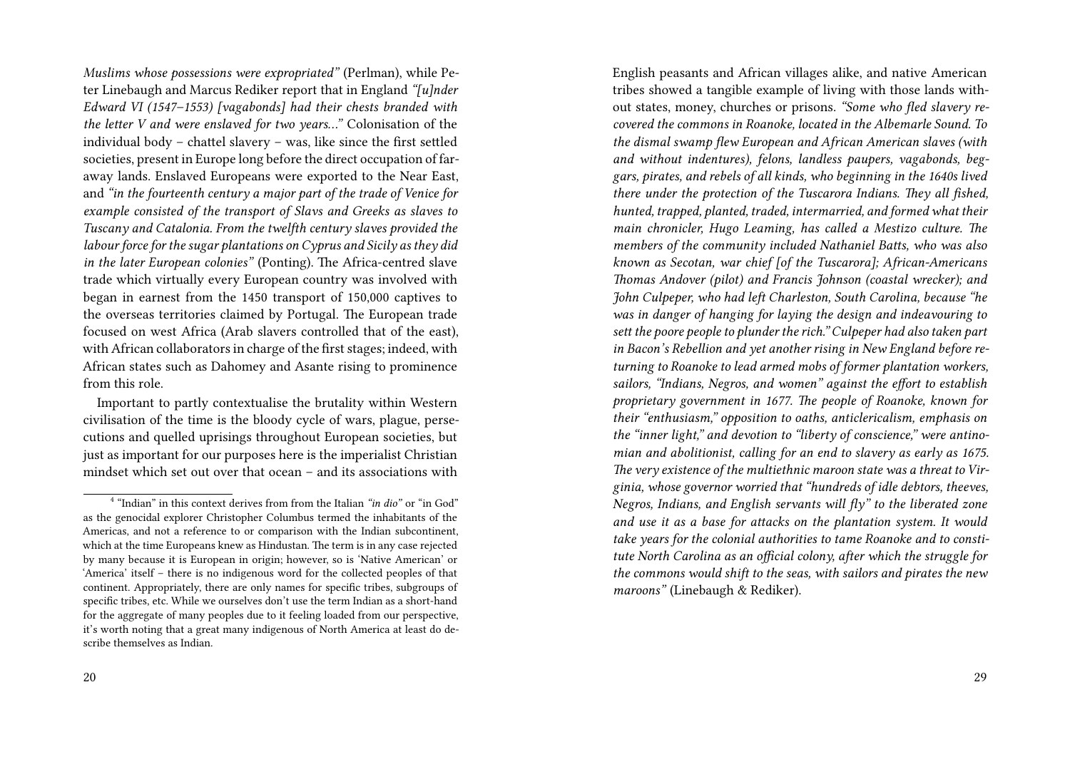*Muslims whose possessions were expropriated"* (Perlman), while Peter Linebaugh and Marcus Rediker report that in England *"[u]nder Edward VI (1547–1553) [vagabonds] had their chests branded with the letter V and were enslaved for two years…"* Colonisation of the individual body – chattel slavery – was, like since the first settled societies, present in Europe long before the direct occupation of faraway lands. Enslaved Europeans were exported to the Near East, and *"in the fourteenth century a major part of the trade of Venice for example consisted of the transport of Slavs and Greeks as slaves to Tuscany and Catalonia. From the twelfth century slaves provided the labour force for the sugar plantations on Cyprus and Sicily as they did in the later European colonies"* (Ponting). The Africa-centred slave trade which virtually every European country was involved with began in earnest from the 1450 transport of 150,000 captives to the overseas territories claimed by Portugal. The European trade focused on west Africa (Arab slavers controlled that of the east), with African collaborators in charge of the first stages; indeed, with African states such as Dahomey and Asante rising to prominence from this role.

Important to partly contextualise the brutality within Western civilisation of the time is the bloody cycle of wars, plague, persecutions and quelled uprisings throughout European societies, but just as important for our purposes here is the imperialist Christian mindset which set out over that ocean – and its associations with

[4] "Indian" in this context derives from from the Italian *"in dio"* or "in God" as the genocidal explorer Christopher Columbus termed the inhabitants of the Americas, and not a reference to or comparison with the Indian subcontinent, which at the time Europeans knew as Hindustan. The term is in any case rejected by many because it is European in origin; however, so is 'Native American' or 'America' itself – there is no indigenous word for the collected peoples of that continent. Appropriately, there are only names for specific tribes, subgroups of specific tribes, etc. While we ourselves don't use the term Indian as a short-hand for the aggregate of many peoples due to it feeling loaded from our perspective, it's worth noting that a great many indigenous of North America at least do describe themselves as Indian.

English peasants and African villages alike, and native American tribes showed a tangible example of living with those lands without states, money, churches or prisons. *"Some who fled slavery recovered the commons in Roanoke, located in the Albemarle Sound. To the dismal swamp flew European and African American slaves (with and without indentures), felons, landless paupers, vagabonds, beggars, pirates, and rebels of all kinds, who beginning in the 1640s lived there under the protection of the Tuscarora Indians. They all fished, hunted, trapped, planted, traded, intermarried, and formed what their main chronicler, Hugo Leaming, has called a Mestizo culture. The members of the community included Nathaniel Batts, who was also known as Secotan, war chief [of the Tuscarora]; African-Americans Thomas Andover (pilot) and Francis Johnson (coastal wrecker); and John Culpeper, who had left Charleston, South Carolina, because "he was in danger of hanging for laying the design and indeavouring to sett the poore people to plunder the rich." Culpeper had also taken part in Bacon's Rebellion and yet another rising in New England before returning to Roanoke to lead armed mobs of former plantation workers, sailors, "Indians, Negros, and women" against the effort to establish proprietary government in 1677. The people of Roanoke, known for their "enthusiasm," opposition to oaths, anticlericalism, emphasis on the "inner light," and devotion to "liberty of conscience," were antinomian and abolitionist, calling for an end to slavery as early as 1675. The very existence of the multiethnic maroon state was a threat to Virginia, whose governor worried that "hundreds of idle debtors, theeves, Negros, Indians, and English servants will fly" to the liberated zone and use it as a base for attacks on the plantation system. It would take years for the colonial authorities to tame Roanoke and to constitute North Carolina as an official colony, after which the struggle for the commons would shift to the seas, with sailors and pirates the new maroons"* (Linebaugh & Rediker).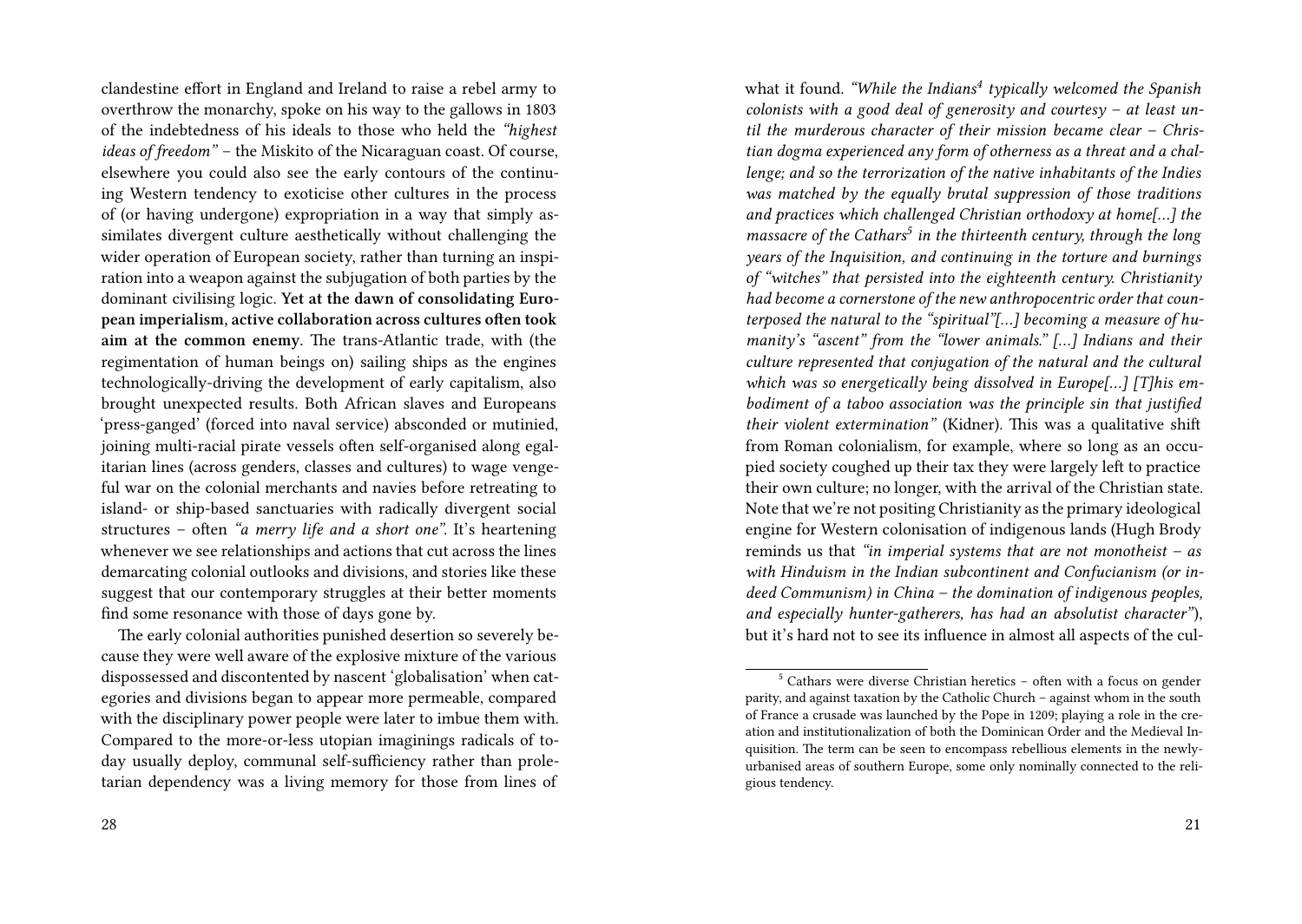clandestine effort in England and Ireland to raise a rebel army to overthrow the monarchy, spoke on his way to the gallows in 1803 of the indebtedness of his ideals to those who held the *"highest ideas of freedom"* – the Miskito of the Nicaraguan coast. Of course, elsewhere you could also see the early contours of the continuing Western tendency to exoticise other cultures in the process of (or having undergone) expropriation in a way that simply assimilates divergent culture aesthetically without challenging the wider operation of European society, rather than turning an inspiration into a weapon against the subjugation of both parties by the dominant civilising logic. **Yet at the dawn of consolidating European imperialism, active collaboration across cultures often took aim at the common enemy**. The trans-Atlantic trade, with (the regimentation of human beings on) sailing ships as the engines technologically-driving the development of early capitalism, also brought unexpected results. Both African slaves and Europeans 'press-ganged' (forced into naval service) absconded or mutinied, joining multi-racial pirate vessels often self-organised along egalitarian lines (across genders, classes and cultures) to wage vengeful war on the colonial merchants and navies before retreating to island- or ship-based sanctuaries with radically divergent social structures – often *"a merry life and a short one"*. It's heartening whenever we see relationships and actions that cut across the lines demarcating colonial outlooks and divisions, and stories like these suggest that our contemporary struggles at their better moments find some resonance with those of days gone by.

The early colonial authorities punished desertion so severely because they were well aware of the explosive mixture of the various dispossessed and discontented by nascent 'globalisation' when categories and divisions began to appear more permeable, compared with the disciplinary power people were later to imbue them with. Compared to the more-or-less utopian imaginings radicals of today usually deploy, communal self-sufficiency rather than proletarian dependency was a living memory for those from lines of

what it found. *"While the Indians[4] typically welcomed the Spanish colonists with a good deal of generosity and courtesy – at least until the murderous character of their mission became clear – Christian dogma experienced any form of otherness as a threat and a challenge; and so the terrorization of the native inhabitants of the Indies was matched by the equally brutal suppression of those traditions and practices which challenged Christian orthodoxy at home[...] the massacre of the Cathars[5] in the thirteenth century, through the long years of the Inquisition, and continuing in the torture and burnings of "witches" that persisted into the eighteenth century. Christianity had become a cornerstone of the new anthropocentric order that counterposed the natural to the "spiritual"[...] becoming a measure of humanity's "ascent" from the "lower animals." [...] Indians and their culture represented that conjugation of the natural and the cultural which was so energetically being dissolved in Europe[...] [T]his embodiment of a taboo association was the principle sin that justified their violent extermination"* (Kidner). This was a qualitative shift from Roman colonialism, for example, where so long as an occupied society coughed up their tax they were largely left to practice their own culture; no longer, with the arrival of the Christian state. Note that we're not positing Christianity as the primary ideological engine for Western colonisation of indigenous lands (Hugh Brody reminds us that *"in imperial systems that are not monotheist – as with Hinduism in the Indian subcontinent and Confucianism (or indeed Communism) in China – the domination of indigenous peoples, and especially hunter-gatherers, has had an absolutist character"*), but it's hard not to see its influence in almost all aspects of the cul-

[5] Cathars were diverse Christian heretics – often with a focus on gender parity, and against taxation by the Catholic Church – against whom in the south of France a crusade was launched by the Pope in 1209; playing a role in the creation and institutionalization of both the Dominican Order and the Medieval Inquisition. The term can be seen to encompass rebellious elements in the newly-urbanised areas of southern Europe, some only nominally connected to the religious tendency.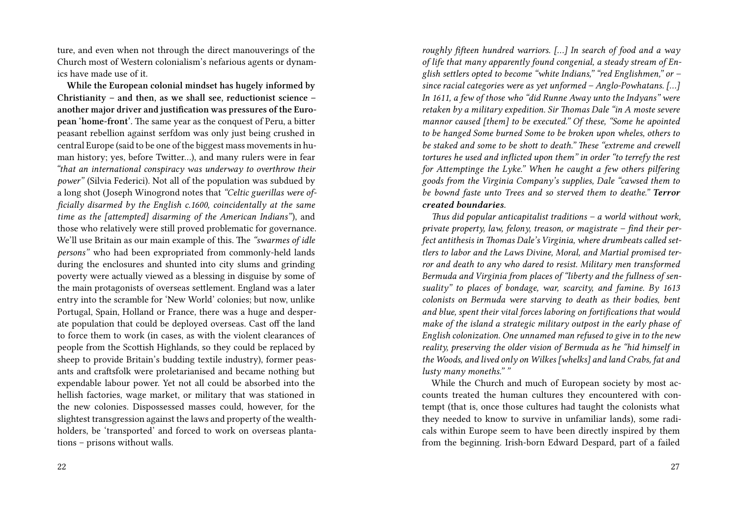ture, and even when not through the direct manouverings of the Church most of Western colonialism's nefarious agents or dynamics have made use of it.

**While the European colonial mindset has hugely informed by Christianity – and then, as we shall see, reductionist science – another major driver and justification was pressures of the European 'home-front'**. The same year as the conquest of Peru, a bitter peasant rebellion against serfdom was only just being crushed in central Europe (said to be one of the biggest mass movements in human history; yes, before Twitter…), and many rulers were in fear *"that an international conspiracy was underway to overthrow their power"* (Silvia Federici). Not all of the population was subdued by a long shot (Joseph Winogrond notes that *"Celtic guerillas were officially disarmed by the English c.1600, coincidentally at the same time as the [attempted] disarming of the American Indians"*), and those who relatively were still proved problematic for governance. We'll use Britain as our main example of this. The *"swarmes of idle persons"* who had been expropriated from commonly-held lands during the enclosures and shunted into city slums and grinding poverty were actually viewed as a blessing in disguise by some of the main protagonists of overseas settlement. England was a later entry into the scramble for 'New World' colonies; but now, unlike Portugal, Spain, Holland or France, there was a huge and desperate population that could be deployed overseas. Cast off the land to force them to work (in cases, as with the violent clearances of people from the Scottish Highlands, so they could be replaced by sheep to provide Britain's budding textile industry), former peasants and craftsfolk were proletarianised and became nothing but expendable labour power. Yet not all could be absorbed into the hellish factories, wage market, or military that was stationed in the new colonies. Dispossessed masses could, however, for the slightest transgression against the laws and property of the wealth-holders, be 'transported' and forced to work on overseas plantations – prisons without walls.

*roughly fifteen hundred warriors. […] In search of food and a way of life that many apparently found congenial, a steady stream of English settlers opted to become "white Indians," "red Englishmen," or – since racial categories were as yet unformed – Anglo-Powhatans. […] In 1611, a few of those who "did Runne Away unto the Indyans" were retaken by a military expedition. Sir Thomas Dale "in A moste severe mannor caused [them] to be executed." Of these, "Some he apointed to be hanged Some burned Some to be broken upon wheles, others to be staked and some to be shott to death." These "extreme and crewell tortures he used and inflicted upon them" in order "to terrefy the rest for Attemptinge the Lyke." When he caught a few others pilfering goods from the Virginia Company's supplies, Dale "cawsed them to be bownd faste unto Trees and so sterved them to deathe."* ***Terror created boundaries****.*

*Thus did popular anticapitalist traditions – a world without work, private property, law, felony, treason, or magistrate – find their perfect antithesis in Thomas Dale's Virginia, where drumbeats called settlers to labor and the Laws Divine, Moral, and Martial promised terror and death to any who dared to resist. Military men transformed Bermuda and Virginia from places of "liberty and the fullness of sensuality" to places of bondage, war, scarcity, and famine. By 1613 colonists on Bermuda were starving to death as their bodies, bent and blue, spent their vital forces laboring on fortifications that would make of the island a strategic military outpost in the early phase of English colonization. One unnamed man refused to give in to the new reality, preserving the older vision of Bermuda as he "hid himself in the Woods, and lived only on Wilkes [whelks] and land Crabs, fat and lusty many moneths." "*

While the Church and much of European society by most accounts treated the human cultures they encountered with contempt (that is, once those cultures had taught the colonists what they needed to know to survive in unfamiliar lands), some radicals within Europe seem to have been directly inspired by them from the beginning. Irish-born Edward Despard, part of a failed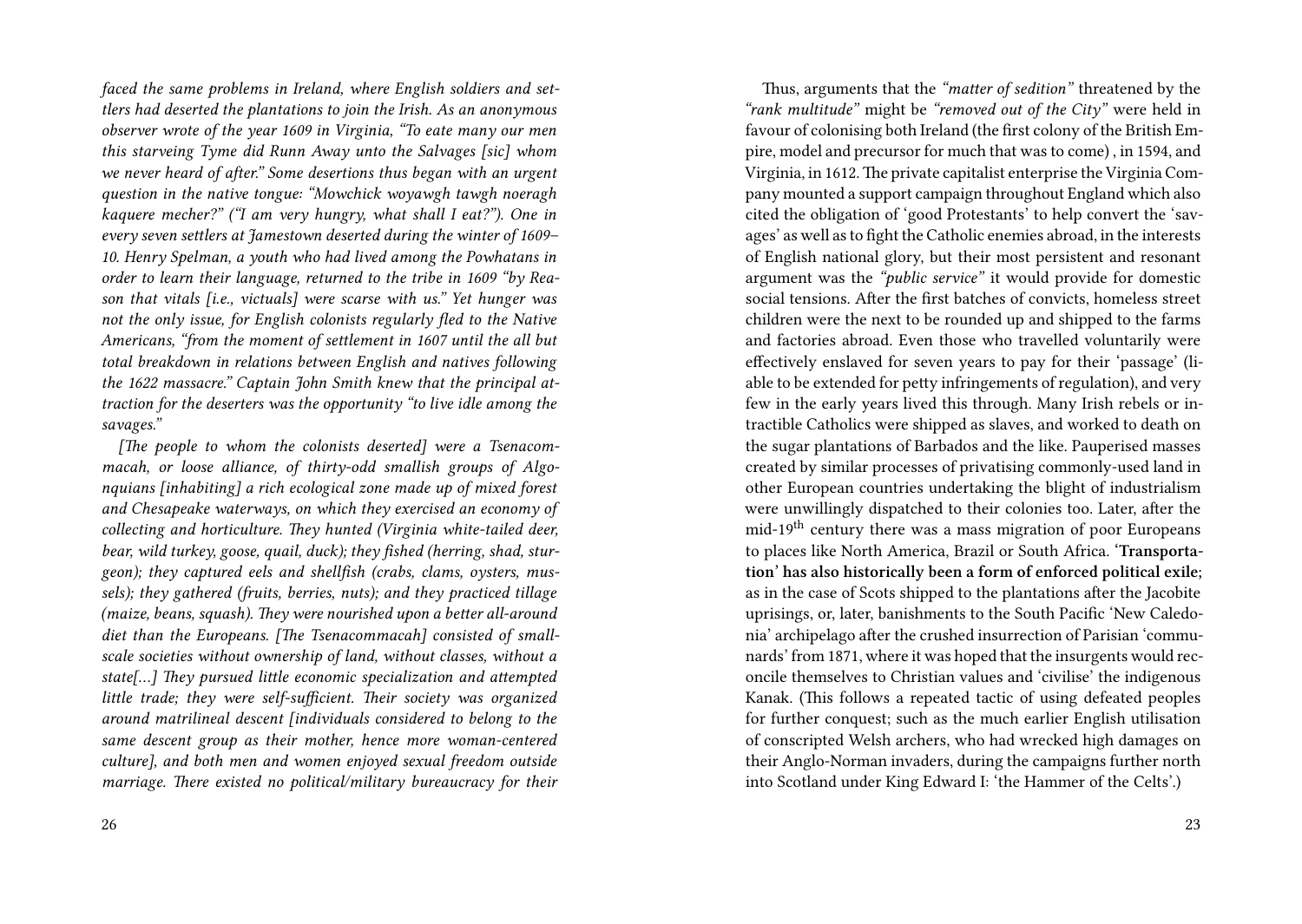*faced the same problems in Ireland, where English soldiers and settlers had deserted the plantations to join the Irish. As an anonymous observer wrote of the year 1609 in Virginia, "To eate many our men this starveing Tyme did Runn Away unto the Salvages [sic] whom we never heard of after." Some desertions thus began with an urgent question in the native tongue: "Mowchick woyawgh tawgh noeragh kaquere mecher?" ("I am very hungry, what shall I eat?"). One in every seven settlers at Jamestown deserted during the winter of 1609–10. Henry Spelman, a youth who had lived among the Powhatans in order to learn their language, returned to the tribe in 1609 "by Reason that vitals [i.e., victuals] were scarse with us." Yet hunger was not the only issue, for English colonists regularly fled to the Native Americans, "from the moment of settlement in 1607 until the all but total breakdown in relations between English and natives following the 1622 massacre." Captain John Smith knew that the principal attraction for the deserters was the opportunity "to live idle among the savages."*

*[The people to whom the colonists deserted] were a Tsenacommacah, or loose alliance, of thirty-odd smallish groups of Algonquians [inhabiting] a rich ecological zone made up of mixed forest and Chesapeake waterways, on which they exercised an economy of collecting and horticulture. They hunted (Virginia white-tailed deer, bear, wild turkey, goose, quail, duck); they fished (herring, shad, sturgeon); they captured eels and shellfish (crabs, clams, oysters, mussels); they gathered (fruits, berries, nuts); and they practiced tillage (maize, beans, squash). They were nourished upon a better all-around diet than the Europeans. [The Tsenacommacah] consisted of small-scale societies without ownership of land, without classes, without a state[…] They pursued little economic specialization and attempted little trade; they were self-sufficient. Their society was organized around matrilineal descent [individuals considered to belong to the same descent group as their mother, hence more woman-centered culture], and both men and women enjoyed sexual freedom outside marriage. There existed no political/military bureaucracy for their*

Thus, arguments that the *"matter of sedition"* threatened by the *"rank multitude"* might be *"removed out of the City"* were held in favour of colonising both Ireland (the first colony of the British Empire, model and precursor for much that was to come) , in 1594, and Virginia, in 1612. The private capitalist enterprise the Virginia Company mounted a support campaign throughout England which also cited the obligation of 'good Protestants' to help convert the 'savages' as well as to fight the Catholic enemies abroad, in the interests of English national glory, but their most persistent and resonant argument was the *"public service"* it would provide for domestic social tensions. After the first batches of convicts, homeless street children were the next to be rounded up and shipped to the farms and factories abroad. Even those who travelled voluntarily were effectively enslaved for seven years to pay for their 'passage' (liable to be extended for petty infringements of regulation), and very few in the early years lived this through. Many Irish rebels or intractible Catholics were shipped as slaves, and worked to death on the sugar plantations of Barbados and the like. Pauperised masses created by similar processes of privatising commonly-used land in other European countries undertaking the blight of industrialism were unwillingly dispatched to their colonies too. Later, after the mid-19th century there was a mass migration of poor Europeans to places like North America, Brazil or South Africa. **'Transportation' has also historically been a form of enforced political exile**; as in the case of Scots shipped to the plantations after the Jacobite uprisings, or, later, banishments to the South Pacific 'New Caledonia' archipelago after the crushed insurrection of Parisian 'communards' from 1871, where it was hoped that the insurgents would reconcile themselves to Christian values and 'civilise' the indigenous Kanak. (This follows a repeated tactic of using defeated peoples for further conquest; such as the much earlier English utilisation of conscripted Welsh archers, who had wrecked high damages on their Anglo-Norman invaders, during the campaigns further north into Scotland under King Edward I: 'the Hammer of the Celts'.)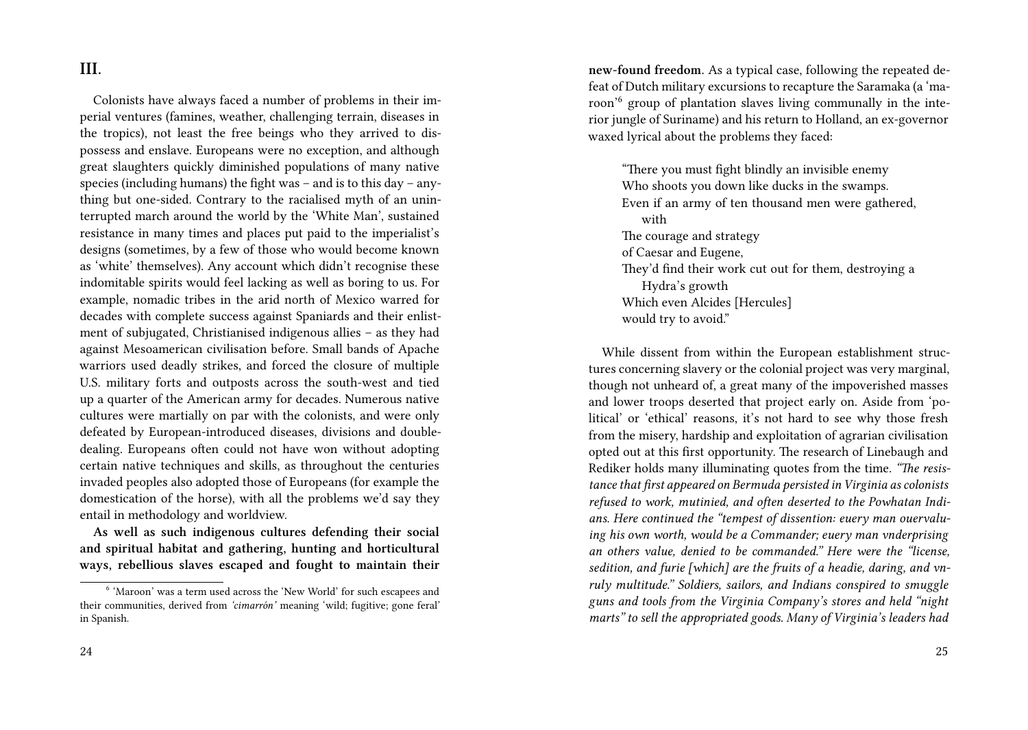## III.

Colonists have always faced a number of problems in their imperial ventures (famines, weather, challenging terrain, diseases in the tropics), not least the free beings who they arrived to dispossess and enslave. Europeans were no exception, and although great slaughters quickly diminished populations of many native species (including humans) the fight was – and is to this day – anything but one-sided. Contrary to the racialised myth of an uninterrupted march around the world by the 'White Man', sustained resistance in many times and places put paid to the imperialist's designs (sometimes, by a few of those who would become known as 'white' themselves). Any account which didn't recognise these indomitable spirits would feel lacking as well as boring to us. For example, nomadic tribes in the arid north of Mexico warred for decades with complete success against Spaniards and their enlistment of subjugated, Christianised indigenous allies – as they had against Mesoamerican civilisation before. Small bands of Apache warriors used deadly strikes, and forced the closure of multiple U.S. military forts and outposts across the south-west and tied up a quarter of the American army for decades. Numerous native cultures were martially on par with the colonists, and were only defeated by European-introduced diseases, divisions and double-dealing. Europeans often could not have won without adopting certain native techniques and skills, as throughout the centuries invaded peoples also adopted those of Europeans (for example the domestication of the horse), with all the problems we'd say they entail in methodology and worldview.

**As well as such indigenous cultures defending their social and spiritual habitat and gathering, hunting and horticultural ways, rebellious slaves escaped and fought to maintain their new-found freedom.** As a typical case, following the repeated defeat of Dutch military excursions to recapture the Saramaka (a 'maroon'[6] group of plantation slaves living communally in the interior jungle of Suriname) and his return to Holland, an ex-governor waxed lyrical about the problems they faced:

> "There you must fight blindly an invisible enemy
> Who shoots you down like ducks in the swamps.
> Even if an army of ten thousand men were gathered, with
> The courage and strategy
> of Caesar and Eugene,
> They'd find their work cut out for them, destroying a Hydra's growth
> Which even Alcides [Hercules]
> would try to avoid."

While dissent from within the European establishment structures concerning slavery or the colonial project was very marginal, though not unheard of, a great many of the impoverished masses and lower troops deserted that project early on. Aside from 'political' or 'ethical' reasons, it's not hard to see why those fresh from the misery, hardship and exploitation of agrarian civilisation opted out at this first opportunity. The research of Linebaugh and Rediker holds many illuminating quotes from the time. *"The resistance that first appeared on Bermuda persisted in Virginia as colonists refused to work, mutinied, and often deserted to the Powhatan Indians. Here continued the "tempest of dissention: euery man ouervaluing his own worth, would be a Commander; euery man vnderprising an others value, denied to be commanded." Here were the "license, sedition, and furie [which] are the fruits of a headie, daring, and vnruly multitude." Soldiers, sailors, and Indians conspired to smuggle guns and tools from the Virginia Company's stores and held "night marts" to sell the appropriated goods. Many of Virginia's leaders had*

[6] 'Maroon' was a term used across the 'New World' for such escapees and their communities, derived from *'cimarrón'* meaning 'wild; fugitive; gone feral' in Spanish.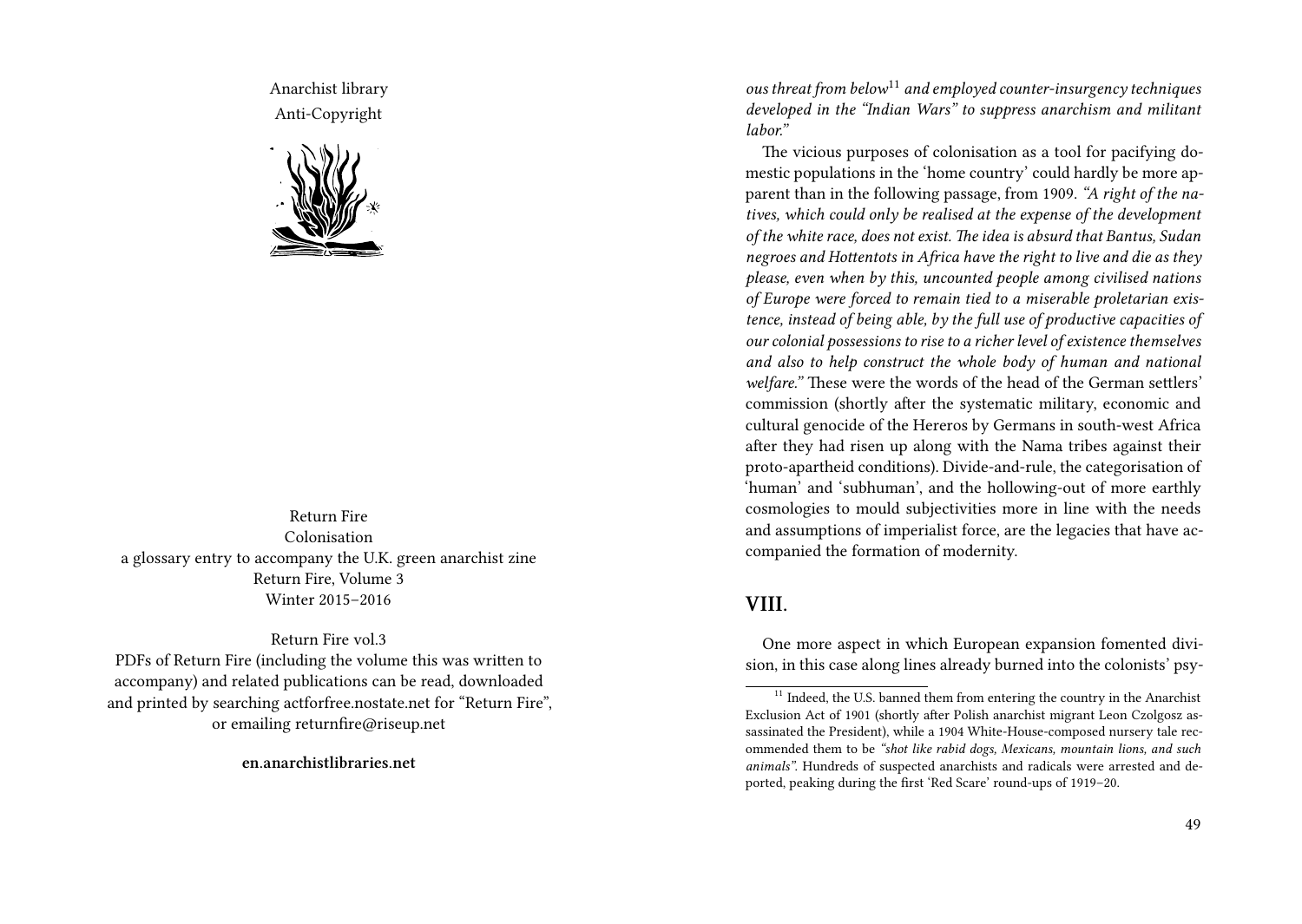Anarchist library
Anti-Copyright

Return Fire
Colonisation
a glossary entry to accompany the U.K. green anarchist zine
Return Fire, Volume 3
Winter 2015–2016

Return Fire vol.3
PDFs of Return Fire (including the volume this was written to accompany) and related publications can be read, downloaded and printed by searching actforfree.nostate.net for "Return Fire", or emailing returnfire@riseup.net

**en.anarchistlibraries.net**

*ous threat from below*[11] *and employed counter-insurgency techniques developed in the "Indian Wars" to suppress anarchism and militant labor."*

The vicious purposes of colonisation as a tool for pacifying domestic populations in the 'home country' could hardly be more apparent than in the following passage, from 1909. *"A right of the natives, which could only be realised at the expense of the development of the white race, does not exist. The idea is absurd that Bantus, Sudan negroes and Hottentots in Africa have the right to live and die as they please, even when by this, uncounted people among civilised nations of Europe were forced to remain tied to a miserable proletarian existence, instead of being able, by the full use of productive capacities of our colonial possessions to rise to a richer level of existence themselves and also to help construct the whole body of human and national welfare."* These were the words of the head of the German settlers' commission (shortly after the systematic military, economic and cultural genocide of the Hereros by Germans in south-west Africa after they had risen up along with the Nama tribes against their proto-apartheid conditions). Divide-and-rule, the categorisation of 'human' and 'subhuman', and the hollowing-out of more earthly cosmologies to mould subjectivities more in line with the needs and assumptions of imperialist force, are the legacies that have accompanied the formation of modernity.

## VIII.

One more aspect in which European expansion fomented division, in this case along lines already burned into the colonists' psy-

[11] Indeed, the U.S. banned them from entering the country in the Anarchist Exclusion Act of 1901 (shortly after Polish anarchist migrant Leon Czolgosz assassinated the President), while a 1904 White-House-composed nursery tale recommended them to be *"shot like rabid dogs, Mexicans, mountain lions, and such animals"*. Hundreds of suspected anarchists and radicals were arrested and deported, peaking during the first 'Red Scare' round-ups of 1919–20.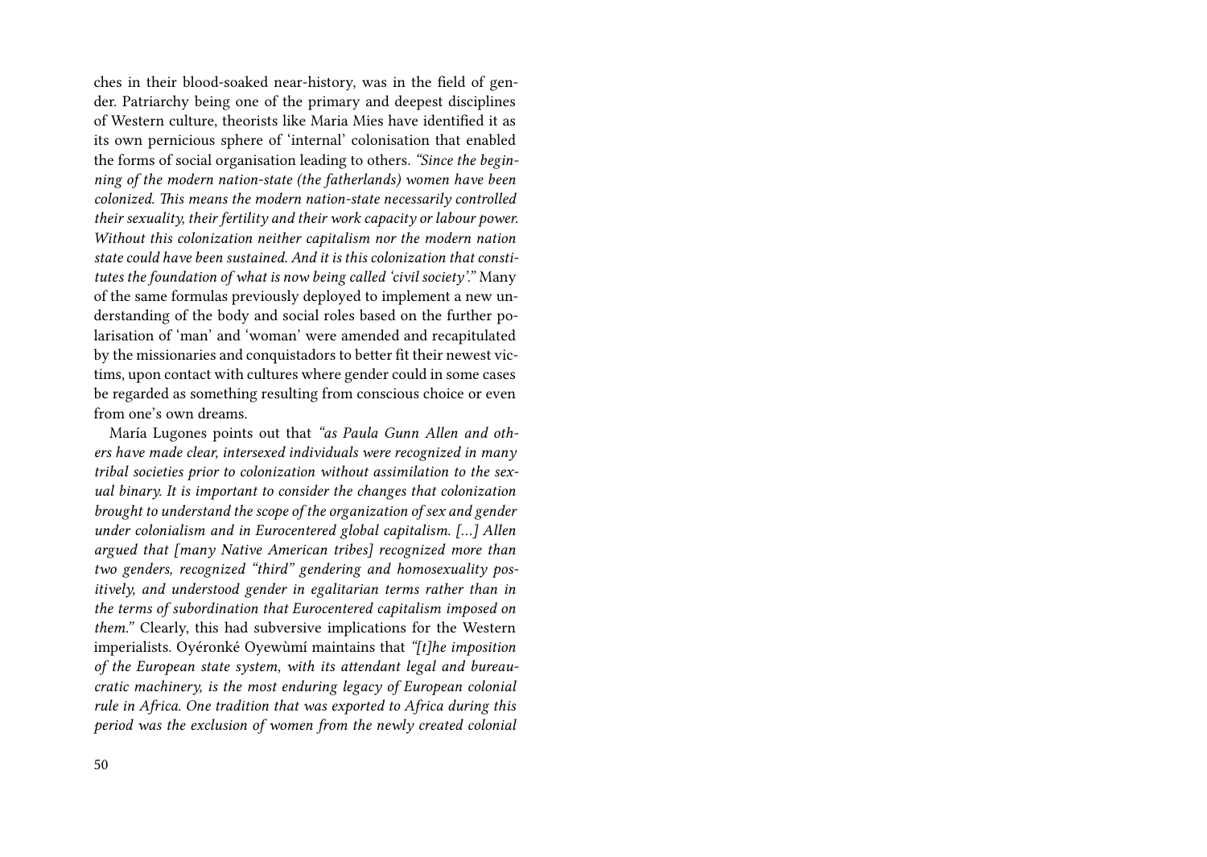ches in their blood-soaked near-history, was in the field of gender. Patriarchy being one of the primary and deepest disciplines of Western culture, theorists like Maria Mies have identified it as its own pernicious sphere of 'internal' colonisation that enabled the forms of social organisation leading to others. *"Since the beginning of the modern nation-state (the fatherlands) women have been colonized. This means the modern nation-state necessarily controlled their sexuality, their fertility and their work capacity or labour power. Without this colonization neither capitalism nor the modern nation state could have been sustained. And it is this colonization that constitutes the foundation of what is now being called 'civil society'."* Many of the same formulas previously deployed to implement a new understanding of the body and social roles based on the further polarisation of 'man' and 'woman' were amended and recapitulated by the missionaries and conquistadors to better fit their newest victims, upon contact with cultures where gender could in some cases be regarded as something resulting from conscious choice or even from one's own dreams.

María Lugones points out that *"as Paula Gunn Allen and others have made clear, intersexed individuals were recognized in many tribal societies prior to colonization without assimilation to the sexual binary. It is important to consider the changes that colonization brought to understand the scope of the organization of sex and gender under colonialism and in Eurocentered global capitalism. […] Allen argued that [many Native American tribes] recognized more than two genders, recognized "third" gendering and homosexuality positively, and understood gender in egalitarian terms rather than in the terms of subordination that Eurocentered capitalism imposed on them."* Clearly, this had subversive implications for the Western imperialists. Oyéronké Oyewùmí maintains that *"[t]he imposition of the European state system, with its attendant legal and bureaucratic machinery, is the most enduring legacy of European colonial rule in Africa. One tradition that was exported to Africa during this period was the exclusion of women from the newly created colonial*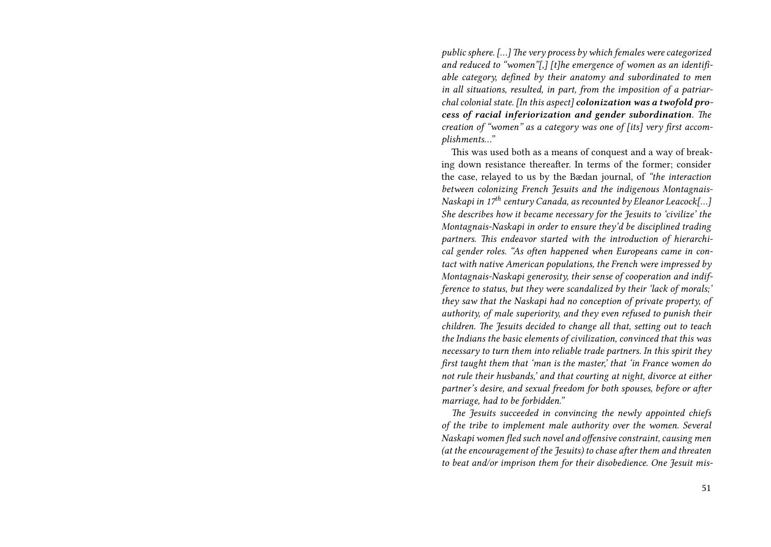*public sphere. […] The very process by which females were categorized and reduced to "women"[,] [t]he emergence of women as an identifiable category, defined by their anatomy and subordinated to men in all situations, resulted, in part, from the imposition of a patriarchal colonial state. [In this aspect]* ***colonization was a twofold process of racial inferiorization and gender subordination****. The creation of "women" as a category was one of [its] very first accomplishments…"*

This was used both as a means of conquest and a way of breaking down resistance thereafter. In terms of the former; consider the case, relayed to us by the Bædan journal, of *"the interaction between colonizing French Jesuits and the indigenous Montagnais-Naskapi in 17th century Canada, as recounted by Eleanor Leacock[…] She describes how it became necessary for the Jesuits to 'civilize' the Montagnais-Naskapi in order to ensure they'd be disciplined trading partners. This endeavor started with the introduction of hierarchical gender roles. "As often happened when Europeans came in contact with native American populations, the French were impressed by Montagnais-Naskapi generosity, their sense of cooperation and indifference to status, but they were scandalized by their 'lack of morals;' they saw that the Naskapi had no conception of private property, of authority, of male superiority, and they even refused to punish their children. The Jesuits decided to change all that, setting out to teach the Indians the basic elements of civilization, convinced that this was necessary to turn them into reliable trade partners. In this spirit they first taught them that 'man is the master,' that 'in France women do not rule their husbands,' and that courting at night, divorce at either partner's desire, and sexual freedom for both spouses, before or after marriage, had to be forbidden."*

*The Jesuits succeeded in convincing the newly appointed chiefs of the tribe to implement male authority over the women. Several Naskapi women fled such novel and offensive constraint, causing men (at the encouragement of the Jesuits) to chase after them and threaten to beat and/or imprison them for their disobedience. One Jesuit mis-*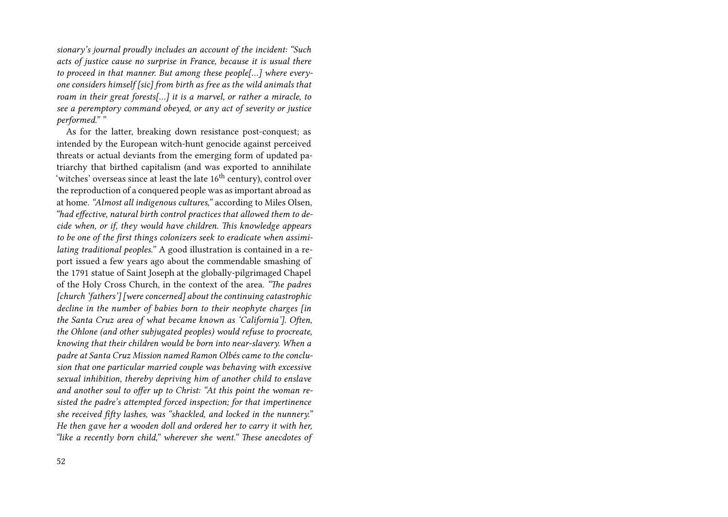*sionary's journal proudly includes an account of the incident: "Such acts of justice cause no surprise in France, because it is usual there to proceed in that manner. But among these people[…] where everyone considers himself [sic] from birth as free as the wild animals that roam in their great forests[…] it is a marvel, or rather a miracle, to see a peremptory command obeyed, or any act of severity or justice performed." "*

As for the latter, breaking down resistance post-conquest; as intended by the European witch-hunt genocide against perceived threats or actual deviants from the emerging form of updated patriarchy that birthed capitalism (and was exported to annihilate 'witches' overseas since at least the late 16th century), control over the reproduction of a conquered people was as important abroad as at home. *"Almost all indigenous cultures,"* according to Miles Olsen, *"had effective, natural birth control practices that allowed them to decide when, or if, they would have children. This knowledge appears to be one of the first things colonizers seek to eradicate when assimilating traditional peoples."* A good illustration is contained in a report issued a few years ago about the commendable smashing of the 1791 statue of Saint Joseph at the globally-pilgrimaged Chapel of the Holy Cross Church, in the context of the area. *"The padres [church 'fathers'] [were concerned] about the continuing catastrophic decline in the number of babies born to their neophyte charges [in the Santa Cruz area of what became known as 'California']. Often, the Ohlone (and other subjugated peoples) would refuse to procreate, knowing that their children would be born into near-slavery. When a padre at Santa Cruz Mission named Ramon Olbés came to the conclusion that one particular married couple was behaving with excessive sexual inhibition, thereby depriving him of another child to enslave and another soul to offer up to Christ: "At this point the woman resisted the padre's attempted forced inspection; for that impertinence she received fifty lashes, was "shackled, and locked in the nunnery." He then gave her a wooden doll and ordered her to carry it with her, "like a recently born child," wherever she went." These anecdotes of*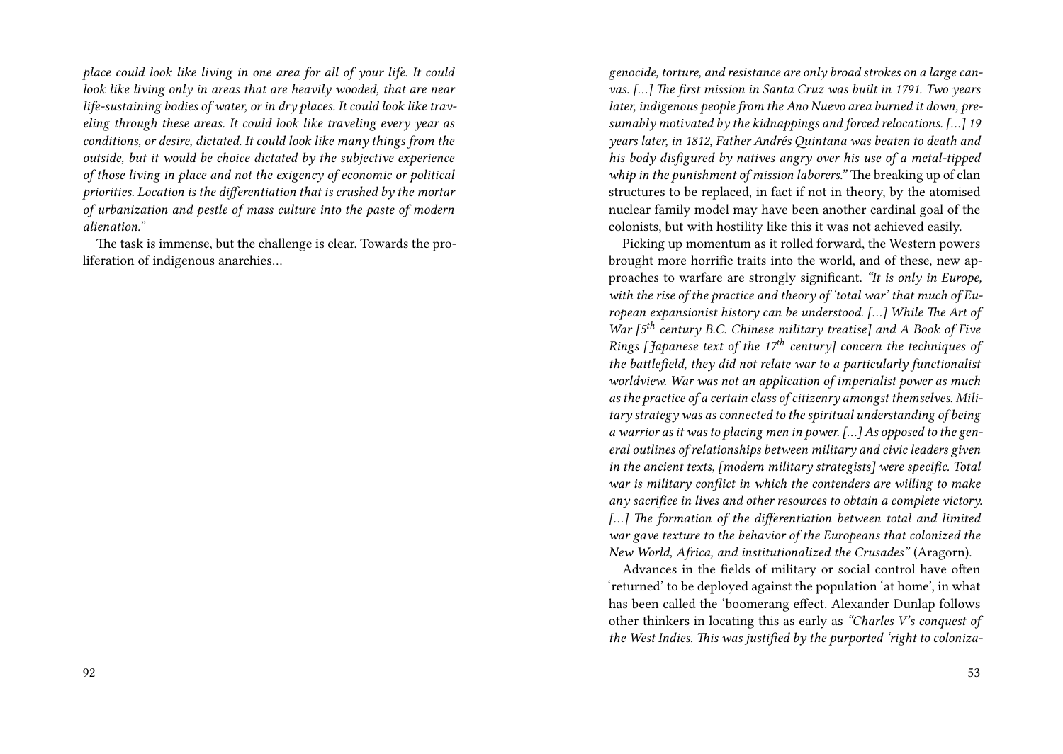*place could look like living in one area for all of your life. It could look like living only in areas that are heavily wooded, that are near life-sustaining bodies of water, or in dry places. It could look like traveling through these areas. It could look like traveling every year as conditions, or desire, dictated. It could look like many things from the outside, but it would be choice dictated by the subjective experience of those living in place and not the exigency of economic or political priorities. Location is the differentiation that is crushed by the mortar of urbanization and pestle of mass culture into the paste of modern alienation."*

The task is immense, but the challenge is clear. Towards the proliferation of indigenous anarchies…

*genocide, torture, and resistance are only broad strokes on a large canvas. […] The first mission in Santa Cruz was built in 1791. Two years later, indigenous people from the Ano Nuevo area burned it down, presumably motivated by the kidnappings and forced relocations. […] 19 years later, in 1812, Father Andrés Quintana was beaten to death and his body disfigured by natives angry over his use of a metal-tipped whip in the punishment of mission laborers."* The breaking up of clan structures to be replaced, in fact if not in theory, by the atomised nuclear family model may have been another cardinal goal of the colonists, but with hostility like this it was not achieved easily.

Picking up momentum as it rolled forward, the Western powers brought more horrific traits into the world, and of these, new approaches to warfare are strongly significant. *"It is only in Europe, with the rise of the practice and theory of 'total war' that much of European expansionist history can be understood. […] While The Art of War [5th century B.C. Chinese military treatise] and A Book of Five Rings [Japanese text of the 17th century] concern the techniques of the battlefield, they did not relate war to a particularly functionalist worldview. War was not an application of imperialist power as much as the practice of a certain class of citizenry amongst themselves. Military strategy was as connected to the spiritual understanding of being a warrior as it was to placing men in power. […] As opposed to the general outlines of relationships between military and civic leaders given in the ancient texts, [modern military strategists] were specific. Total war is military conflict in which the contenders are willing to make any sacrifice in lives and other resources to obtain a complete victory. […] The formation of the differentiation between total and limited war gave texture to the behavior of the Europeans that colonized the New World, Africa, and institutionalized the Crusades"* (Aragorn).

Advances in the fields of military or social control have often 'returned' to be deployed against the population 'at home', in what has been called the 'boomerang effect. Alexander Dunlap follows other thinkers in locating this as early as *"Charles V's conquest of the West Indies. This was justified by the purported 'right to coloniza-*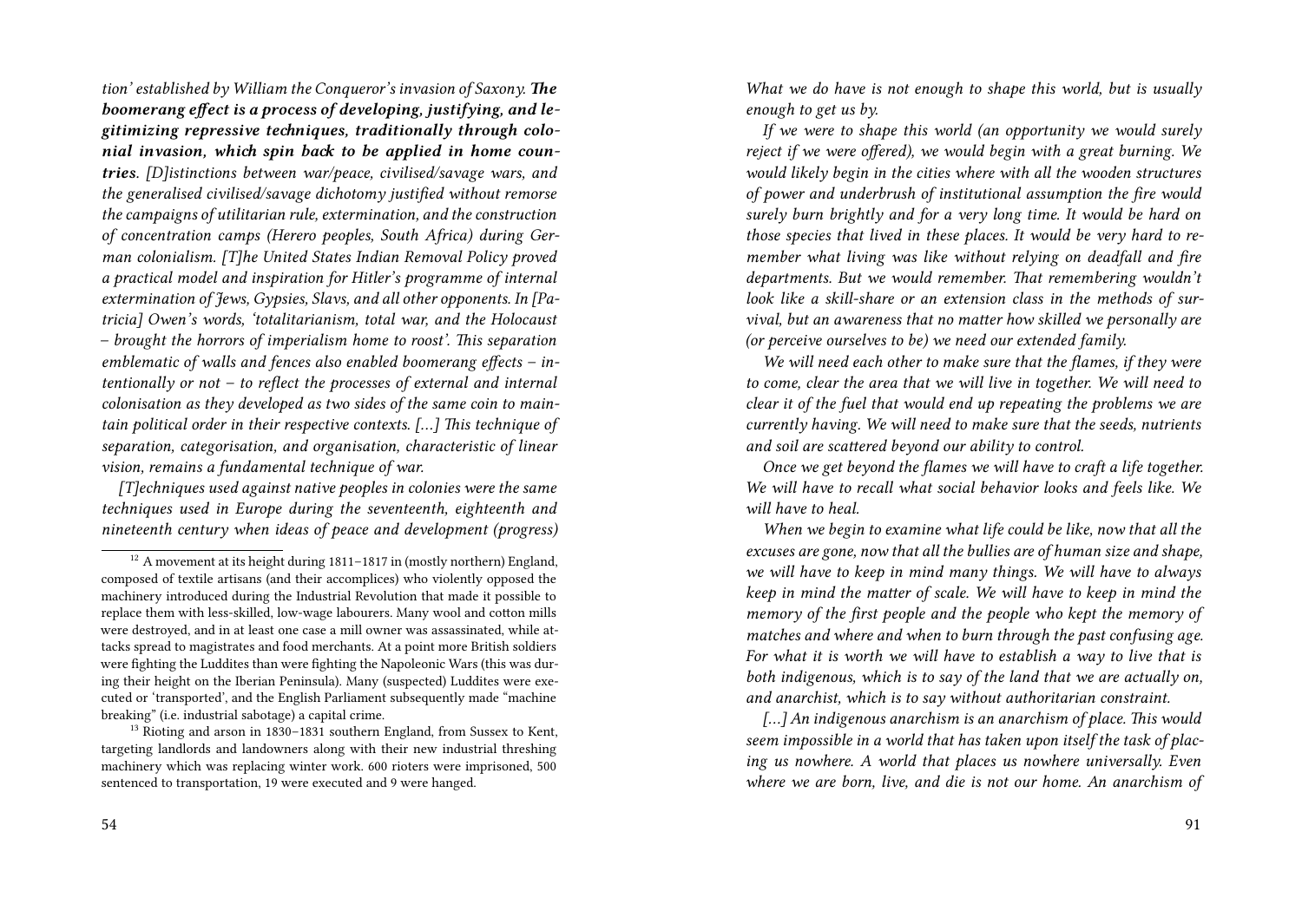*tion' established by William the Conqueror's invasion of Saxony.* ***The boomerang effect is a process of developing, justifying, and legitimizing repressive techniques, traditionally through colonial invasion, which spin back to be applied in home countries.*** *[D]istinctions between war/peace, civilised/savage wars, and the generalised civilised/savage dichotomy justified without remorse the campaigns of utilitarian rule, extermination, and the construction of concentration camps (Herero peoples, South Africa) during German colonialism. [T]he United States Indian Removal Policy proved a practical model and inspiration for Hitler's programme of internal extermination of Jews, Gypsies, Slavs, and all other opponents. In [Patricia] Owen's words, 'totalitarianism, total war, and the Holocaust – brought the horrors of imperialism home to roost'. This separation emblematic of walls and fences also enabled boomerang effects – intentionally or not – to reflect the processes of external and internal colonisation as they developed as two sides of the same coin to maintain political order in their respective contexts. […] This technique of separation, categorisation, and organisation, characteristic of linear vision, remains a fundamental technique of war.*

*[T]echniques used against native peoples in colonies were the same techniques used in Europe during the seventeenth, eighteenth and nineteenth century when ideas of peace and development (progress)*

[12] A movement at its height during 1811–1817 in (mostly northern) England, composed of textile artisans (and their accomplices) who violently opposed the machinery introduced during the Industrial Revolution that made it possible to replace them with less-skilled, low-wage labourers. Many wool and cotton mills were destroyed, and in at least one case a mill owner was assassinated, while attacks spread to magistrates and food merchants. At a point more British soldiers were fighting the Luddites than were fighting the Napoleonic Wars (this was during their height on the Iberian Peninsula). Many (suspected) Luddites were executed or 'transported', and the English Parliament subsequently made "machine breaking" (i.e. industrial sabotage) a capital crime.

[13] Rioting and arson in 1830–1831 southern England, from Sussex to Kent, targeting landlords and landowners along with their new industrial threshing machinery which was replacing winter work. 600 rioters were imprisoned, 500 sentenced to transportation, 19 were executed and 9 were hanged.

*What we do have is not enough to shape this world, but is usually enough to get us by.*

*If we were to shape this world (an opportunity we would surely reject if we were offered), we would begin with a great burning. We would likely begin in the cities where with all the wooden structures of power and underbrush of institutional assumption the fire would surely burn brightly and for a very long time. It would be hard on those species that lived in these places. It would be very hard to remember what living was like without relying on deadfall and fire departments. But we would remember. That remembering wouldn't look like a skill-share or an extension class in the methods of survival, but an awareness that no matter how skilled we personally are (or perceive ourselves to be) we need our extended family.*

*We will need each other to make sure that the flames, if they were to come, clear the area that we will live in together. We will need to clear it of the fuel that would end up repeating the problems we are currently having. We will need to make sure that the seeds, nutrients and soil are scattered beyond our ability to control.*

*Once we get beyond the flames we will have to craft a life together. We will have to recall what social behavior looks and feels like. We will have to heal.*

*When we begin to examine what life could be like, now that all the excuses are gone, now that all the bullies are of human size and shape, we will have to keep in mind many things. We will have to always keep in mind the matter of scale. We will have to keep in mind the memory of the first people and the people who kept the memory of matches and where and when to burn through the past confusing age. For what it is worth we will have to establish a way to live that is both indigenous, which is to say of the land that we are actually on, and anarchist, which is to say without authoritarian constraint.*

*[…] An indigenous anarchism is an anarchism of place. This would seem impossible in a world that has taken upon itself the task of placing us nowhere. A world that places us nowhere universally. Even where we are born, live, and die is not our home. An anarchism of*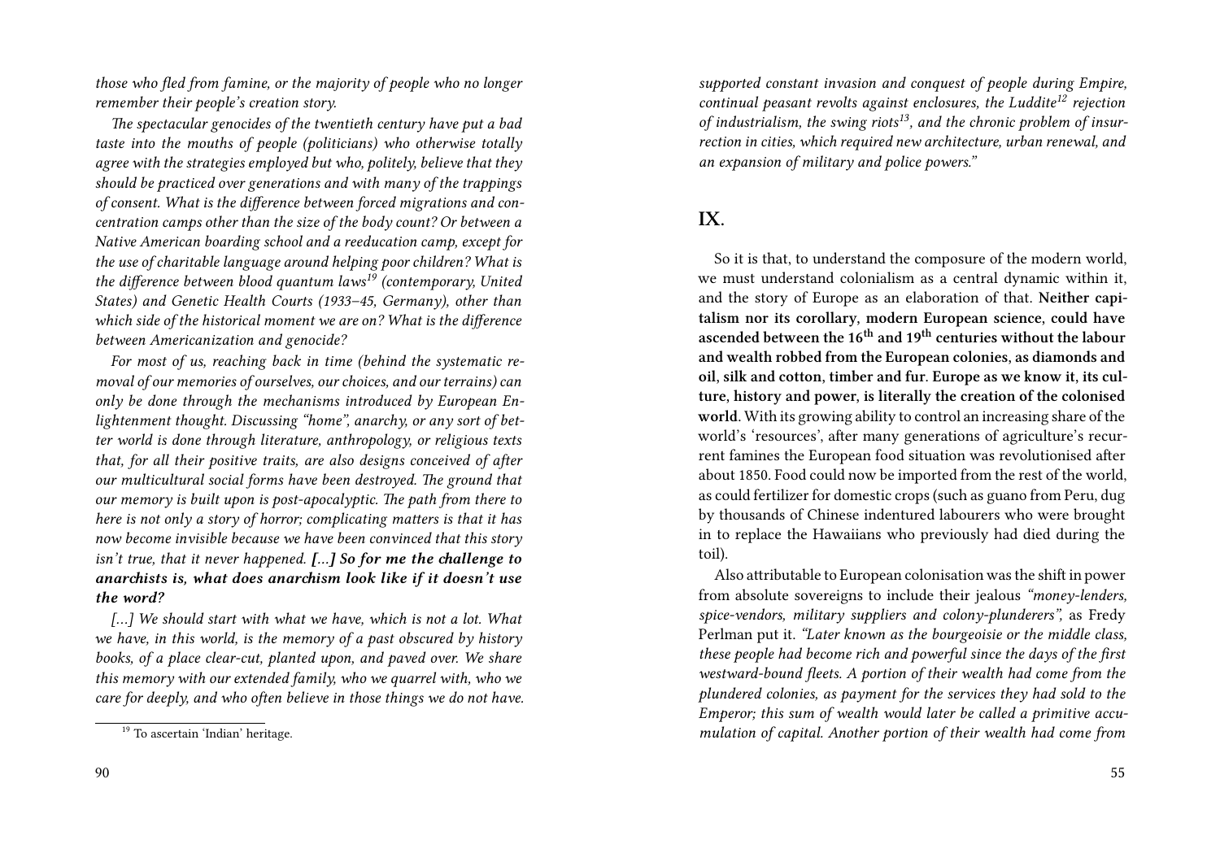*those who fled from famine, or the majority of people who no longer remember their people's creation story.*

*The spectacular genocides of the twentieth century have put a bad taste into the mouths of people (politicians) who otherwise totally agree with the strategies employed but who, politely, believe that they should be practiced over generations and with many of the trappings of consent. What is the difference between forced migrations and concentration camps other than the size of the body count? Or between a Native American boarding school and a reeducation camp, except for the use of charitable language around helping poor children? What is the difference between blood quantum laws[19] (contemporary, United States) and Genetic Health Courts (1933–45, Germany), other than which side of the historical moment we are on? What is the difference between Americanization and genocide?*

*For most of us, reaching back in time (behind the systematic removal of our memories of ourselves, our choices, and our terrains) can only be done through the mechanisms introduced by European Enlightenment thought. Discussing "home", anarchy, or any sort of better world is done through literature, anthropology, or religious texts that, for all their positive traits, are also designs conceived of after our multicultural social forms have been destroyed. The ground that our memory is built upon is post-apocalyptic. The path from there to here is not only a story of horror; complicating matters is that it has now become invisible because we have been convinced that this story isn't true, that it never happened.* ***[…] So for me the challenge to anarchists is, what does anarchism look like if it doesn't use the word?***

*[…] We should start with what we have, which is not a lot. What we have, in this world, is the memory of a past obscured by history books, of a place clear-cut, planted upon, and paved over. We share this memory with our extended family, who we quarrel with, who we care for deeply, and who often believe in those things we do not have.*

[19] To ascertain 'Indian' heritage.

*supported constant invasion and conquest of people during Empire, continual peasant revolts against enclosures, the Luddite[12] rejection of industrialism, the swing riots[13], and the chronic problem of insurrection in cities, which required new architecture, urban renewal, and an expansion of military and police powers."*

## IX.

So it is that, to understand the composure of the modern world, we must understand colonialism as a central dynamic within it, and the story of Europe as an elaboration of that. **Neither capitalism nor its corollary, modern European science, could have ascended between the 16th and 19th centuries without the labour and wealth robbed from the European colonies, as diamonds and oil, silk and cotton, timber and fur. Europe as we know it, its culture, history and power, is literally the creation of the colonised world.** With its growing ability to control an increasing share of the world's 'resources', after many generations of agriculture's recurrent famines the European food situation was revolutionised after about 1850. Food could now be imported from the rest of the world, as could fertilizer for domestic crops (such as guano from Peru, dug by thousands of Chinese indentured labourers who were brought in to replace the Hawaiians who previously had died during the toil).

Also attributable to European colonisation was the shift in power from absolute sovereigns to include their jealous *"money-lenders, spice-vendors, military suppliers and colony-plunderers",* as Fredy Perlman put it. *"Later known as the bourgeoisie or the middle class, these people had become rich and powerful since the days of the first westward-bound fleets. A portion of their wealth had come from the plundered colonies, as payment for the services they had sold to the Emperor; this sum of wealth would later be called a primitive accumulation of capital. Another portion of their wealth had come from*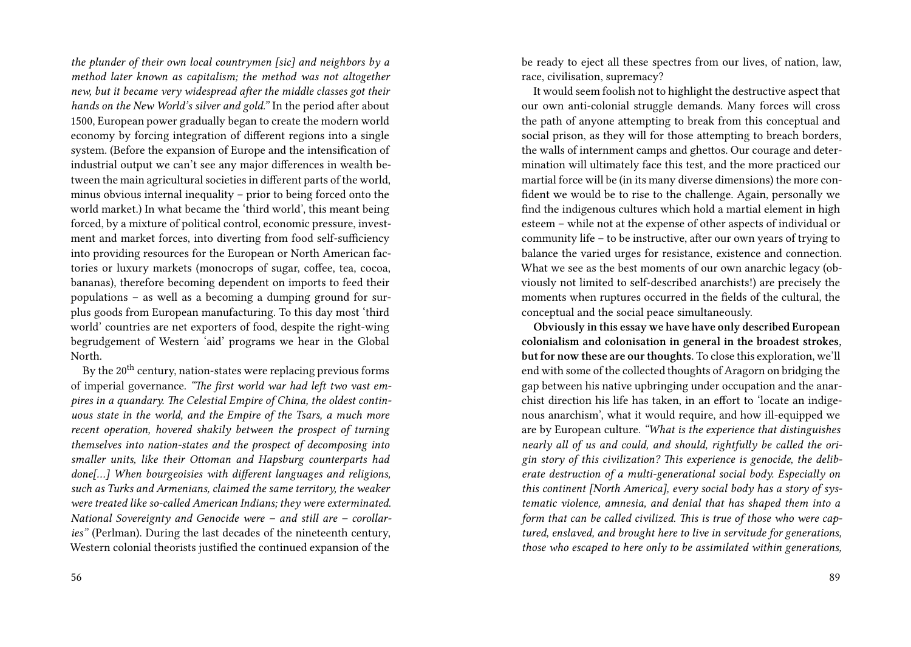*the plunder of their own local countrymen [sic] and neighbors by a method later known as capitalism; the method was not altogether new, but it became very widespread after the middle classes got their hands on the New World's silver and gold."* In the period after about 1500, European power gradually began to create the modern world economy by forcing integration of different regions into a single system. (Before the expansion of Europe and the intensification of industrial output we can't see any major differences in wealth between the main agricultural societies in different parts of the world, minus obvious internal inequality – prior to being forced onto the world market.) In what became the 'third world', this meant being forced, by a mixture of political control, economic pressure, investment and market forces, into diverting from food self-sufficiency into providing resources for the European or North American factories or luxury markets (monocrops of sugar, coffee, tea, cocoa, bananas), therefore becoming dependent on imports to feed their populations – as well as a becoming a dumping ground for surplus goods from European manufacturing. To this day most 'third world' countries are net exporters of food, despite the right-wing begrudgement of Western 'aid' programs we hear in the Global North.

By the 20th century, nation-states were replacing previous forms of imperial governance. *"The first world war had left two vast empires in a quandary. The Celestial Empire of China, the oldest continuous state in the world, and the Empire of the Tsars, a much more recent operation, hovered shakily between the prospect of turning themselves into nation-states and the prospect of decomposing into smaller units, like their Ottoman and Hapsburg counterparts had done[…] When bourgeoisies with different languages and religions, such as Turks and Armenians, claimed the same territory, the weaker were treated like so-called American Indians; they were exterminated. National Sovereignty and Genocide were – and still are – corollaries"* (Perlman). During the last decades of the nineteenth century, Western colonial theorists justified the continued expansion of the

be ready to eject all these spectres from our lives, of nation, law, race, civilisation, supremacy?

It would seem foolish not to highlight the destructive aspect that our own anti-colonial struggle demands. Many forces will cross the path of anyone attempting to break from this conceptual and social prison, as they will for those attempting to breach borders, the walls of internment camps and ghettos. Our courage and determination will ultimately face this test, and the more practiced our martial force will be (in its many diverse dimensions) the more confident we would be to rise to the challenge. Again, personally we find the indigenous cultures which hold a martial element in high esteem – while not at the expense of other aspects of individual or community life – to be instructive, after our own years of trying to balance the varied urges for resistance, existence and connection. What we see as the best moments of our own anarchic legacy (obviously not limited to self-described anarchists!) are precisely the moments when ruptures occurred in the fields of the cultural, the conceptual and the social peace simultaneously.

**Obviously in this essay we have have only described European colonialism and colonisation in general in the broadest strokes, but for now these are our thoughts**. To close this exploration, we'll end with some of the collected thoughts of Aragorn on bridging the gap between his native upbringing under occupation and the anarchist direction his life has taken, in an effort to 'locate an indigenous anarchism', what it would require, and how ill-equipped we are by European culture. *"What is the experience that distinguishes nearly all of us and could, and should, rightfully be called the origin story of this civilization? This experience is genocide, the deliberate destruction of a multi-generational social body. Especially on this continent [North America], every social body has a story of systematic violence, amnesia, and denial that has shaped them into a form that can be called civilized. This is true of those who were captured, enslaved, and brought here to live in servitude for generations, those who escaped to here only to be assimilated within generations,*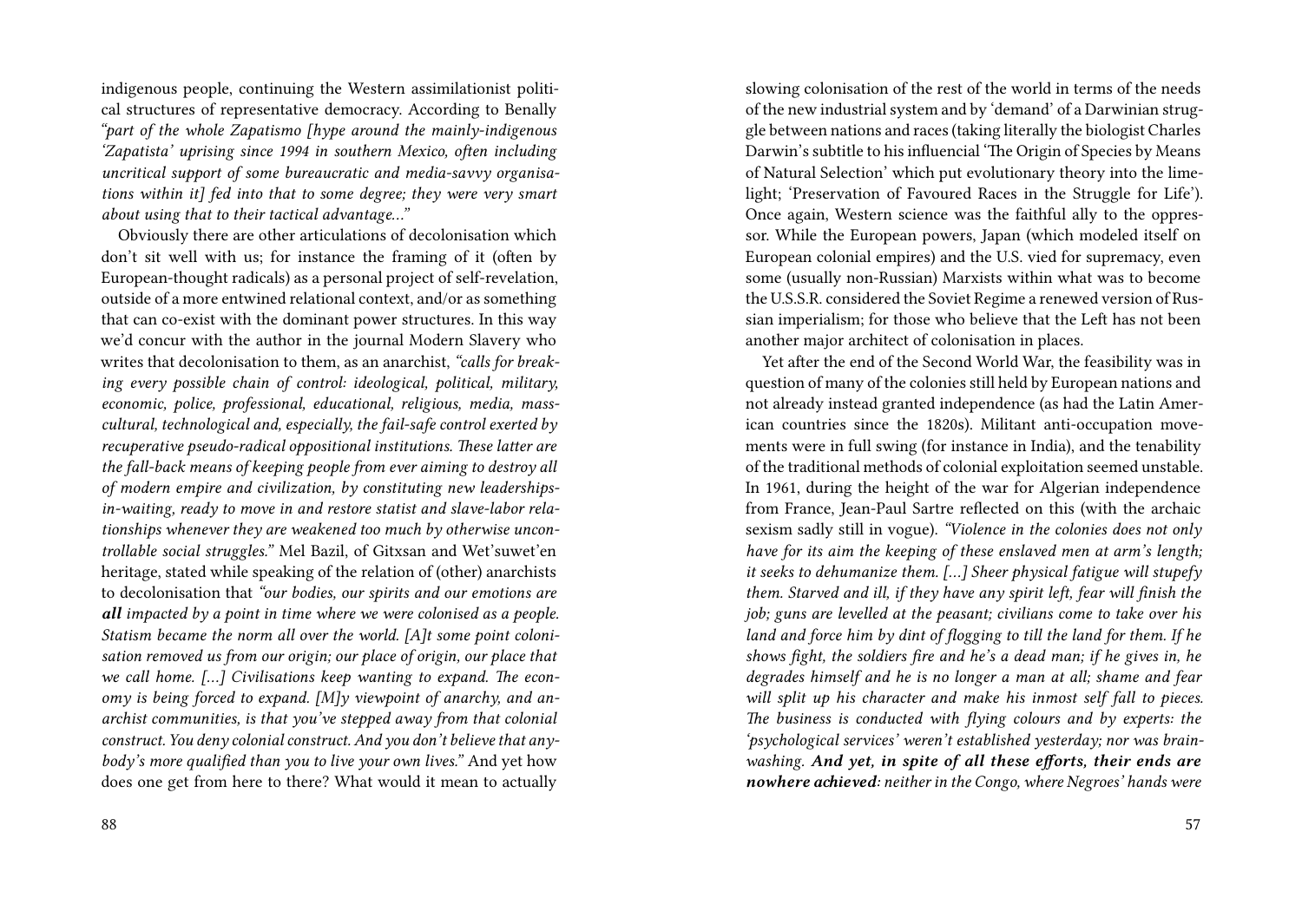indigenous people, continuing the Western assimilationist political structures of representative democracy. According to Benally *"part of the whole Zapatismo [hype around the mainly-indigenous 'Zapatista' uprising since 1994 in southern Mexico, often including uncritical support of some bureaucratic and media-savvy organisations within it] fed into that to some degree; they were very smart about using that to their tactical advantage..."*

Obviously there are other articulations of decolonisation which don't sit well with us; for instance the framing of it (often by European-thought radicals) as a personal project of self-revelation, outside of a more entwined relational context, and/or as something that can co-exist with the dominant power structures. In this way we'd concur with the author in the journal Modern Slavery who writes that decolonisation to them, as an anarchist, *"calls for breaking every possible chain of control: ideological, political, military, economic, police, professional, educational, religious, media, mass-cultural, technological and, especially, the fail-safe control exerted by recuperative pseudo-radical oppositional institutions. These latter are the fall-back means of keeping people from ever aiming to destroy all of modern empire and civilization, by constituting new leaderships-in-waiting, ready to move in and restore statist and slave-labor relationships whenever they are weakened too much by otherwise uncontrollable social struggles."* Mel Bazil, of Gitxsan and Wet'suwet'en heritage, stated while speaking of the relation of (other) anarchists to decolonisation that *"our bodies, our spirits and our emotions are **all** impacted by a point in time where we were colonised as a people. Statism became the norm all over the world. [A]t some point colonisation removed us from our origin; our place of origin, our place that we call home. [...] Civilisations keep wanting to expand. The economy is being forced to expand. [M]y viewpoint of anarchy, and anarchist communities, is that you've stepped away from that colonial construct. You deny colonial construct. And you don't believe that anybody's more qualified than you to live your own lives."* And yet how does one get from here to there? What would it mean to actually

slowing colonisation of the rest of the world in terms of the needs of the new industrial system and by 'demand' of a Darwinian struggle between nations and races (taking literally the biologist Charles Darwin's subtitle to his influencial 'The Origin of Species by Means of Natural Selection' which put evolutionary theory into the limelight; 'Preservation of Favoured Races in the Struggle for Life'). Once again, Western science was the faithful ally to the oppressor. While the European powers, Japan (which modeled itself on European colonial empires) and the U.S. vied for supremacy, even some (usually non-Russian) Marxists within what was to become the U.S.S.R. considered the Soviet Regime a renewed version of Russian imperialism; for those who believe that the Left has not been another major architect of colonisation in places.

Yet after the end of the Second World War, the feasibility was in question of many of the colonies still held by European nations and not already instead granted independence (as had the Latin American countries since the 1820s). Militant anti-occupation movements were in full swing (for instance in India), and the tenability of the traditional methods of colonial exploitation seemed unstable. In 1961, during the height of the war for Algerian independence from France, Jean-Paul Sartre reflected on this (with the archaic sexism sadly still in vogue). *"Violence in the colonies does not only have for its aim the keeping of these enslaved men at arm's length; it seeks to dehumanize them. [...] Sheer physical fatigue will stupefy them. Starved and ill, if they have any spirit left, fear will finish the job; guns are levelled at the peasant; civilians come to take over his land and force him by dint of flogging to till the land for them. If he shows fight, the soldiers fire and he's a dead man; if he gives in, he degrades himself and he is no longer a man at all; shame and fear will split up his character and make his inmost self fall to pieces. The business is conducted with flying colours and by experts: the 'psychological services' weren't established yesterday; nor was brainwashing.* ***And yet, in spite of all these efforts, their ends are nowhere achieved****: neither in the Congo, where Negroes' hands were*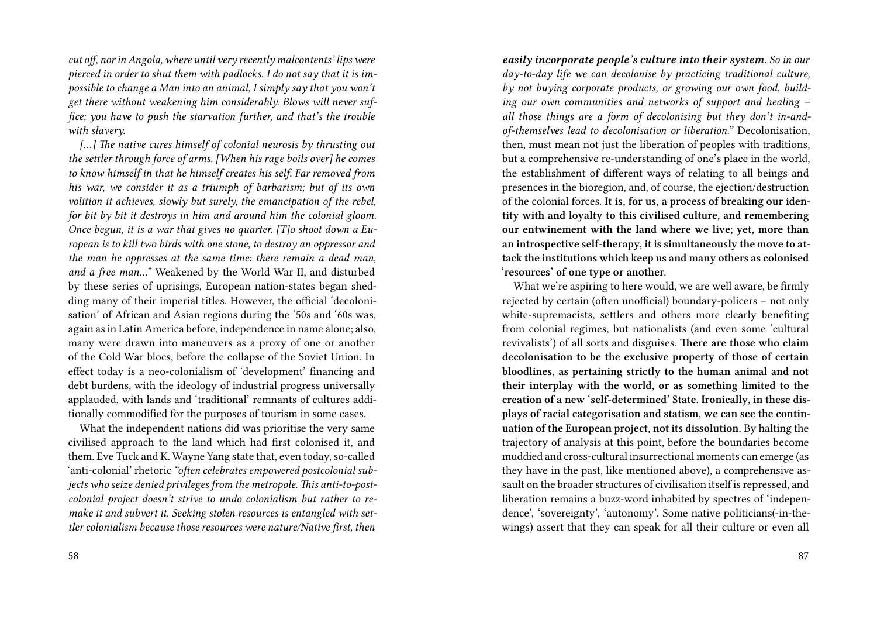*cut off, nor in Angola, where until very recently malcontents' lips were pierced in order to shut them with padlocks. I do not say that it is impossible to change a Man into an animal, I simply say that you won't get there without weakening him considerably. Blows will never suffice; you have to push the starvation further, and that's the trouble with slavery.*

*[…] The native cures himself of colonial neurosis by thrusting out the settler through force of arms. [When his rage boils over] he comes to know himself in that he himself creates his self. Far removed from his war, we consider it as a triumph of barbarism; but of its own volition it achieves, slowly but surely, the emancipation of the rebel, for bit by bit it destroys in him and around him the colonial gloom. Once begun, it is a war that gives no quarter. [T]o shoot down a European is to kill two birds with one stone, to destroy an oppressor and the man he oppresses at the same time: there remain a dead man, and a free man…"* Weakened by the World War II, and disturbed by these series of uprisings, European nation-states began shedding many of their imperial titles. However, the official 'decolonisation' of African and Asian regions during the '50s and '60s was, again as in Latin America before, independence in name alone; also, many were drawn into maneuvers as a proxy of one or another of the Cold War blocs, before the collapse of the Soviet Union. In effect today is a neo-colonialism of 'development' financing and debt burdens, with the ideology of industrial progress universally applauded, with lands and 'traditional' remnants of cultures additionally commodified for the purposes of tourism in some cases.

What the independent nations did was prioritise the very same civilised approach to the land which had first colonised it, and them. Eve Tuck and K. Wayne Yang state that, even today, so-called 'anti-colonial' rhetoric *"often celebrates empowered postcolonial subjects who seize denied privileges from the metropole. This anti-to-postcolonial project doesn't strive to undo colonialism but rather to remake it and subvert it. Seeking stolen resources is entangled with settler colonialism because those resources were nature/Native first, then*

***easily incorporate people's culture into their system****. So in our day-to-day life we can decolonise by practicing traditional culture, by not buying corporate products, or growing our own food, building our own communities and networks of support and healing – all those things are a form of decolonising but they don't in-and-of-themselves lead to decolonisation or liberation."* Decolonisation, then, must mean not just the liberation of peoples with traditions, but a comprehensive re-understanding of one's place in the world, the establishment of different ways of relating to all beings and presences in the bioregion, and, of course, the ejection/destruction of the colonial forces. **It is, for us, a process of breaking our identity with and loyalty to this civilised culture, and remembering our entwinement with the land where we live; yet, more than an introspective self-therapy, it is simultaneously the move to attack the institutions which keep us and many others as colonised 'resources' of one type or another.**

What we're aspiring to here would, we are well aware, be firmly rejected by certain (often unofficial) boundary-policers – not only white-supremacists, settlers and others more clearly benefiting from colonial regimes, but nationalists (and even some 'cultural revivalists') of all sorts and disguises. **There are those who claim decolonisation to be the exclusive property of those of certain bloodlines, as pertaining strictly to the human animal and not their interplay with the world, or as something limited to the creation of a new 'self-determined' State. Ironically, in these displays of racial categorisation and statism, we can see the continuation of the European project, not its dissolution.** By halting the trajectory of analysis at this point, before the boundaries become muddied and cross-cultural insurrectional moments can emerge (as they have in the past, like mentioned above), a comprehensive assault on the broader structures of civilisation itself is repressed, and liberation remains a buzz-word inhabited by spectres of 'independence', 'sovereignty', 'autonomy'. Some native politicians(-in-the-wings) assert that they can speak for all their culture or even all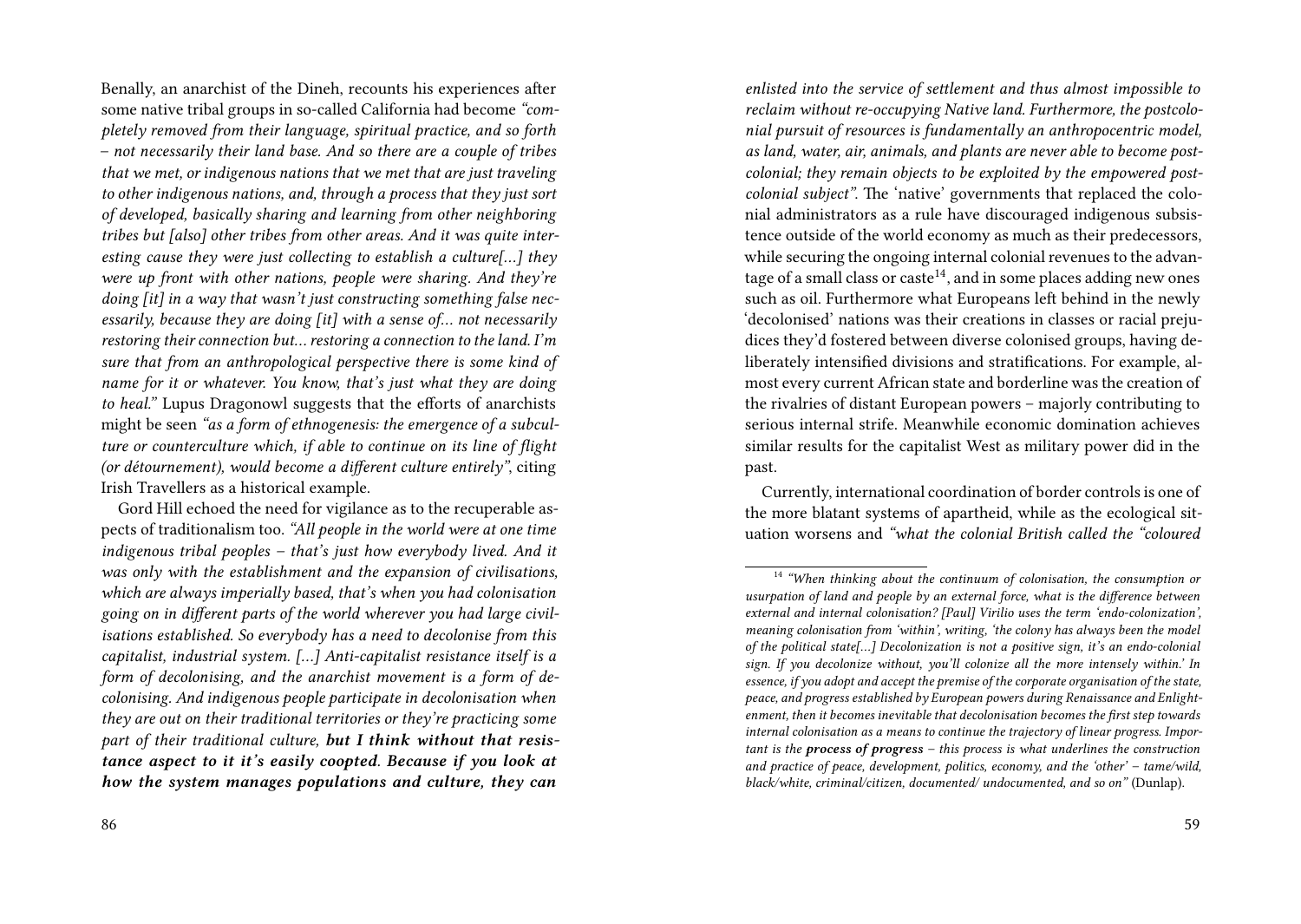Benally, an anarchist of the Dineh, recounts his experiences after some native tribal groups in so-called California had become *"completely removed from their language, spiritual practice, and so forth – not necessarily their land base. And so there are a couple of tribes that we met, or indigenous nations that we met that are just traveling to other indigenous nations, and, through a process that they just sort of developed, basically sharing and learning from other neighboring tribes but [also] other tribes from other areas. And it was quite interesting cause they were just collecting to establish a culture[…] they were up front with other nations, people were sharing. And they're doing [it] in a way that wasn't just constructing something false necessarily, because they are doing [it] with a sense of… not necessarily restoring their connection but… restoring a connection to the land. I'm sure that from an anthropological perspective there is some kind of name for it or whatever. You know, that's just what they are doing to heal."* Lupus Dragonowl suggests that the efforts of anarchists might be seen *"as a form of ethnogenesis: the emergence of a subculture or counterculture which, if able to continue on its line of flight (or détournement), would become a different culture entirely"*, citing Irish Travellers as a historical example.

Gord Hill echoed the need for vigilance as to the recuperable aspects of traditionalism too. *"All people in the world were at one time indigenous tribal peoples – that's just how everybody lived. And it was only with the establishment and the expansion of civilisations, which are always imperially based, that's when you had colonisation going on in different parts of the world wherever you had large civilisations established. So everybody has a need to decolonise from this capitalist, industrial system. […] Anti-capitalist resistance itself is a form of decolonising, and the anarchist movement is a form of decolonising. And indigenous people participate in decolonisation when they are out on their traditional territories or they're practicing some part of their traditional culture, **but I think without that resistance aspect to it it's easily coopted. Because if you look at how the system manages populations and culture, they can***

*enlisted into the service of settlement and thus almost impossible to reclaim without re-occupying Native land. Furthermore, the postcolonial pursuit of resources is fundamentally an anthropocentric model, as land, water, air, animals, and plants are never able to become postcolonial; they remain objects to be exploited by the empowered postcolonial subject".* The 'native' governments that replaced the colonial administrators as a rule have discouraged indigenous subsistence outside of the world economy as much as their predecessors, while securing the ongoing internal colonial revenues to the advantage of a small class or caste[14], and in some places adding new ones such as oil. Furthermore what Europeans left behind in the newly 'decolonised' nations was their creations in classes or racial prejudices they'd fostered between diverse colonised groups, having deliberately intensified divisions and stratifications. For example, almost every current African state and borderline was the creation of the rivalries of distant European powers – majorly contributing to serious internal strife. Meanwhile economic domination achieves similar results for the capitalist West as military power did in the past.

Currently, international coordination of border controls is one of the more blatant systems of apartheid, while as the ecological situation worsens and *"what the colonial British called the "coloured*

[14] *"When thinking about the continuum of colonisation, the consumption or usurpation of land and people by an external force, what is the difference between external and internal colonisation? [Paul] Virilio uses the term 'endo-colonization', meaning colonisation from 'within', writing, 'the colony has always been the model of the political state[…] Decolonization is not a positive sign, it's an endo-colonial sign. If you decolonize without, you'll colonize all the more intensely within.' In essence, if you adopt and accept the premise of the corporate organisation of the state, peace, and progress established by European powers during Renaissance and Enlightenment, then it becomes inevitable that decolonisation becomes the first step towards internal colonisation as a means to continue the trajectory of linear progress. Important is the **process of progress** – this process is what underlines the construction and practice of peace, development, politics, economy, and the 'other' – tame/wild, black/white, criminal/citizen, documented/ undocumented, and so on"* (Dunlap).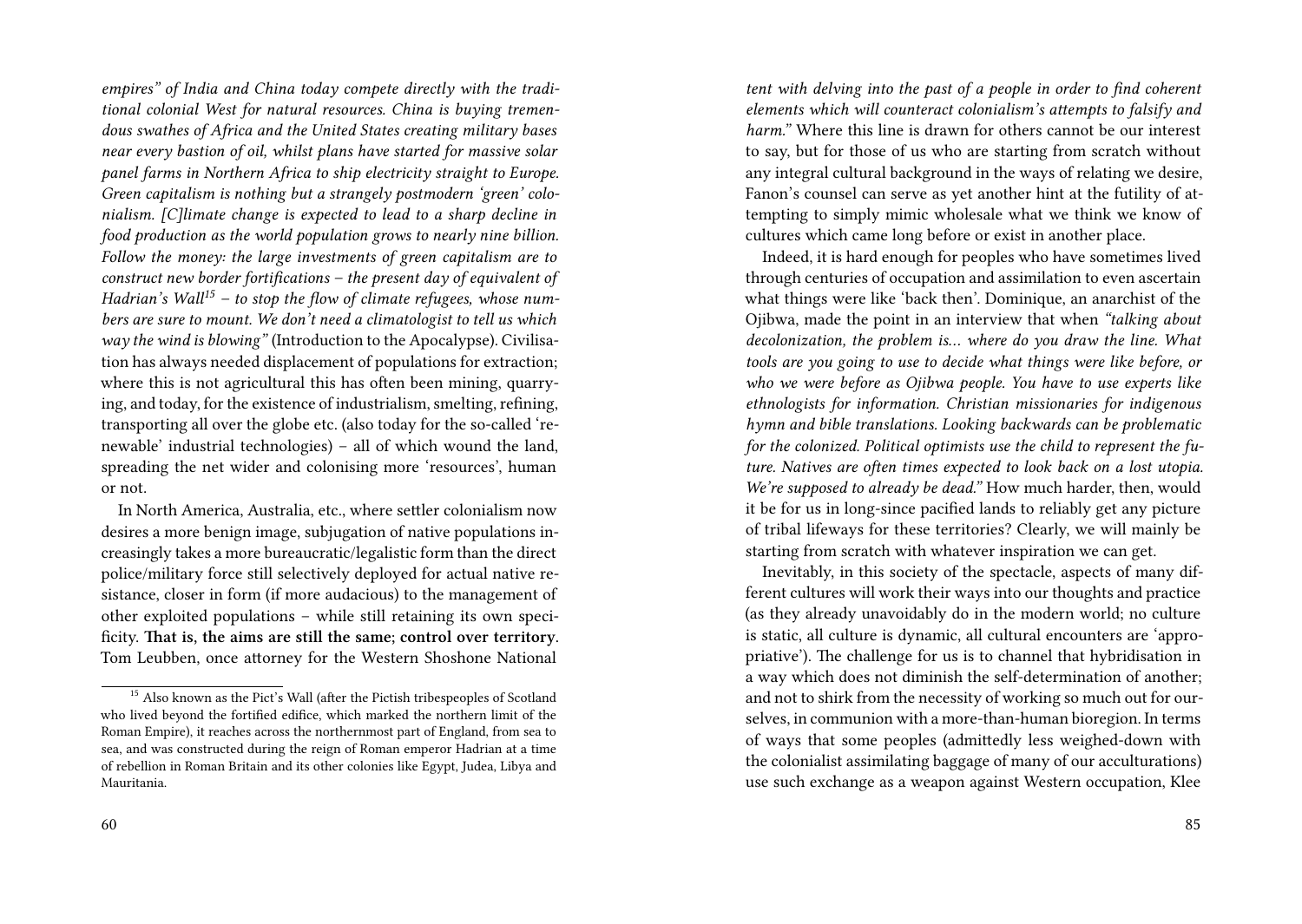*empires" of India and China today compete directly with the traditional colonial West for natural resources. China is buying tremendous swathes of Africa and the United States creating military bases near every bastion of oil, whilst plans have started for massive solar panel farms in Northern Africa to ship electricity straight to Europe. Green capitalism is nothing but a strangely postmodern 'green' colonialism. [C]limate change is expected to lead to a sharp decline in food production as the world population grows to nearly nine billion. Follow the money: the large investments of green capitalism are to construct new border fortifications – the present day of equivalent of Hadrian's Wall*[15] *– to stop the flow of climate refugees, whose numbers are sure to mount. We don't need a climatologist to tell us which way the wind is blowing"* (Introduction to the Apocalypse). Civilisation has always needed displacement of populations for extraction; where this is not agricultural this has often been mining, quarrying, and today, for the existence of industrialism, smelting, refining, transporting all over the globe etc. (also today for the so-called 'renewable' industrial technologies) – all of which wound the land, spreading the net wider and colonising more 'resources', human or not.

In North America, Australia, etc., where settler colonialism now desires a more benign image, subjugation of native populations increasingly takes a more bureaucratic/legalistic form than the direct police/military force still selectively deployed for actual native resistance, closer in form (if more audacious) to the management of other exploited populations – while still retaining its own specificity. **That is, the aims are still the same; control over territory**. Tom Leubben, once attorney for the Western Shoshone National

[15] Also known as the Pict's Wall (after the Pictish tribespeoples of Scotland who lived beyond the fortified edifice, which marked the northern limit of the Roman Empire), it reaches across the northernmost part of England, from sea to sea, and was constructed during the reign of Roman emperor Hadrian at a time of rebellion in Roman Britain and its other colonies like Egypt, Judea, Libya and Mauritania.

*tent with delving into the past of a people in order to find coherent elements which will counteract colonialism's attempts to falsify and harm."* Where this line is drawn for others cannot be our interest to say, but for those of us who are starting from scratch without any integral cultural background in the ways of relating we desire, Fanon's counsel can serve as yet another hint at the futility of attempting to simply mimic wholesale what we think we know of cultures which came long before or exist in another place.

Indeed, it is hard enough for peoples who have sometimes lived through centuries of occupation and assimilation to even ascertain what things were like 'back then'. Dominique, an anarchist of the Ojibwa, made the point in an interview that when *"talking about decolonization, the problem is… where do you draw the line. What tools are you going to use to decide what things were like before, or who we were before as Ojibwa people. You have to use experts like ethnologists for information. Christian missionaries for indigenous hymn and bible translations. Looking backwards can be problematic for the colonized. Political optimists use the child to represent the future. Natives are often times expected to look back on a lost utopia. We're supposed to already be dead."* How much harder, then, would it be for us in long-since pacified lands to reliably get any picture of tribal lifeways for these territories? Clearly, we will mainly be starting from scratch with whatever inspiration we can get.

Inevitably, in this society of the spectacle, aspects of many different cultures will work their ways into our thoughts and practice (as they already unavoidably do in the modern world; no culture is static, all culture is dynamic, all cultural encounters are 'appropriative'). The challenge for us is to channel that hybridisation in a way which does not diminish the self-determination of another; and not to shirk from the necessity of working so much out for ourselves, in communion with a more-than-human bioregion. In terms of ways that some peoples (admittedly less weighed-down with the colonialist assimilating baggage of many of our acculturations) use such exchange as a weapon against Western occupation, Klee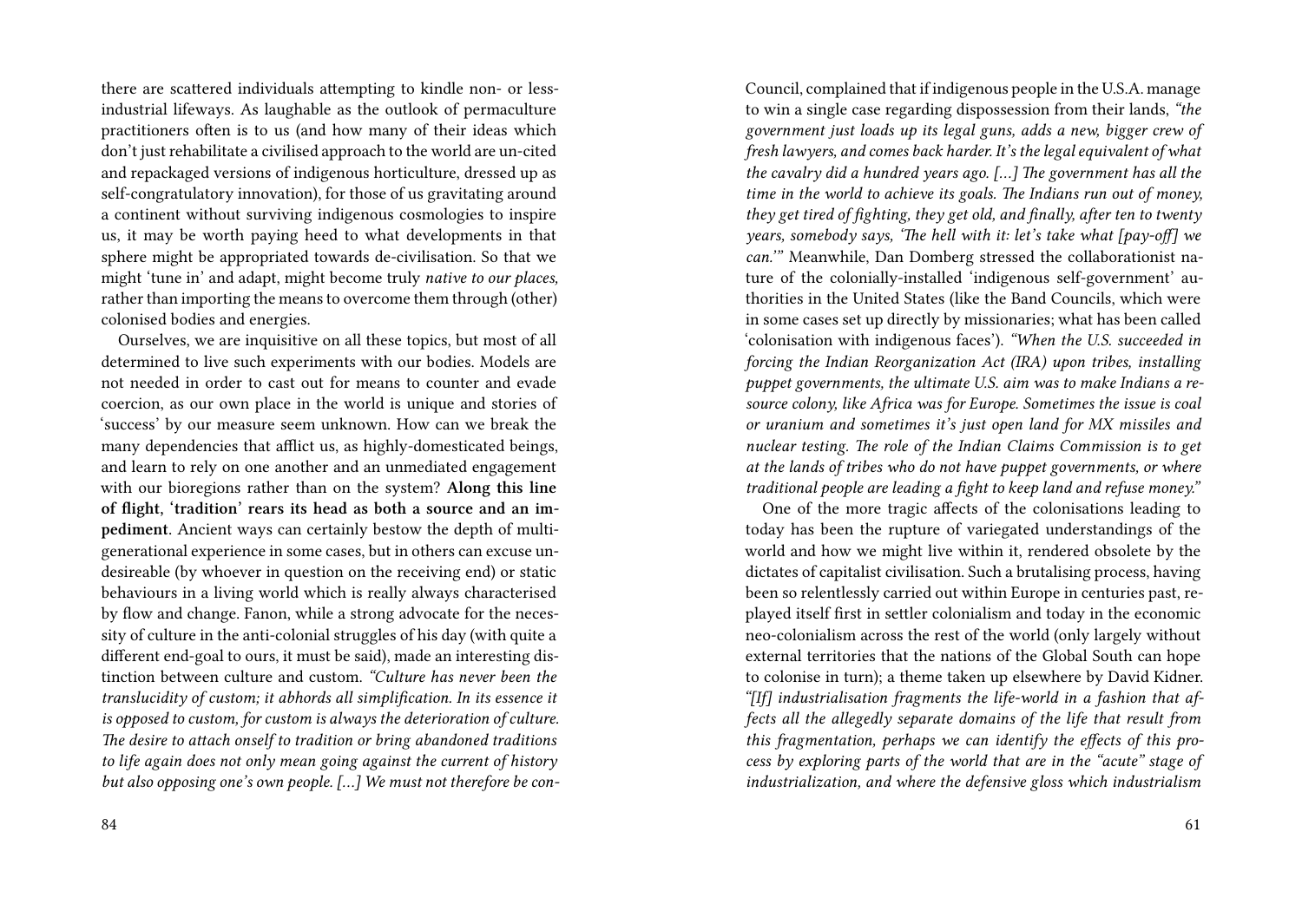there are scattered individuals attempting to kindle non- or less-industrial lifeways. As laughable as the outlook of permaculture practitioners often is to us (and how many of their ideas which don't just rehabilitate a civilised approach to the world are un-cited and repackaged versions of indigenous horticulture, dressed up as self-congratulatory innovation), for those of us gravitating around a continent without surviving indigenous cosmologies to inspire us, it may be worth paying heed to what developments in that sphere might be appropriated towards de-civilisation. So that we might 'tune in' and adapt, might become truly *native to our places,* rather than importing the means to overcome them through (other) colonised bodies and energies.

Ourselves, we are inquisitive on all these topics, but most of all determined to live such experiments with our bodies. Models are not needed in order to cast out for means to counter and evade coercion, as our own place in the world is unique and stories of 'success' by our measure seem unknown. How can we break the many dependencies that afflict us, as highly-domesticated beings, and learn to rely on one another and an unmediated engagement with our bioregions rather than on the system? **Along this line of flight, 'tradition' rears its head as both a source and an impediment**. Ancient ways can certainly bestow the depth of multi-generational experience in some cases, but in others can excuse undesireable (by whoever in question on the receiving end) or static behaviours in a living world which is really always characterised by flow and change. Fanon, while a strong advocate for the necessity of culture in the anti-colonial struggles of his day (with quite a different end-goal to ours, it must be said), made an interesting distinction between culture and custom. *"Culture has never been the translucidity of custom; it abhords all simplification. In its essence it is opposed to custom, for custom is always the deterioration of culture. The desire to attach onself to tradition or bring abandoned traditions to life again does not only mean going against the current of history but also opposing one's own people. […] We must not therefore be con-*

Council, complained that if indigenous people in the U.S.A. manage to win a single case regarding dispossession from their lands, *"the government just loads up its legal guns, adds a new, bigger crew of fresh lawyers, and comes back harder. It's the legal equivalent of what the cavalry did a hundred years ago. […] The government has all the time in the world to achieve its goals. The Indians run out of money, they get tired of fighting, they get old, and finally, after ten to twenty years, somebody says, 'The hell with it: let's take what [pay-off] we can.'"* Meanwhile, Dan Domberg stressed the collaborationist nature of the colonially-installed 'indigenous self-government' authorities in the United States (like the Band Councils, which were in some cases set up directly by missionaries; what has been called 'colonisation with indigenous faces'). *"When the U.S. succeeded in forcing the Indian Reorganization Act (IRA) upon tribes, installing puppet governments, the ultimate U.S. aim was to make Indians a resource colony, like Africa was for Europe. Sometimes the issue is coal or uranium and sometimes it's just open land for MX missiles and nuclear testing. The role of the Indian Claims Commission is to get at the lands of tribes who do not have puppet governments, or where traditional people are leading a fight to keep land and refuse money."*

One of the more tragic affects of the colonisations leading to today has been the rupture of variegated understandings of the world and how we might live within it, rendered obsolete by the dictates of capitalist civilisation. Such a brutalising process, having been so relentlessly carried out within Europe in centuries past, replayed itself first in settler colonialism and today in the economic neo-colonialism across the rest of the world (only largely without external territories that the nations of the Global South can hope to colonise in turn); a theme taken up elsewhere by David Kidner. *"[If] industrialisation fragments the life-world in a fashion that affects all the allegedly separate domains of the life that result from this fragmentation, perhaps we can identify the effects of this process by exploring parts of the world that are in the "acute" stage of industrialization, and where the defensive gloss which industrialism*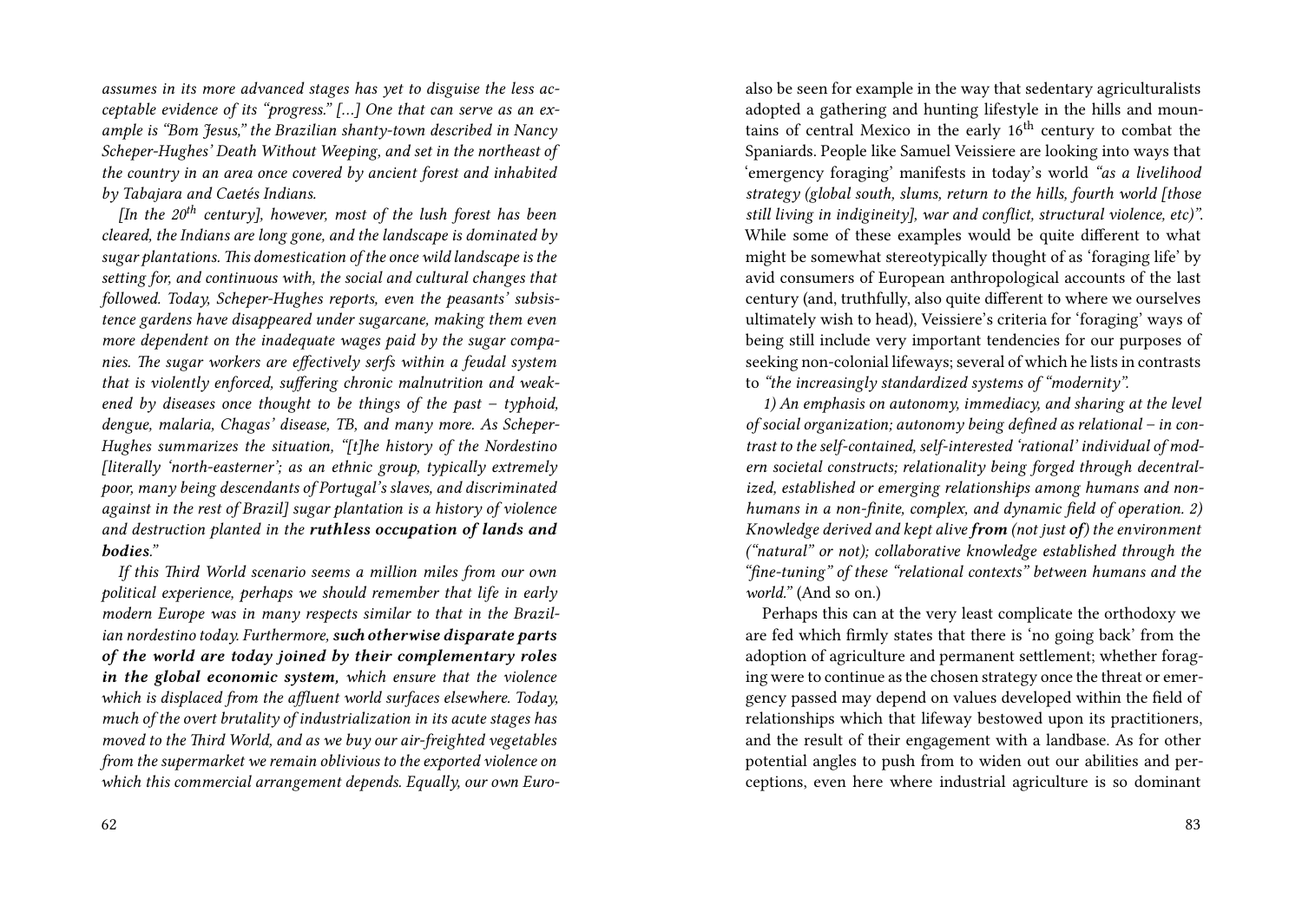*assumes in its more advanced stages has yet to disguise the less acceptable evidence of its "progress." […] One that can serve as an example is "Bom Jesus," the Brazilian shanty-town described in Nancy Scheper-Hughes' Death Without Weeping, and set in the northeast of the country in an area once covered by ancient forest and inhabited by Tabajara and Caetés Indians.*

*[In the 20$^{th}$ century], however, most of the lush forest has been cleared, the Indians are long gone, and the landscape is dominated by sugar plantations. This domestication of the once wild landscape is the setting for, and continuous with, the social and cultural changes that followed. Today, Scheper-Hughes reports, even the peasants' subsistence gardens have disappeared under sugarcane, making them even more dependent on the inadequate wages paid by the sugar companies. The sugar workers are effectively serfs within a feudal system that is violently enforced, suffering chronic malnutrition and weakened by diseases once thought to be things of the past – typhoid, dengue, malaria, Chagas' disease, TB, and many more. As Scheper-Hughes summarizes the situation, "[t]he history of the Nordestino [literally 'north-easterner'; as an ethnic group, typically extremely poor, many being descendants of Portugal's slaves, and discriminated against in the rest of Brazil] sugar plantation is a history of violence and destruction planted in the* ***ruthless occupation of lands and bodies****."*

*If this Third World scenario seems a million miles from our own political experience, perhaps we should remember that life in early modern Europe was in many respects similar to that in the Brazilian nordestino today. Furthermore,* ***such otherwise disparate parts of the world are today joined by their complementary roles in the global economic system,*** *which ensure that the violence which is displaced from the affluent world surfaces elsewhere. Today, much of the overt brutality of industrialization in its acute stages has moved to the Third World, and as we buy our air-freighted vegetables from the supermarket we remain oblivious to the exported violence on which this commercial arrangement depends. Equally, our own Euro-*

also be seen for example in the way that sedentary agriculturalists adopted a gathering and hunting lifestyle in the hills and mountains of central Mexico in the early 16$^{th}$ century to combat the Spaniards. People like Samuel Veissiere are looking into ways that 'emergency foraging' manifests in today's world *"as a livelihood strategy (global south, slums, return to the hills, fourth world [those still living in indigineity], war and conflict, structural violence, etc)"*. While some of these examples would be quite different to what might be somewhat stereotypically thought of as 'foraging life' by avid consumers of European anthropological accounts of the last century (and, truthfully, also quite different to where we ourselves ultimately wish to head), Veissiere's criteria for 'foraging' ways of being still include very important tendencies for our purposes of seeking non-colonial lifeways; several of which he lists in contrasts to *"the increasingly standardized systems of "modernity"*.

*1) An emphasis on autonomy, immediacy, and sharing at the level of social organization; autonomy being defined as relational – in contrast to the self-contained, self-interested 'rational' individual of modern societal constructs; relationality being forged through decentralized, established or emerging relationships among humans and non-humans in a non-finite, complex, and dynamic field of operation. 2) Knowledge derived and kept alive* ***from*** *(not just* ***of****) the environment ("natural" or not); collaborative knowledge established through the "fine-tuning" of these "relational contexts" between humans and the world."* (And so on.)

Perhaps this can at the very least complicate the orthodoxy we are fed which firmly states that there is 'no going back' from the adoption of agriculture and permanent settlement; whether foraging were to continue as the chosen strategy once the threat or emergency passed may depend on values developed within the field of relationships which that lifeway bestowed upon its practitioners, and the result of their engagement with a landbase. As for other potential angles to push from to widen out our abilities and perceptions, even here where industrial agriculture is so dominant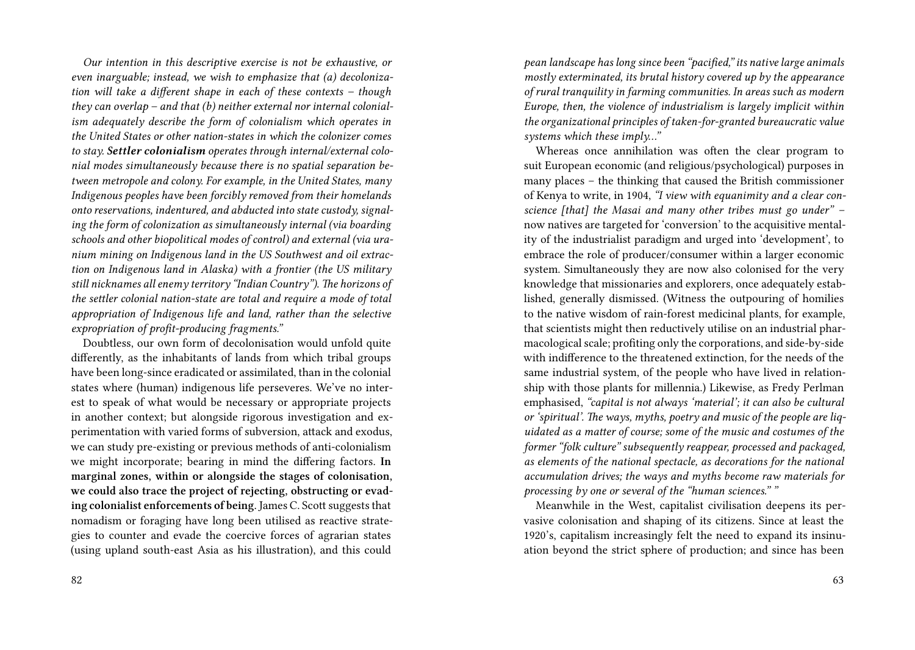*Our intention in this descriptive exercise is not be exhaustive, or even inarguable; instead, we wish to emphasize that (a) decolonization will take a different shape in each of these contexts – though they can overlap – and that (b) neither external nor internal colonialism adequately describe the form of colonialism which operates in the United States or other nation-states in which the colonizer comes to stay.* ***Settler colonialism*** *operates through internal/external colonial modes simultaneously because there is no spatial separation between metropole and colony. For example, in the United States, many Indigenous peoples have been forcibly removed from their homelands onto reservations, indentured, and abducted into state custody, signaling the form of colonization as simultaneously internal (via boarding schools and other biopolitical modes of control) and external (via uranium mining on Indigenous land in the US Southwest and oil extraction on Indigenous land in Alaska) with a frontier (the US military still nicknames all enemy territory "Indian Country"). The horizons of the settler colonial nation-state are total and require a mode of total appropriation of Indigenous life and land, rather than the selective expropriation of profit-producing fragments."*

Doubtless, our own form of decolonisation would unfold quite differently, as the inhabitants of lands from which tribal groups have been long-since eradicated or assimilated, than in the colonial states where (human) indigenous life perseveres. We've no interest to speak of what would be necessary or appropriate projects in another context; but alongside rigorous investigation and experimentation with varied forms of subversion, attack and exodus, we can study pre-existing or previous methods of anti-colonialism we might incorporate; bearing in mind the differing factors. **In marginal zones, within or alongside the stages of colonisation, we could also trace the project of rejecting, obstructing or evading colonialist enforcements of being.** James C. Scott suggests that nomadism or foraging have long been utilised as reactive strategies to counter and evade the coercive forces of agrarian states (using upland south-east Asia as his illustration), and this could

*pean landscape has long since been "pacified," its native large animals mostly exterminated, its brutal history covered up by the appearance of rural tranquility in farming communities. In areas such as modern Europe, then, the violence of industrialism is largely implicit within the organizational principles of taken-for-granted bureaucratic value systems which these imply…"*

Whereas once annihilation was often the clear program to suit European economic (and religious/psychological) purposes in many places – the thinking that caused the British commissioner of Kenya to write, in 1904, *"I view with equanimity and a clear conscience [that] the Masai and many other tribes must go under"* – now natives are targeted for 'conversion' to the acquisitive mentality of the industrialist paradigm and urged into 'development', to embrace the role of producer/consumer within a larger economic system. Simultaneously they are now also colonised for the very knowledge that missionaries and explorers, once adequately established, generally dismissed. (Witness the outpouring of homilies to the native wisdom of rain-forest medicinal plants, for example, that scientists might then reductively utilise on an industrial pharmacological scale; profiting only the corporations, and side-by-side with indifference to the threatened extinction, for the needs of the same industrial system, of the people who have lived in relationship with those plants for millennia.) Likewise, as Fredy Perlman emphasised, *"capital is not always 'material'; it can also be cultural or 'spiritual'. The ways, myths, poetry and music of the people are liquidated as a matter of course; some of the music and costumes of the former "folk culture" subsequently reappear, processed and packaged, as elements of the national spectacle, as decorations for the national accumulation drives; the ways and myths become raw materials for processing by one or several of the "human sciences." "*

Meanwhile in the West, capitalist civilisation deepens its pervasive colonisation and shaping of its citizens. Since at least the 1920's, capitalism increasingly felt the need to expand its insinuation beyond the strict sphere of production; and since has been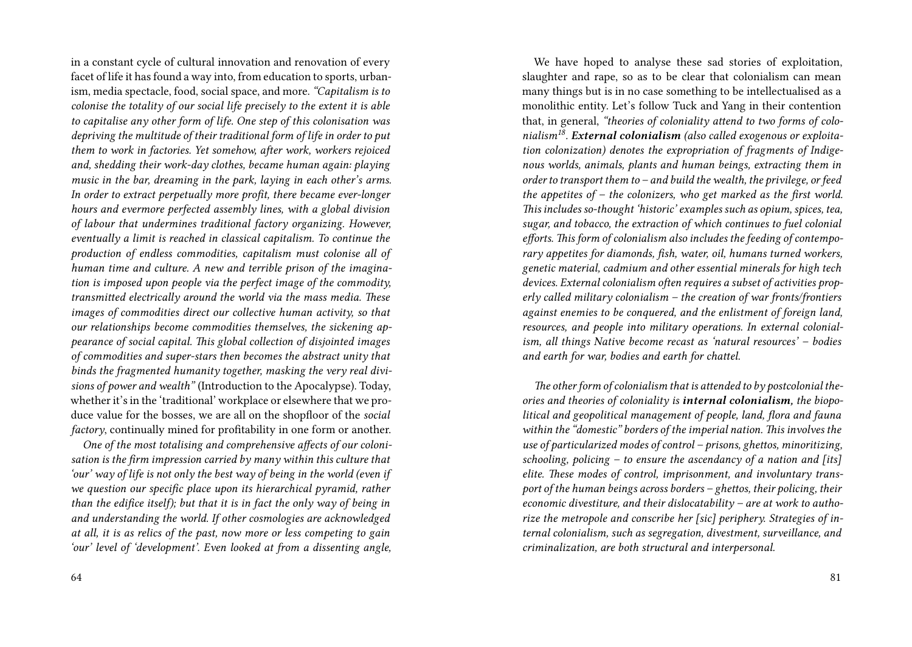in a constant cycle of cultural innovation and renovation of every facet of life it has found a way into, from education to sports, urbanism, media spectacle, food, social space, and more. *"Capitalism is to colonise the totality of our social life precisely to the extent it is able to capitalise any other form of life. One step of this colonisation was depriving the multitude of their traditional form of life in order to put them to work in factories. Yet somehow, after work, workers rejoiced and, shedding their work-day clothes, became human again: playing music in the bar, dreaming in the park, laying in each other's arms. In order to extract perpetually more profit, there became ever-longer hours and evermore perfected assembly lines, with a global division of labour that undermines traditional factory organizing. However, eventually a limit is reached in classical capitalism. To continue the production of endless commodities, capitalism must colonise all of human time and culture. A new and terrible prison of the imagination is imposed upon people via the perfect image of the commodity, transmitted electrically around the world via the mass media. These images of commodities direct our collective human activity, so that our relationships become commodities themselves, the sickening appearance of social capital. This global collection of disjointed images of commodities and super-stars then becomes the abstract unity that binds the fragmented humanity together, masking the very real divisions of power and wealth"* (Introduction to the Apocalypse). Today, whether it's in the 'traditional' workplace or elsewhere that we produce value for the bosses, we are all on the shopfloor of the *social factory*, continually mined for profitability in one form or another.

*One of the most totalising and comprehensive affects of our colonisation is the firm impression carried by many within this culture that 'our' way of life is not only the best way of being in the world (even if we question our specific place upon its hierarchical pyramid, rather than the edifice itself); but that it is in fact the only way of being in and understanding the world. If other cosmologies are acknowledged at all, it is as relics of the past, now more or less competing to gain 'our' level of 'development'. Even looked at from a dissenting angle,*

We have hoped to analyse these sad stories of exploitation, slaughter and rape, so as to be clear that colonialism can mean many things but is in no case something to be intellectualised as a monolithic entity. Let's follow Tuck and Yang in their contention that, in general, *"theories of coloniality attend to two forms of colonialism*[18]*.* ***External colonialism*** *(also called exogenous or exploitation colonization) denotes the expropriation of fragments of Indigenous worlds, animals, plants and human beings, extracting them in order to transport them to – and build the wealth, the privilege, or feed the appetites of – the colonizers, who get marked as the first world. This includes so-thought 'historic' examples such as opium, spices, tea, sugar, and tobacco, the extraction of which continues to fuel colonial efforts. This form of colonialism also includes the feeding of contemporary appetites for diamonds, fish, water, oil, humans turned workers, genetic material, cadmium and other essential minerals for high tech devices. External colonialism often requires a subset of activities properly called military colonialism – the creation of war fronts/frontiers against enemies to be conquered, and the enlistment of foreign land, resources, and people into military operations. In external colonialism, all things Native become recast as 'natural resources' – bodies and earth for war, bodies and earth for chattel.*

*The other form of colonialism that is attended to by postcolonial theories and theories of coloniality is* ***internal colonialism,*** *the biopolitical and geopolitical management of people, land, flora and fauna within the "domestic" borders of the imperial nation. This involves the use of particularized modes of control – prisons, ghettos, minoritizing, schooling, policing – to ensure the ascendancy of a nation and [its] elite. These modes of control, imprisonment, and involuntary transport of the human beings across borders – ghettos, their policing, their economic divestiture, and their dislocatability – are at work to authorize the metropole and conscribe her [sic] periphery. Strategies of internal colonialism, such as segregation, divestment, surveillance, and criminalization, are both structural and interpersonal.*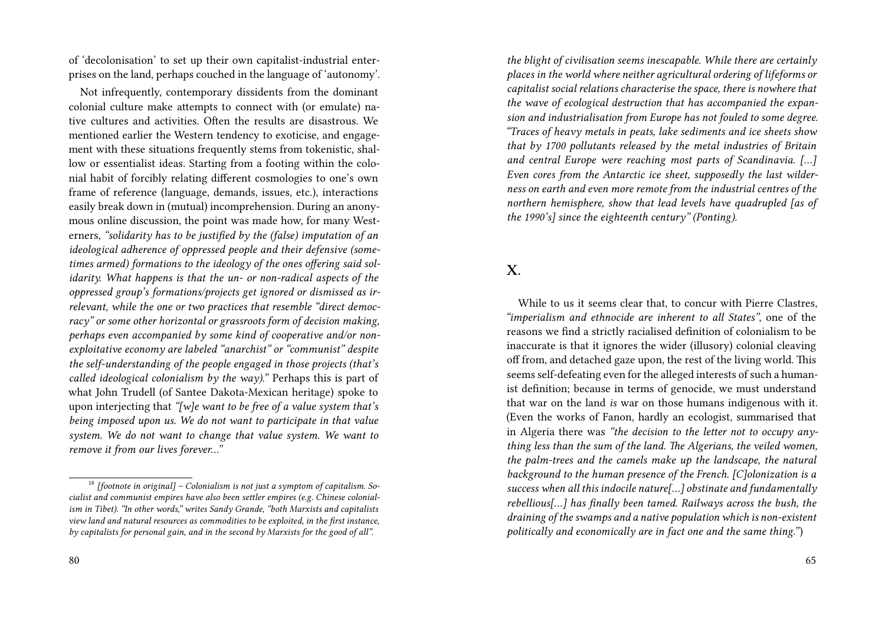of 'decolonisation' to set up their own capitalist-industrial enterprises on the land, perhaps couched in the language of 'autonomy'.

Not infrequently, contemporary dissidents from the dominant colonial culture make attempts to connect with (or emulate) native cultures and activities. Often the results are disastrous. We mentioned earlier the Western tendency to exoticise, and engagement with these situations frequently stems from tokenistic, shallow or essentialist ideas. Starting from a footing within the colonial habit of forcibly relating different cosmologies to one's own frame of reference (language, demands, issues, etc.), interactions easily break down in (mutual) incomprehension. During an anonymous online discussion, the point was made how, for many Westerners, *"solidarity has to be justified by the (false) imputation of an ideological adherence of oppressed people and their defensive (sometimes armed) formations to the ideology of the ones offering said solidarity. What happens is that the un- or non-radical aspects of the oppressed group's formations/projects get ignored or dismissed as irrelevant, while the one or two practices that resemble "direct democracy" or some other horizontal or grassroots form of decision making, perhaps even accompanied by some kind of cooperative and/or non-exploitative economy are labeled "anarchist" or "communist" despite the self-understanding of the people engaged in those projects (that's called ideological colonialism by the way)."* Perhaps this is part of what John Trudell (of Santee Dakota-Mexican heritage) spoke to upon interjecting that *"[w]e want to be free of a value system that's being imposed upon us. We do not want to participate in that value system. We do not want to change that value system. We want to remove it from our lives forever…"*

[18] *[footnote in original] – Colonialism is not just a symptom of capitalism. Socialist and communist empires have also been settler empires (e.g. Chinese colonialism in Tibet). "In other words," writes Sandy Grande, "both Marxists and capitalists view land and natural resources as commodities to be exploited, in the first instance, by capitalists for personal gain, and in the second by Marxists for the good of all".*

*the blight of civilisation seems inescapable. While there are certainly places in the world where neither agricultural ordering of lifeforms or capitalist social relations characterise the space, there is nowhere that the wave of ecological destruction that has accompanied the expansion and industrialisation from Europe has not fouled to some degree. "Traces of heavy metals in peats, lake sediments and ice sheets show that by 1700 pollutants released by the metal industries of Britain and central Europe were reaching most parts of Scandinavia. […] Even cores from the Antarctic ice sheet, supposedly the last wilderness on earth and even more remote from the industrial centres of the northern hemisphere, show that lead levels have quadrupled [as of the 1990's] since the eighteenth century" (Ponting).*

## X.

While to us it seems clear that, to concur with Pierre Clastres, *"imperialism and ethnocide are inherent to all States"*, one of the reasons we find a strictly racialised definition of colonialism to be inaccurate is that it ignores the wider (illusory) colonial cleaving off from, and detached gaze upon, the rest of the living world. This seems self-defeating even for the alleged interests of such a humanist definition; because in terms of genocide, we must understand that war on the land *is* war on those humans indigenous with it. (Even the works of Fanon, hardly an ecologist, summarised that in Algeria there was *"the decision to the letter not to occupy anything less than the sum of the land. The Algerians, the veiled women, the palm-trees and the camels make up the landscape, the natural background to the human presence of the French. [C]olonization is a success when all this indocile nature[…] obstinate and fundamentally rebellious[…] has finally been tamed. Railways across the bush, the draining of the swamps and a native population which is non-existent politically and economically are in fact one and the same thing."*)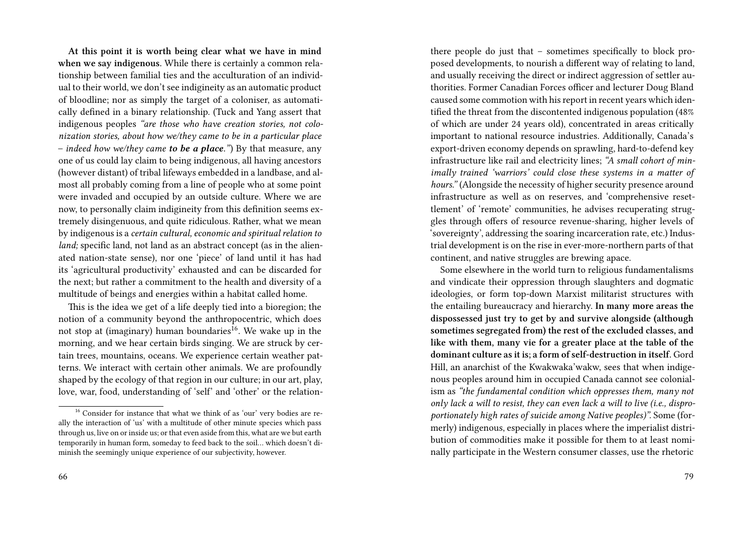**At this point it is worth being clear what we have in mind when we say indigenous.** While there is certainly a common relationship between familial ties and the acculturation of an individual to their world, we don't see indigineity as an automatic product of bloodline; nor as simply the target of a coloniser, as automatically defined in a binary relationship. (Tuck and Yang assert that indigenous peoples *"are those who have creation stories, not colonization stories, about how we/they came to be in a particular place – indeed how we/they came **to be a place**."*) By that measure, any one of us could lay claim to being indigenous, all having ancestors (however distant) of tribal lifeways embedded in a landbase, and almost all probably coming from a line of people who at some point were invaded and occupied by an outside culture. Where we are now, to personally claim indigineity from this definition seems extremely disingenuous, and quite ridiculous. Rather, what we mean by indigenous is a *certain cultural, economic and spiritual relation to land;* specific land, not land as an abstract concept (as in the alienated nation-state sense), nor one 'piece' of land until it has had its 'agricultural productivity' exhausted and can be discarded for the next; but rather a commitment to the health and diversity of a multitude of beings and energies within a habitat called home.

This is the idea we get of a life deeply tied into a bioregion; the notion of a community beyond the anthropocentric, which does not stop at (imaginary) human boundaries[16]. We wake up in the morning, and we hear certain birds singing. We are struck by certain trees, mountains, oceans. We experience certain weather patterns. We interact with certain other animals. We are profoundly shaped by the ecology of that region in our culture; in our art, play, love, war, food, understanding of 'self' and 'other' or the relation-

[16] Consider for instance that what we think of as 'our' very bodies are really the interaction of 'us' with a multitude of other minute species which pass through us, live on or inside us; or that even aside from this, what are we but earth temporarily in human form, someday to feed back to the soil… which doesn't diminish the seemingly unique experience of our subjectivity, however.

there people do just that – sometimes specifically to block proposed developments, to nourish a different way of relating to land, and usually receiving the direct or indirect aggression of settler authorities. Former Canadian Forces officer and lecturer Doug Bland caused some commotion with his report in recent years which identified the threat from the discontented indigenous population (48% of which are under 24 years old), concentrated in areas critically important to national resource industries. Additionally, Canada's export-driven economy depends on sprawling, hard-to-defend key infrastructure like rail and electricity lines; *"A small cohort of minimally trained 'warriors' could close these systems in a matter of hours."* (Alongside the necessity of higher security presence around infrastructure as well as on reserves, and 'comprehensive resettlement' of 'remote' communities, he advises recuperating struggles through offers of resource revenue-sharing, higher levels of 'sovereignty', addressing the soaring incarceration rate, etc.) Industrial development is on the rise in ever-more-northern parts of that continent, and native struggles are brewing apace.

Some elsewhere in the world turn to religious fundamentalisms and vindicate their oppression through slaughters and dogmatic ideologies, or form top-down Marxist militarist structures with the entailing bureaucracy and hierarchy. **In many more areas the dispossessed just try to get by and survive alongside (although sometimes segregated from) the rest of the excluded classes, and like with them, many vie for a greater place at the table of the dominant culture as it is; a form of self-destruction in itself.** Gord Hill, an anarchist of the Kwakwaka'wakw, sees that when indigenous peoples around him in occupied Canada cannot see colonialism as *"the fundamental condition which oppresses them, many not only lack a will to resist, they can even lack a will to live (i.e., disproportionately high rates of suicide among Native peoples)"*. Some (formerly) indigenous, especially in places where the imperialist distribution of commodities make it possible for them to at least nominally participate in the Western consumer classes, use the rhetoric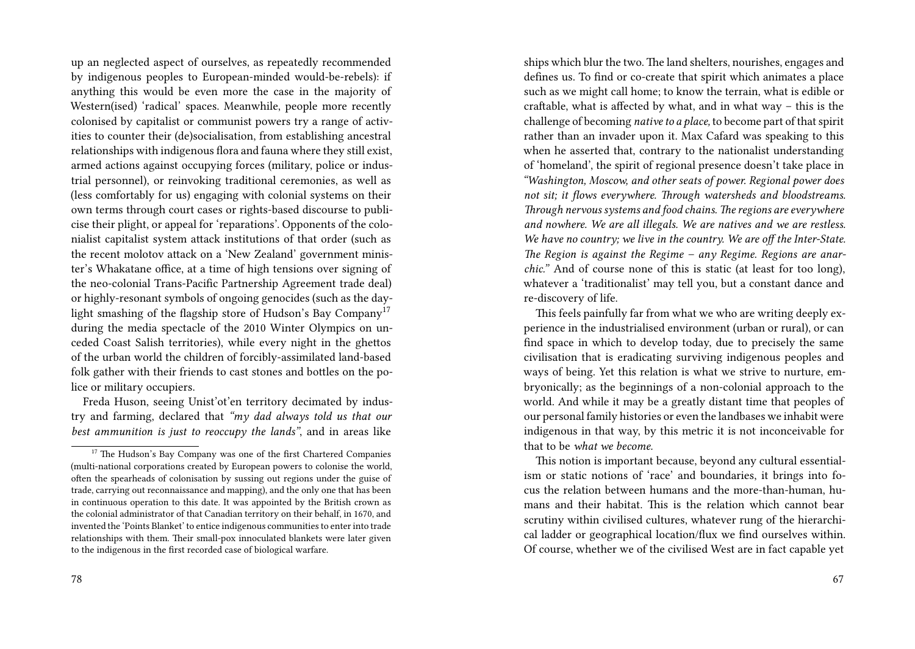up an neglected aspect of ourselves, as repeatedly recommended by indigenous peoples to European-minded would-be-rebels): if anything this would be even more the case in the majority of Western(ised) 'radical' spaces. Meanwhile, people more recently colonised by capitalist or communist powers try a range of activities to counter their (de)socialisation, from establishing ancestral relationships with indigenous flora and fauna where they still exist, armed actions against occupying forces (military, police or industrial personnel), or reinvoking traditional ceremonies, as well as (less comfortably for us) engaging with colonial systems on their own terms through court cases or rights-based discourse to publicise their plight, or appeal for 'reparations'. Opponents of the colonialist capitalist system attack institutions of that order (such as the recent molotov attack on a 'New Zealand' government minister's Whakatane office, at a time of high tensions over signing of the neo-colonial Trans-Pacific Partnership Agreement trade deal) or highly-resonant symbols of ongoing genocides (such as the daylight smashing of the flagship store of Hudson's Bay Company[17] during the media spectacle of the 2010 Winter Olympics on unceded Coast Salish territories), while every night in the ghettos of the urban world the children of forcibly-assimilated land-based folk gather with their friends to cast stones and bottles on the police or military occupiers.

Freda Huson, seeing Unist'ot'en territory decimated by industry and farming, declared that *"my dad always told us that our best ammunition is just to reoccupy the lands"*, and in areas like

[17] The Hudson's Bay Company was one of the first Chartered Companies (multi-national corporations created by European powers to colonise the world, often the spearheads of colonisation by sussing out regions under the guise of trade, carrying out reconnaissance and mapping), and the only one that has been in continuous operation to this date. It was appointed by the British crown as the colonial administrator of that Canadian territory on their behalf, in 1670, and invented the 'Points Blanket' to entice indigenous communities to enter into trade relationships with them. Their small-pox innoculated blankets were later given to the indigenous in the first recorded case of biological warfare.

ships which blur the two. The land shelters, nourishes, engages and defines us. To find or co-create that spirit which animates a place such as we might call home; to know the terrain, what is edible or craftable, what is affected by what, and in what way – this is the challenge of becoming *native to a place*, to become part of that spirit rather than an invader upon it. Max Cafard was speaking to this when he asserted that, contrary to the nationalist understanding of 'homeland', the spirit of regional presence doesn't take place in *"Washington, Moscow, and other seats of power. Regional power does not sit; it flows everywhere. Through watersheds and bloodstreams. Through nervous systems and food chains. The regions are everywhere and nowhere. We are all illegals. We are natives and we are restless. We have no country; we live in the country. We are off the Inter-State. The Region is against the Regime – any Regime. Regions are anarchic."* And of course none of this is static (at least for too long), whatever a 'traditionalist' may tell you, but a constant dance and re-discovery of life.

This feels painfully far from what we who are writing deeply experience in the industrialised environment (urban or rural), or can find space in which to develop today, due to precisely the same civilisation that is eradicating surviving indigenous peoples and ways of being. Yet this relation is what we strive to nurture, embryonically; as the beginnings of a non-colonial approach to the world. And while it may be a greatly distant time that peoples of our personal family histories or even the landbases we inhabit were indigenous in that way, by this metric it is not inconceivable for that to be *what we become.*

This notion is important because, beyond any cultural essentialism or static notions of 'race' and boundaries, it brings into focus the relation between humans and the more-than-human, humans and their habitat. This is the relation which cannot bear scrutiny within civilised cultures, whatever rung of the hierarchical ladder or geographical location/flux we find ourselves within. Of course, whether we of the civilised West are in fact capable yet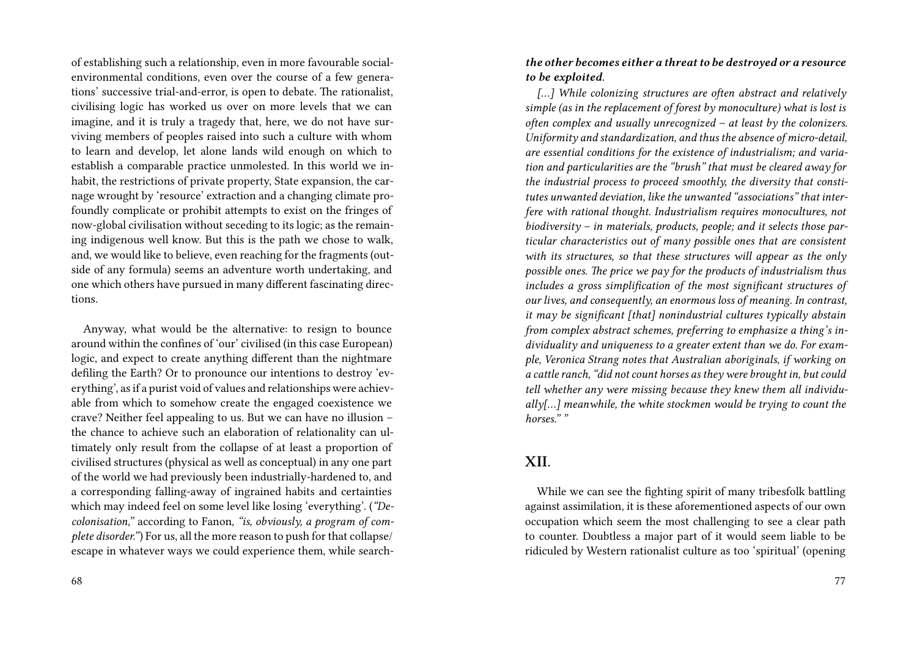of establishing such a relationship, even in more favourable social-environmental conditions, even over the course of a few generations' successive trial-and-error, is open to debate. The rationalist, civilising logic has worked us over on more levels that we can imagine, and it is truly a tragedy that, here, we do not have surviving members of peoples raised into such a culture with whom to learn and develop, let alone lands wild enough on which to establish a comparable practice unmolested. In this world we inhabit, the restrictions of private property, State expansion, the carnage wrought by 'resource' extraction and a changing climate profoundly complicate or prohibit attempts to exist on the fringes of now-global civilisation without seceding to its logic; as the remaining indigenous well know. But this is the path we chose to walk, and, we would like to believe, even reaching for the fragments (outside of any formula) seems an adventure worth undertaking, and one which others have pursued in many different fascinating directions.

Anyway, what would be the alternative: to resign to bounce around within the confines of 'our' civilised (in this case European) logic, and expect to create anything different than the nightmare defiling the Earth? Or to pronounce our intentions to destroy 'everything', as if a purist void of values and relationships were achievable from which to somehow create the engaged coexistence we crave? Neither feel appealing to us. But we can have no illusion – the chance to achieve such an elaboration of relationality can ultimately only result from the collapse of at least a proportion of civilised structures (physical as well as conceptual) in any one part of the world we had previously been industrially-hardened to, and a corresponding falling-away of ingrained habits and certainties which may indeed feel on some level like losing 'everything'. (*"Decolonisation,"* according to Fanon, *"is, obviously, a program of complete disorder."*) For us, all the more reason to push for that collapse/escape in whatever ways we could experience them, while search-

***the other becomes either a threat to be destroyed or a resource to be exploited***.

*[…] While colonizing structures are often abstract and relatively simple (as in the replacement of forest by monoculture) what is lost is often complex and usually unrecognized – at least by the colonizers. Uniformity and standardization, and thus the absence of micro-detail, are essential conditions for the existence of industrialism; and variation and particularities are the "brush" that must be cleared away for the industrial process to proceed smoothly, the diversity that constitutes unwanted deviation, like the unwanted "associations" that interfere with rational thought. Industrialism requires monocultures, not biodiversity – in materials, products, people; and it selects those particular characteristics out of many possible ones that are consistent with its structures, so that these structures will appear as the only possible ones. The price we pay for the products of industrialism thus includes a gross simplification of the most significant structures of our lives, and consequently, an enormous loss of meaning. In contrast, it may be significant [that] nonindustrial cultures typically abstain from complex abstract schemes, preferring to emphasize a thing's individuality and uniqueness to a greater extent than we do. For example, Veronica Strang notes that Australian aboriginals, if working on a cattle ranch, "did not count horses as they were brought in, but could tell whether any were missing because they knew them all individually[…] meanwhile, the white stockmen would be trying to count the horses." "*

## XII.

While we can see the fighting spirit of many tribesfolk battling against assimilation, it is these aforementioned aspects of our own occupation which seem the most challenging to see a clear path to counter. Doubtless a major part of it would seem liable to be ridiculed by Western rationalist culture as too 'spiritual' (opening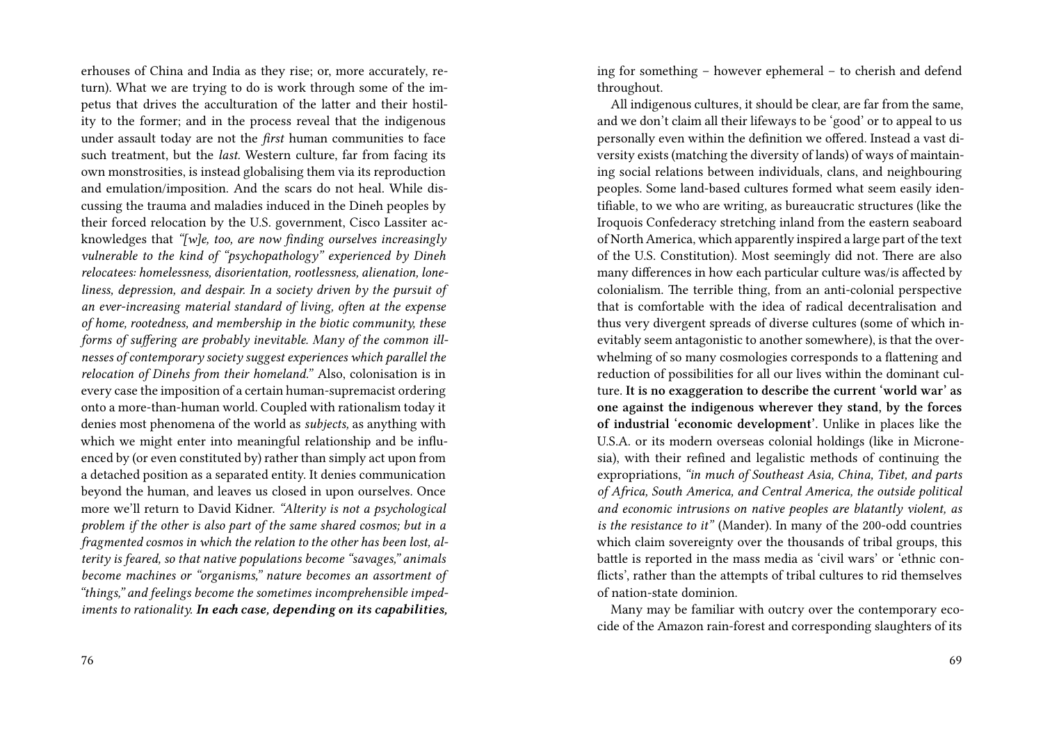erhouses of China and India as they rise; or, more accurately, return). What we are trying to do is work through some of the impetus that drives the acculturation of the latter and their hostility to the former; and in the process reveal that the indigenous under assault today are not the *first* human communities to face such treatment, but the *last.* Western culture, far from facing its own monstrosities, is instead globalising them via its reproduction and emulation/imposition. And the scars do not heal. While discussing the trauma and maladies induced in the Dineh peoples by their forced relocation by the U.S. government, Cisco Lassiter acknowledges that *"[w]e, too, are now finding ourselves increasingly vulnerable to the kind of "psychopathology" experienced by Dineh relocatees: homelessness, disorientation, rootlessness, alienation, loneliness, depression, and despair. In a society driven by the pursuit of an ever-increasing material standard of living, often at the expense of home, rootedness, and membership in the biotic community, these forms of suffering are probably inevitable. Many of the common illnesses of contemporary society suggest experiences which parallel the relocation of Dinehs from their homeland."* Also, colonisation is in every case the imposition of a certain human-supremacist ordering onto a more-than-human world. Coupled with rationalism today it denies most phenomena of the world as *subjects,* as anything with which we might enter into meaningful relationship and be influenced by (or even constituted by) rather than simply act upon from a detached position as a separated entity. It denies communication beyond the human, and leaves us closed in upon ourselves. Once more we'll return to David Kidner. *"Alterity is not a psychological problem if the other is also part of the same shared cosmos; but in a fragmented cosmos in which the relation to the other has been lost, alterity is feared, so that native populations become "savages," animals become machines or "organisms," nature becomes an assortment of "things," and feelings become the sometimes incomprehensible impediments to rationality.* ***In each case, depending on its capabilities,***

ing for something – however ephemeral – to cherish and defend throughout.

All indigenous cultures, it should be clear, are far from the same, and we don't claim all their lifeways to be 'good' or to appeal to us personally even within the definition we offered. Instead a vast diversity exists (matching the diversity of lands) of ways of maintaining social relations between individuals, clans, and neighbouring peoples. Some land-based cultures formed what seem easily identifiable, to we who are writing, as bureaucratic structures (like the Iroquois Confederacy stretching inland from the eastern seaboard of North America, which apparently inspired a large part of the text of the U.S. Constitution). Most seemingly did not. There are also many differences in how each particular culture was/is affected by colonialism. The terrible thing, from an anti-colonial perspective that is comfortable with the idea of radical decentralisation and thus very divergent spreads of diverse cultures (some of which inevitably seem antagonistic to another somewhere), is that the overwhelming of so many cosmologies corresponds to a flattening and reduction of possibilities for all our lives within the dominant culture. **It is no exaggeration to describe the current 'world war' as one against the indigenous wherever they stand, by the forces of industrial 'economic development'.** Unlike in places like the U.S.A. or its modern overseas colonial holdings (like in Micronesia), with their refined and legalistic methods of continuing the expropriations, *"in much of Southeast Asia, China, Tibet, and parts of Africa, South America, and Central America, the outside political and economic intrusions on native peoples are blatantly violent, as is the resistance to it"* (Mander). In many of the 200-odd countries which claim sovereignty over the thousands of tribal groups, this battle is reported in the mass media as 'civil wars' or 'ethnic conflicts', rather than the attempts of tribal cultures to rid themselves of nation-state dominion.

Many may be familiar with outcry over the contemporary ecocide of the Amazon rain-forest and corresponding slaughters of its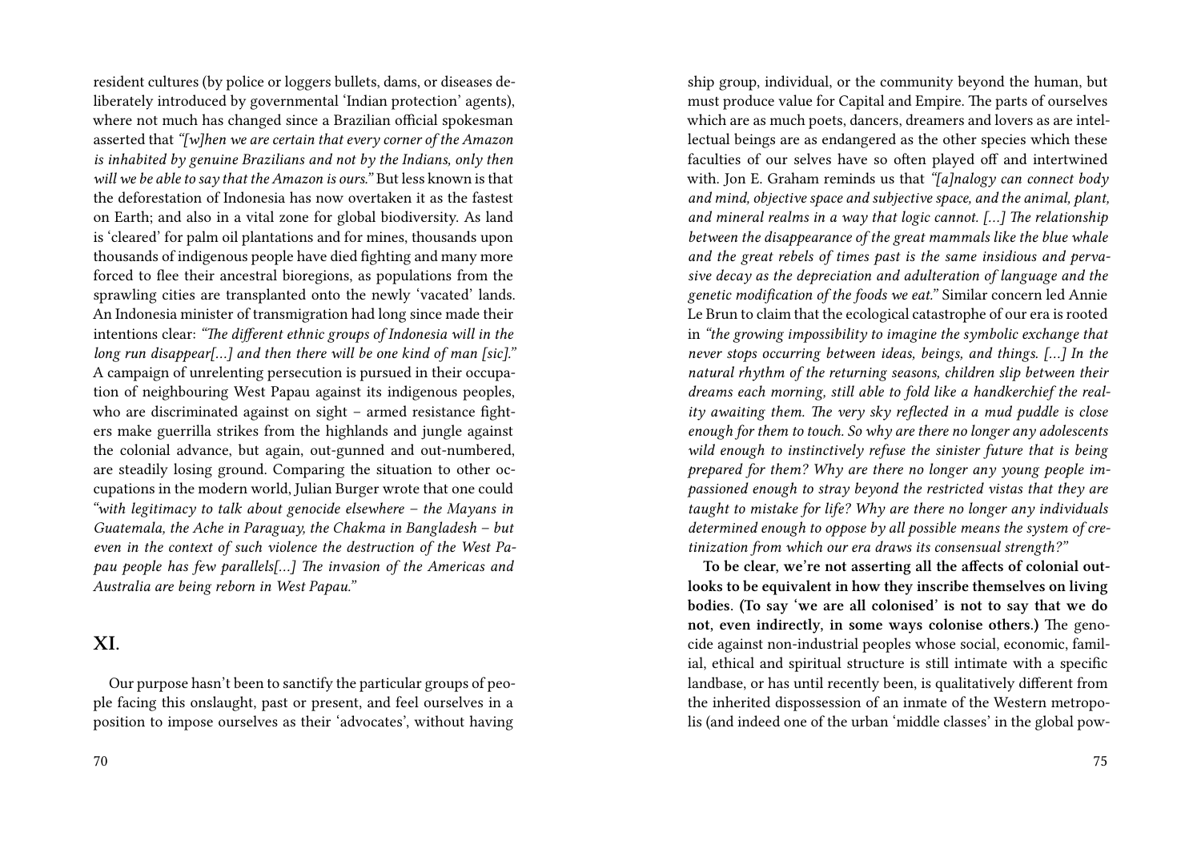resident cultures (by police or loggers bullets, dams, or diseases deliberately introduced by governmental 'Indian protection' agents), where not much has changed since a Brazilian official spokesman asserted that *"[w]hen we are certain that every corner of the Amazon is inhabited by genuine Brazilians and not by the Indians, only then will we be able to say that the Amazon is ours."* But less known is that the deforestation of Indonesia has now overtaken it as the fastest on Earth; and also in a vital zone for global biodiversity. As land is 'cleared' for palm oil plantations and for mines, thousands upon thousands of indigenous people have died fighting and many more forced to flee their ancestral bioregions, as populations from the sprawling cities are transplanted onto the newly 'vacated' lands. An Indonesia minister of transmigration had long since made their intentions clear: *"The different ethnic groups of Indonesia will in the long run disappear[...] and then there will be one kind of man [sic]."* A campaign of unrelenting persecution is pursued in their occupation of neighbouring West Papau against its indigenous peoples, who are discriminated against on sight – armed resistance fighters make guerrilla strikes from the highlands and jungle against the colonial advance, but again, out-gunned and out-numbered, are steadily losing ground. Comparing the situation to other occupations in the modern world, Julian Burger wrote that one could *"with legitimacy to talk about genocide elsewhere – the Mayans in Guatemala, the Ache in Paraguay, the Chakma in Bangladesh – but even in the context of such violence the destruction of the West Papau people has few parallels[...] The invasion of the Americas and Australia are being reborn in West Papau."*

## XI.

Our purpose hasn't been to sanctify the particular groups of people facing this onslaught, past or present, and feel ourselves in a position to impose ourselves as their 'advocates', without having

ship group, individual, or the community beyond the human, but must produce value for Capital and Empire. The parts of ourselves which are as much poets, dancers, dreamers and lovers as are intellectual beings are as endangered as the other species which these faculties of our selves have so often played off and intertwined with. Jon E. Graham reminds us that *"[a]nalogy can connect body and mind, objective space and subjective space, and the animal, plant, and mineral realms in a way that logic cannot. [...] The relationship between the disappearance of the great mammals like the blue whale and the great rebels of times past is the same insidious and pervasive decay as the depreciation and adulteration of language and the genetic modification of the foods we eat."* Similar concern led Annie Le Brun to claim that the ecological catastrophe of our era is rooted in *"the growing impossibility to imagine the symbolic exchange that never stops occurring between ideas, beings, and things. [...] In the natural rhythm of the returning seasons, children slip between their dreams each morning, still able to fold like a handkerchief the reality awaiting them. The very sky reflected in a mud puddle is close enough for them to touch. So why are there no longer any adolescents wild enough to instinctively refuse the sinister future that is being prepared for them? Why are there no longer any young people impassioned enough to stray beyond the restricted vistas that they are taught to mistake for life? Why are there no longer any individuals determined enough to oppose by all possible means the system of cretinization from which our era draws its consensual strength?"*

**To be clear, we're not asserting all the affects of colonial outlooks to be equivalent in how they inscribe themselves on living bodies. (To say 'we are all colonised' is not to say that we do not, even indirectly, in some ways colonise others.)** The genocide against non-industrial peoples whose social, economic, familial, ethical and spiritual structure is still intimate with a specific landbase, or has until recently been, is qualitatively different from the inherited dispossession of an inmate of the Western metropolis (and indeed one of the urban 'middle classes' in the global pow-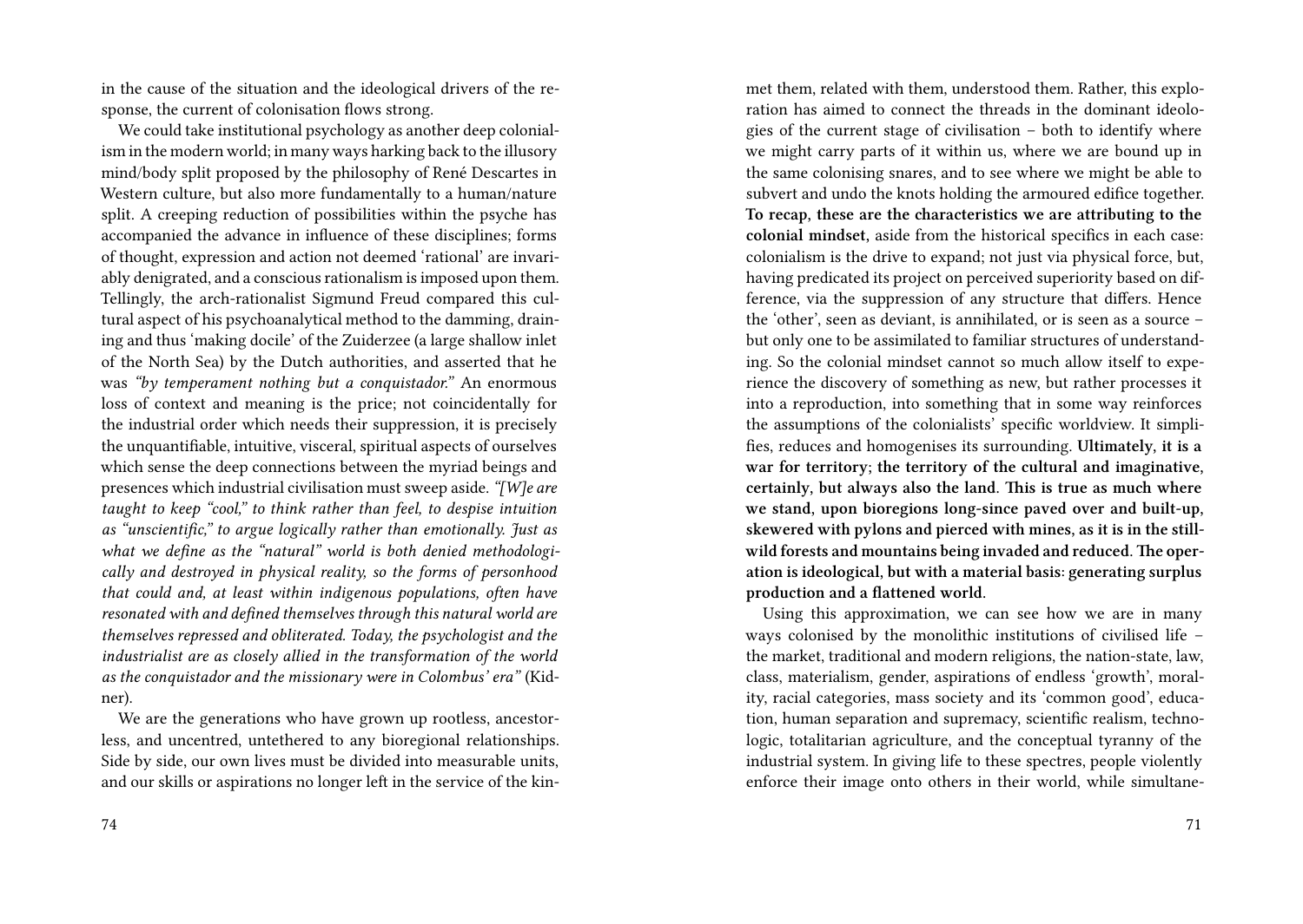in the cause of the situation and the ideological drivers of the response, the current of colonisation flows strong.

We could take institutional psychology as another deep colonialism in the modern world; in many ways harking back to the illusory mind/body split proposed by the philosophy of René Descartes in Western culture, but also more fundamentally to a human/nature split. A creeping reduction of possibilities within the psyche has accompanied the advance in influence of these disciplines; forms of thought, expression and action not deemed 'rational' are invariably denigrated, and a conscious rationalism is imposed upon them. Tellingly, the arch-rationalist Sigmund Freud compared this cultural aspect of his psychoanalytical method to the damming, draining and thus 'making docile' of the Zuiderzee (a large shallow inlet of the North Sea) by the Dutch authorities, and asserted that he was *"by temperament nothing but a conquistador."* An enormous loss of context and meaning is the price; not coincidentally for the industrial order which needs their suppression, it is precisely the unquantifiable, intuitive, visceral, spiritual aspects of ourselves which sense the deep connections between the myriad beings and presences which industrial civilisation must sweep aside. *"[W]e are taught to keep "cool," to think rather than feel, to despise intuition as "unscientific," to argue logically rather than emotionally. Just as what we define as the "natural" world is both denied methodologically and destroyed in physical reality, so the forms of personhood that could and, at least within indigenous populations, often have resonated with and defined themselves through this natural world are themselves repressed and obliterated. Today, the psychologist and the industrialist are as closely allied in the transformation of the world as the conquistador and the missionary were in Columbus' era"* (Kidner).

We are the generations who have grown up rootless, ancestorless, and uncentred, untethered to any bioregional relationships. Side by side, our own lives must be divided into measurable units, and our skills or aspirations no longer left in the service of the kin-

met them, related with them, understood them. Rather, this exploration has aimed to connect the threads in the dominant ideologies of the current stage of civilisation – both to identify where we might carry parts of it within us, where we are bound up in the same colonising snares, and to see where we might be able to subvert and undo the knots holding the armoured edifice together. **To recap, these are the characteristics we are attributing to the colonial mindset,** aside from the historical specifics in each case: colonialism is the drive to expand; not just via physical force, but, having predicated its project on perceived superiority based on difference, via the suppression of any structure that differs. Hence the 'other', seen as deviant, is annihilated, or is seen as a source – but only one to be assimilated to familiar structures of understanding. So the colonial mindset cannot so much allow itself to experience the discovery of something as new, but rather processes it into a reproduction, into something that in some way reinforces the assumptions of the colonialists' specific worldview. It simplifies, reduces and homogenises its surrounding. **Ultimately, it is a war for territory; the territory of the cultural and imaginative, certainly, but always also the land. This is true as much where we stand, upon bioregions long-since paved over and built-up, skewered with pylons and pierced with mines, as it is in the still-wild forests and mountains being invaded and reduced. The operation is ideological, but with a material basis: generating surplus production and a flattened world.**

Using this approximation, we can see how we are in many ways colonised by the monolithic institutions of civilised life – the market, traditional and modern religions, the nation-state, law, class, materialism, gender, aspirations of endless 'growth', morality, racial categories, mass society and its 'common good', education, human separation and supremacy, scientific realism, techno-logic, totalitarian agriculture, and the conceptual tyranny of the industrial system. In giving life to these spectres, people violently enforce their image onto others in their world, while simultane-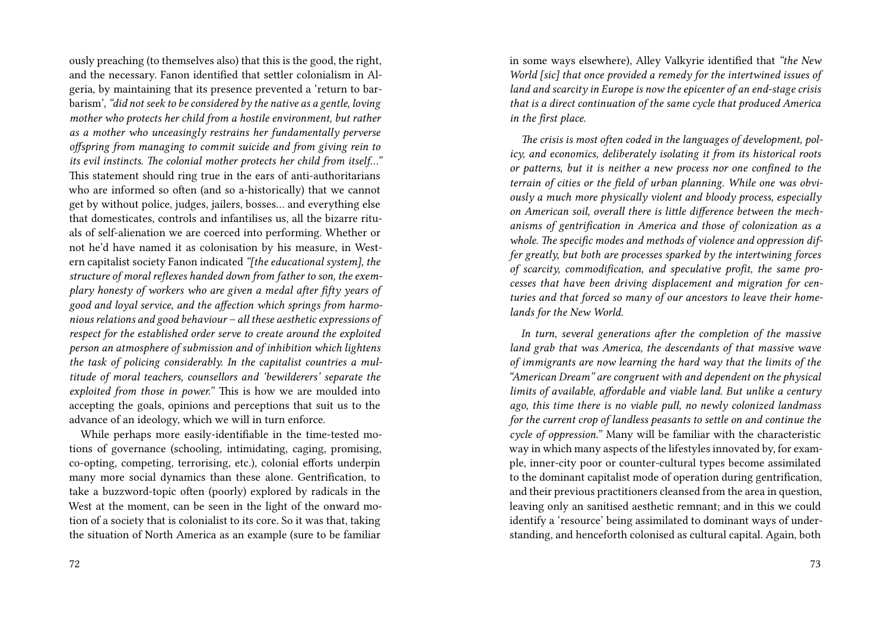ously preaching (to themselves also) that this is the good, the right, and the necessary. Fanon identified that settler colonialism in Algeria, by maintaining that its presence prevented a 'return to barbarism', *"did not seek to be considered by the native as a gentle, loving mother who protects her child from a hostile environment, but rather as a mother who unceasingly restrains her fundamentally perverse offspring from managing to commit suicide and from giving rein to its evil instincts. The colonial mother protects her child from itself…"* This statement should ring true in the ears of anti-authoritarians who are informed so often (and so a-historically) that we cannot get by without police, judges, jailers, bosses… and everything else that domesticates, controls and infantilises us, all the bizarre rituals of self-alienation we are coerced into performing. Whether or not he'd have named it as colonisation by his measure, in Western capitalist society Fanon indicated *"[the educational system], the structure of moral reflexes handed down from father to son, the exemplary honesty of workers who are given a medal after fifty years of good and loyal service, and the affection which springs from harmonious relations and good behaviour – all these aesthetic expressions of respect for the established order serve to create around the exploited person an atmosphere of submission and of inhibition which lightens the task of policing considerably. In the capitalist countries a multitude of moral teachers, counsellors and 'bewilderers' separate the exploited from those in power."* This is how we are moulded into accepting the goals, opinions and perceptions that suit us to the advance of an ideology, which we will in turn enforce.

While perhaps more easily-identifiable in the time-tested motions of governance (schooling, intimidating, caging, promising, co-opting, competing, terrorising, etc.), colonial efforts underpin many more social dynamics than these alone. Gentrification, to take a buzzword-topic often (poorly) explored by radicals in the West at the moment, can be seen in the light of the onward motion of a society that is colonialist to its core. So it was that, taking the situation of North America as an example (sure to be familiar in some ways elsewhere), Alley Valkyrie identified that *"the New World [sic] that once provided a remedy for the intertwined issues of land and scarcity in Europe is now the epicenter of an end-stage crisis that is a direct continuation of the same cycle that produced America in the first place.*

*The crisis is most often coded in the languages of development, policy, and economics, deliberately isolating it from its historical roots or patterns, but it is neither a new process nor one confined to the terrain of cities or the field of urban planning. While one was obviously a much more physically violent and bloody process, especially on American soil, overall there is little difference between the mechanisms of gentrification in America and those of colonization as a whole. The specific modes and methods of violence and oppression differ greatly, but both are processes sparked by the intertwining forces of scarcity, commodification, and speculative profit, the same processes that have been driving displacement and migration for centuries and that forced so many of our ancestors to leave their homelands for the New World.*

*In turn, several generations after the completion of the massive land grab that was America, the descendants of that massive wave of immigrants are now learning the hard way that the limits of the "American Dream" are congruent with and dependent on the physical limits of available, affordable and viable land. But unlike a century ago, this time there is no viable pull, no newly colonized landmass for the current crop of landless peasants to settle on and continue the cycle of oppression."* Many will be familiar with the characteristic way in which many aspects of the lifestyles innovated by, for example, inner-city poor or counter-cultural types become assimilated to the dominant capitalist mode of operation during gentrification, and their previous practitioners cleansed from the area in question, leaving only an sanitised aesthetic remnant; and in this we could identify a 'resource' being assimilated to dominant ways of understanding, and henceforth colonised as cultural capital. Again, both